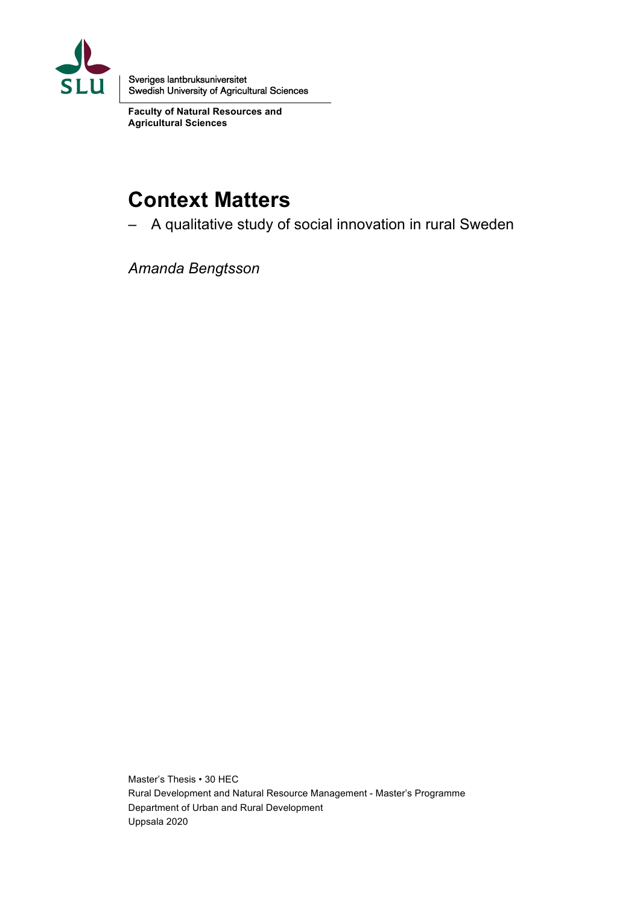Sveriges lantbruksuniversitet
Swedish University of Agricultural Sciences

**Faculty of Natural Resources and Agricultural Sciences**

# Context Matters

– A qualitative study of social innovation in rural Sweden

*Amanda Bengtsson*

Master's Thesis • 30 HEC
Rural Development and Natural Resource Management - Master's Programme
Department of Urban and Rural Development
Uppsala 2020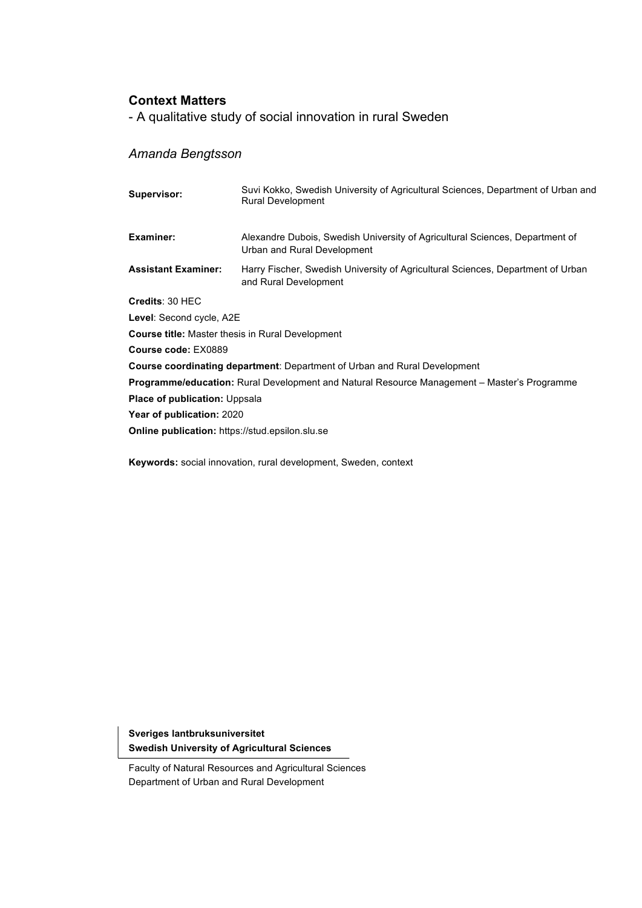**Context Matters**

- A qualitative study of social innovation in rural Sweden

*Amanda Bengtsson*

| | |
|---|---|
| **Supervisor:** | Suvi Kokko, Swedish University of Agricultural Sciences, Department of Urban and Rural Development |
| **Examiner:** | Alexandre Dubois, Swedish University of Agricultural Sciences, Department of Urban and Rural Development |
| **Assistant Examiner:** | Harry Fischer, Swedish University of Agricultural Sciences, Department of Urban and Rural Development |

**Credits**: 30 HEC

**Level**: Second cycle, A2E

**Course title:** Master thesis in Rural Development

**Course code:** EX0889

**Course coordinating department**: Department of Urban and Rural Development

**Programme/education:** Rural Development and Natural Resource Management – Master's Programme

**Place of publication:** Uppsala

**Year of publication:** 2020

**Online publication:** https://stud.epsilon.slu.se

**Keywords:** social innovation, rural development, Sweden, context

**Sveriges lantbruksuniversitet**
**Swedish University of Agricultural Sciences**

Faculty of Natural Resources and Agricultural Sciences
Department of Urban and Rural Development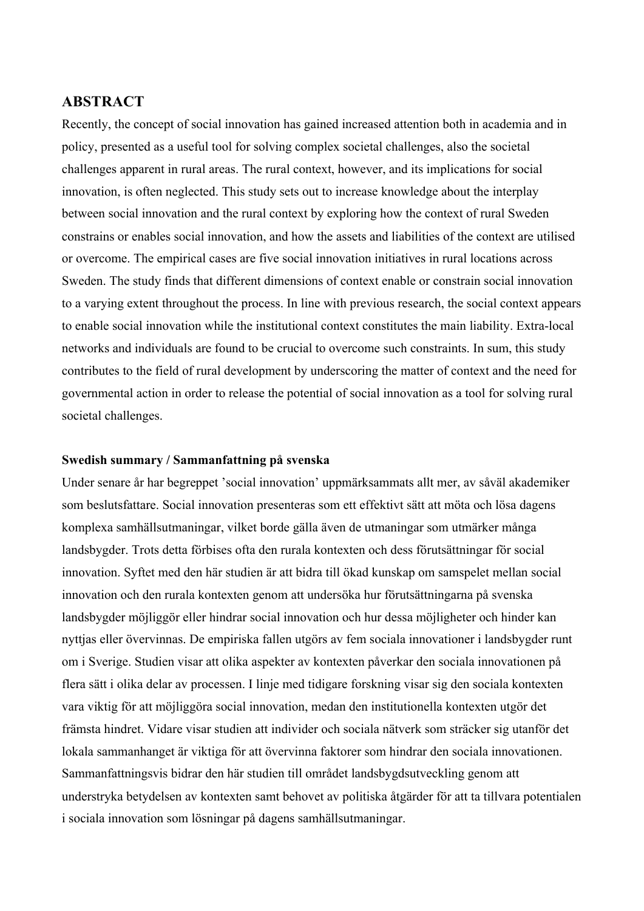## ABSTRACT

Recently, the concept of social innovation has gained increased attention both in academia and in policy, presented as a useful tool for solving complex societal challenges, also the societal challenges apparent in rural areas. The rural context, however, and its implications for social innovation, is often neglected. This study sets out to increase knowledge about the interplay between social innovation and the rural context by exploring how the context of rural Sweden constrains or enables social innovation, and how the assets and liabilities of the context are utilised or overcome. The empirical cases are five social innovation initiatives in rural locations across Sweden. The study finds that different dimensions of context enable or constrain social innovation to a varying extent throughout the process. In line with previous research, the social context appears to enable social innovation while the institutional context constitutes the main liability. Extra-local networks and individuals are found to be crucial to overcome such constraints. In sum, this study contributes to the field of rural development by underscoring the matter of context and the need for governmental action in order to release the potential of social innovation as a tool for solving rural societal challenges.

### Swedish summary / Sammanfattning på svenska

Under senare år har begreppet 'social innovation' uppmärksammats allt mer, av såväl akademiker som beslutsfattare. Social innovation presenteras som ett effektivt sätt att möta och lösa dagens komplexa samhällsutmaningar, vilket borde gälla även de utmaningar som utmärker många landsbygder. Trots detta förbises ofta den rurala kontexten och dess förutsättningar för social innovation. Syftet med den här studien är att bidra till ökad kunskap om samspelet mellan social innovation och den rurala kontexten genom att undersöka hur förutsättningarna på svenska landsbygder möjliggör eller hindrar social innovation och hur dessa möjligheter och hinder kan nyttjas eller övervinnas. De empiriska fallen utgörs av fem sociala innovationer i landsbygder runt om i Sverige. Studien visar att olika aspekter av kontexten påverkar den sociala innovationen på flera sätt i olika delar av processen. I linje med tidigare forskning visar sig den sociala kontexten vara viktig för att möjliggöra social innovation, medan den institutionella kontexten utgör det främsta hindret. Vidare visar studien att individer och sociala nätverk som sträcker sig utanför det lokala sammanhanget är viktiga för att övervinna faktorer som hindrar den sociala innovationen. Sammanfattningsvis bidrar den här studien till området landsbygdsutveckling genom att understryka betydelsen av kontexten samt behovet av politiska åtgärder för att ta tillvara potentialen i sociala innovation som lösningar på dagens samhällsutmaningar.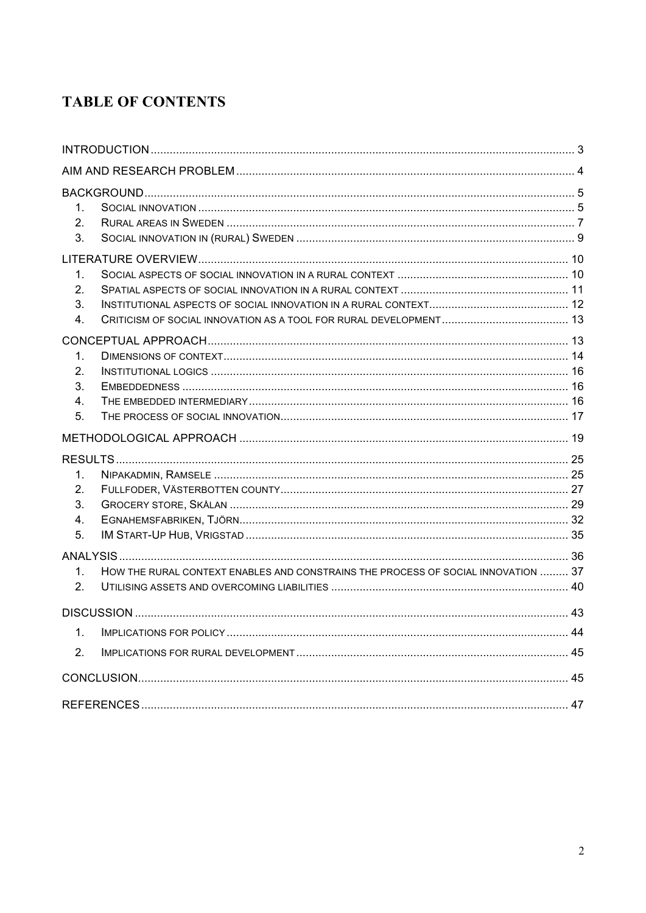# TABLE OF CONTENTS

INTRODUCTION ........................................................................................................................................ 3

AIM AND RESEARCH PROBLEM ........................................................................................................... 4

BACKGROUND ........................................................................................................................................ 5

1. SOCIAL INNOVATION ........................................................................................................................ 5
2. RURAL AREAS IN SWEDEN ................................................................................................................ 7
3. SOCIAL INNOVATION IN (RURAL) SWEDEN ......................................................................................... 9

LITERATURE OVERVIEW ....................................................................................................................... 10

1. SOCIAL ASPECTS OF SOCIAL INNOVATION IN A RURAL CONTEXT ...................................................... 10
2. SPATIAL ASPECTS OF SOCIAL INNOVATION IN A RURAL CONTEXT ..................................................... 11
3. INSTITUTIONAL ASPECTS OF SOCIAL INNOVATION IN A RURAL CONTEXT ............................................ 12
4. CRITICISM OF SOCIAL INNOVATION AS A TOOL FOR RURAL DEVELOPMENT ........................................ 13

CONCEPTUAL APPROACH ..................................................................................................................... 13

1. DIMENSIONS OF CONTEXT ............................................................................................................... 14
2. INSTITUTIONAL LOGICS .................................................................................................................... 16
3. EMBEDDEDNESS ............................................................................................................................... 16
4. THE EMBEDDED INTERMEDIARY ........................................................................................................ 16
5. THE PROCESS OF SOCIAL INNOVATION ............................................................................................. 17

METHODOLOGICAL APPROACH ............................................................................................................ 19

RESULTS ................................................................................................................................................. 25

1. NIPAKADMIN, RAMSELE .................................................................................................................... 25
2. FULLFODER, VÄSTERBOTTEN COUNTY ............................................................................................. 27
3. GROCERY STORE, SKÅLAN ............................................................................................................... 29
4. EGNAHEMSFABRIKEN, TJÖRN ........................................................................................................... 32
5. IM START-UP HUB, VRIGSTAD .......................................................................................................... 35

ANALYSIS ................................................................................................................................................ 36

1. HOW THE RURAL CONTEXT ENABLES AND CONSTRAINS THE PROCESS OF SOCIAL INNOVATION ......... 37
2. UTILISING ASSETS AND OVERCOMING LIABILITIES ............................................................................. 40

DISCUSSION ............................................................................................................................................ 43

1. IMPLICATIONS FOR POLICY ............................................................................................................... 44
2. IMPLICATIONS FOR RURAL DEVELOPMENT ......................................................................................... 45

CONCLUSION ........................................................................................................................................... 45

REFERENCES ........................................................................................................................................... 47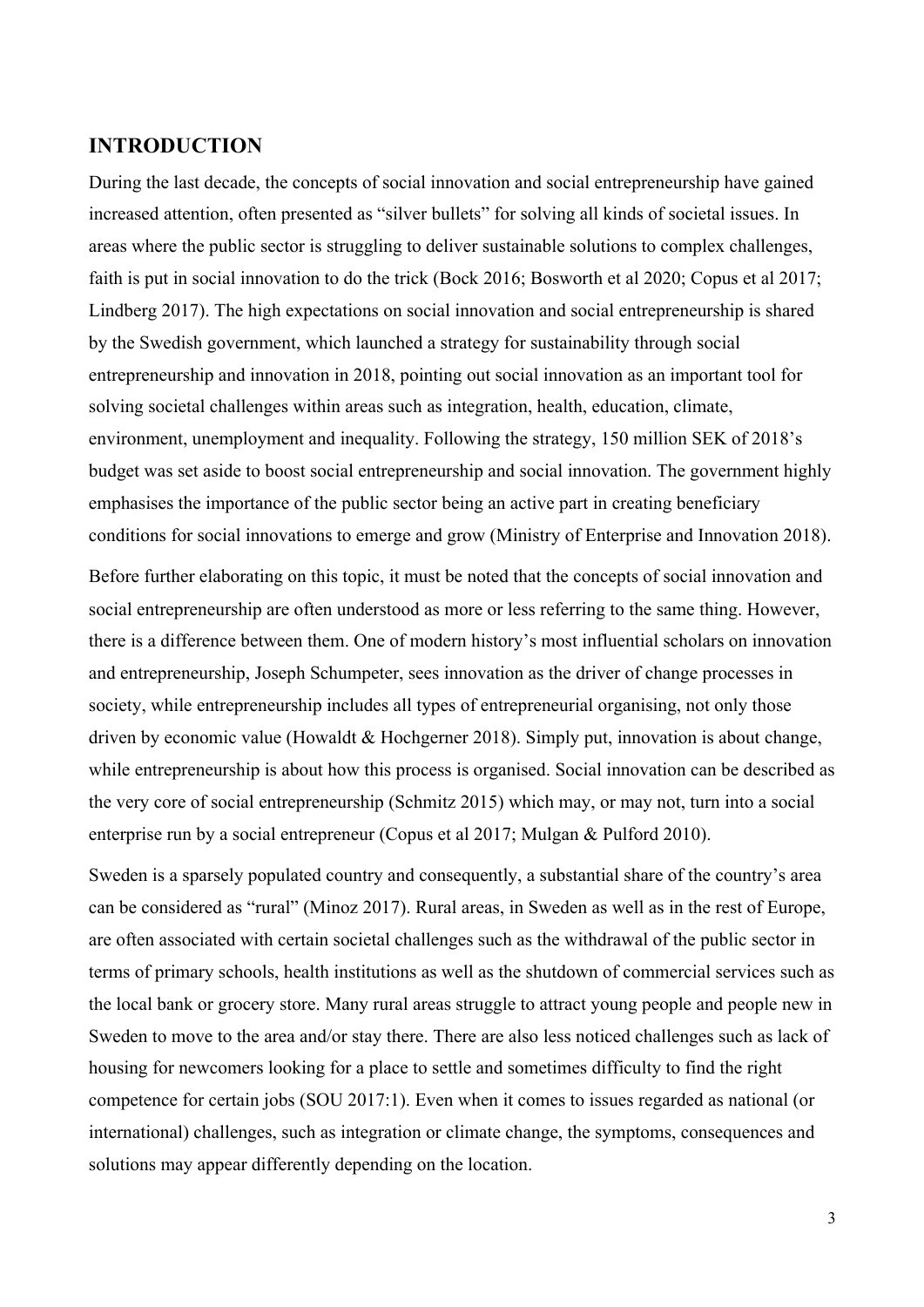# INTRODUCTION

During the last decade, the concepts of social innovation and social entrepreneurship have gained increased attention, often presented as "silver bullets" for solving all kinds of societal issues. In areas where the public sector is struggling to deliver sustainable solutions to complex challenges, faith is put in social innovation to do the trick (Bock 2016; Bosworth et al 2020; Copus et al 2017; Lindberg 2017). The high expectations on social innovation and social entrepreneurship is shared by the Swedish government, which launched a strategy for sustainability through social entrepreneurship and innovation in 2018, pointing out social innovation as an important tool for solving societal challenges within areas such as integration, health, education, climate, environment, unemployment and inequality. Following the strategy, 150 million SEK of 2018's budget was set aside to boost social entrepreneurship and social innovation. The government highly emphasises the importance of the public sector being an active part in creating beneficiary conditions for social innovations to emerge and grow (Ministry of Enterprise and Innovation 2018).

Before further elaborating on this topic, it must be noted that the concepts of social innovation and social entrepreneurship are often understood as more or less referring to the same thing. However, there is a difference between them. One of modern history's most influential scholars on innovation and entrepreneurship, Joseph Schumpeter, sees innovation as the driver of change processes in society, while entrepreneurship includes all types of entrepreneurial organising, not only those driven by economic value (Howaldt & Hochgerner 2018). Simply put, innovation is about change, while entrepreneurship is about how this process is organised. Social innovation can be described as the very core of social entrepreneurship (Schmitz 2015) which may, or may not, turn into a social enterprise run by a social entrepreneur (Copus et al 2017; Mulgan & Pulford 2010).

Sweden is a sparsely populated country and consequently, a substantial share of the country's area can be considered as "rural" (Minoz 2017). Rural areas, in Sweden as well as in the rest of Europe, are often associated with certain societal challenges such as the withdrawal of the public sector in terms of primary schools, health institutions as well as the shutdown of commercial services such as the local bank or grocery store. Many rural areas struggle to attract young people and people new in Sweden to move to the area and/or stay there. There are also less noticed challenges such as lack of housing for newcomers looking for a place to settle and sometimes difficulty to find the right competence for certain jobs (SOU 2017:1). Even when it comes to issues regarded as national (or international) challenges, such as integration or climate change, the symptoms, consequences and solutions may appear differently depending on the location.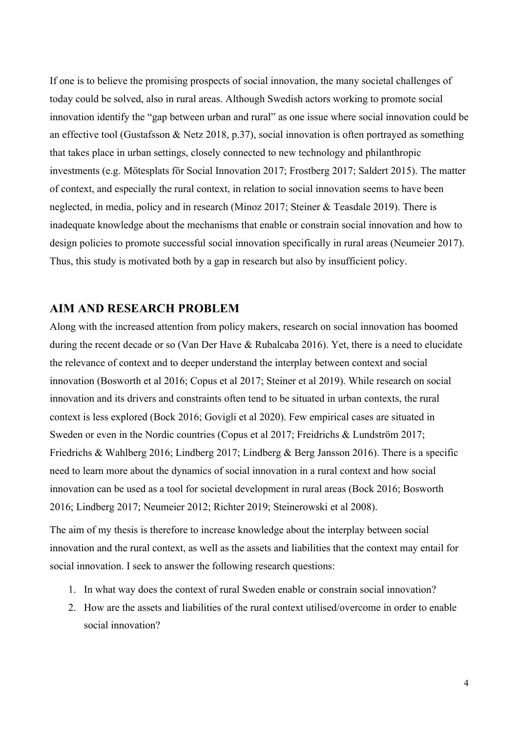If one is to believe the promising prospects of social innovation, the many societal challenges of today could be solved, also in rural areas. Although Swedish actors working to promote social innovation identify the "gap between urban and rural" as one issue where social innovation could be an effective tool (Gustafsson & Netz 2018, p.37), social innovation is often portrayed as something that takes place in urban settings, closely connected to new technology and philanthropic investments (e.g. Mötesplats för Social Innovation 2017; Frostberg 2017; Saldert 2015). The matter of context, and especially the rural context, in relation to social innovation seems to have been neglected, in media, policy and in research (Minoz 2017; Steiner & Teasdale 2019). There is inadequate knowledge about the mechanisms that enable or constrain social innovation and how to design policies to promote successful social innovation specifically in rural areas (Neumeier 2017). Thus, this study is motivated both by a gap in research but also by insufficient policy.

## AIM AND RESEARCH PROBLEM

Along with the increased attention from policy makers, research on social innovation has boomed during the recent decade or so (Van Der Have & Rubalcaba 2016). Yet, there is a need to elucidate the relevance of context and to deeper understand the interplay between context and social innovation (Bosworth et al 2016; Copus et al 2017; Steiner et al 2019). While research on social innovation and its drivers and constraints often tend to be situated in urban contexts, the rural context is less explored (Bock 2016; Govigli et al 2020). Few empirical cases are situated in Sweden or even in the Nordic countries (Copus et al 2017; Freidrichs & Lundström 2017; Friedrichs & Wahlberg 2016; Lindberg 2017; Lindberg & Berg Jansson 2016). There is a specific need to learn more about the dynamics of social innovation in a rural context and how social innovation can be used as a tool for societal development in rural areas (Bock 2016; Bosworth 2016; Lindberg 2017; Neumeier 2012; Richter 2019; Steinerowski et al 2008).

The aim of my thesis is therefore to increase knowledge about the interplay between social innovation and the rural context, as well as the assets and liabilities that the context may entail for social innovation. I seek to answer the following research questions:

1. In what way does the context of rural Sweden enable or constrain social innovation?
2. How are the assets and liabilities of the rural context utilised/overcome in order to enable social innovation?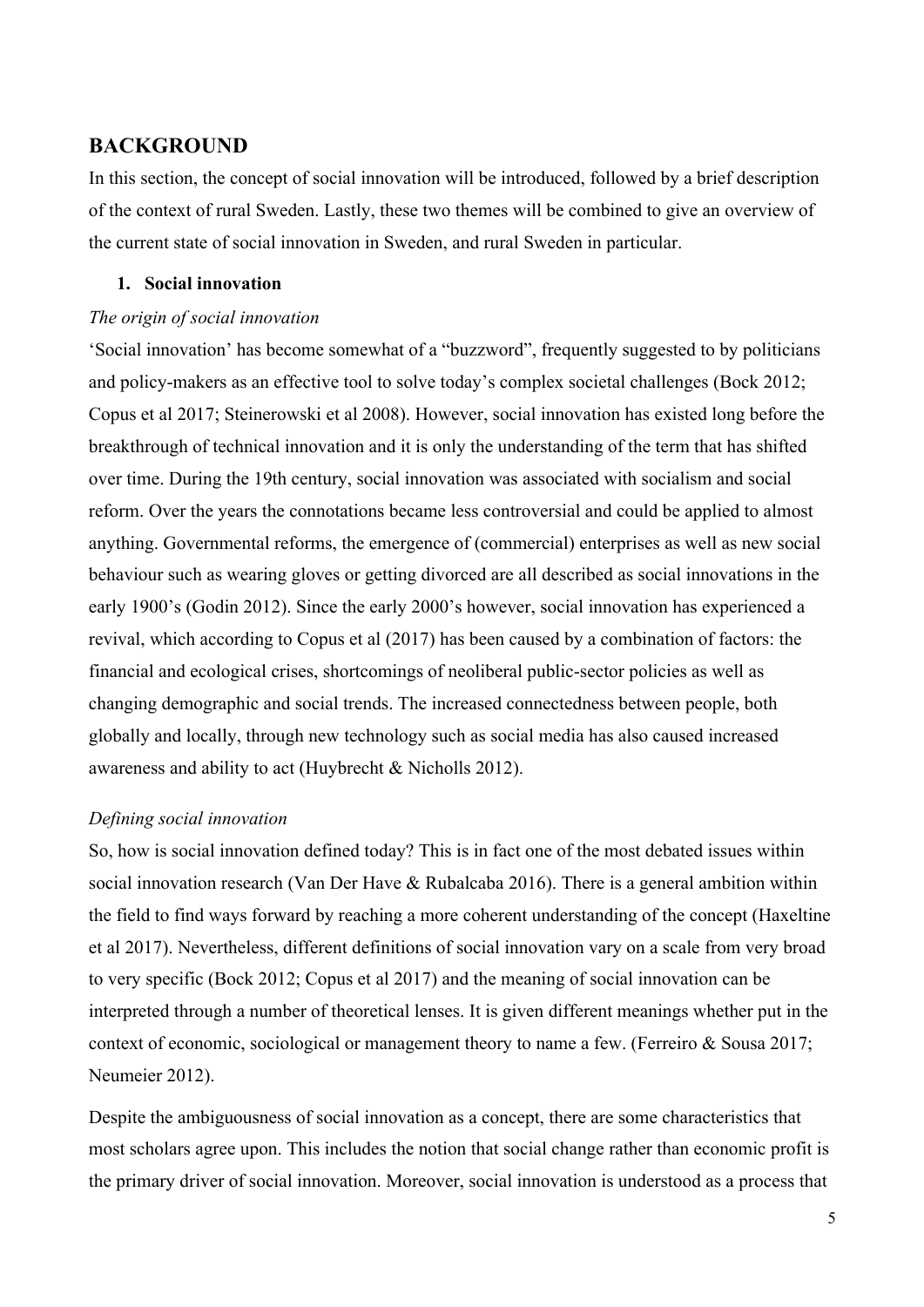## BACKGROUND

In this section, the concept of social innovation will be introduced, followed by a brief description of the context of rural Sweden. Lastly, these two themes will be combined to give an overview of the current state of social innovation in Sweden, and rural Sweden in particular.

### 1. Social innovation

*The origin of social innovation*

'Social innovation' has become somewhat of a "buzzword", frequently suggested to by politicians and policy-makers as an effective tool to solve today's complex societal challenges (Bock 2012; Copus et al 2017; Steinerowski et al 2008). However, social innovation has existed long before the breakthrough of technical innovation and it is only the understanding of the term that has shifted over time. During the 19th century, social innovation was associated with socialism and social reform. Over the years the connotations became less controversial and could be applied to almost anything. Governmental reforms, the emergence of (commercial) enterprises as well as new social behaviour such as wearing gloves or getting divorced are all described as social innovations in the early 1900's (Godin 2012). Since the early 2000's however, social innovation has experienced a revival, which according to Copus et al (2017) has been caused by a combination of factors: the financial and ecological crises, shortcomings of neoliberal public-sector policies as well as changing demographic and social trends. The increased connectedness between people, both globally and locally, through new technology such as social media has also caused increased awareness and ability to act (Huybrecht & Nicholls 2012).

*Defining social innovation*

So, how is social innovation defined today? This is in fact one of the most debated issues within social innovation research (Van Der Have & Rubalcaba 2016). There is a general ambition within the field to find ways forward by reaching a more coherent understanding of the concept (Haxeltine et al 2017). Nevertheless, different definitions of social innovation vary on a scale from very broad to very specific (Bock 2012; Copus et al 2017) and the meaning of social innovation can be interpreted through a number of theoretical lenses. It is given different meanings whether put in the context of economic, sociological or management theory to name a few. (Ferreiro & Sousa 2017; Neumeier 2012).

Despite the ambiguousness of social innovation as a concept, there are some characteristics that most scholars agree upon. This includes the notion that social change rather than economic profit is the primary driver of social innovation. Moreover, social innovation is understood as a process that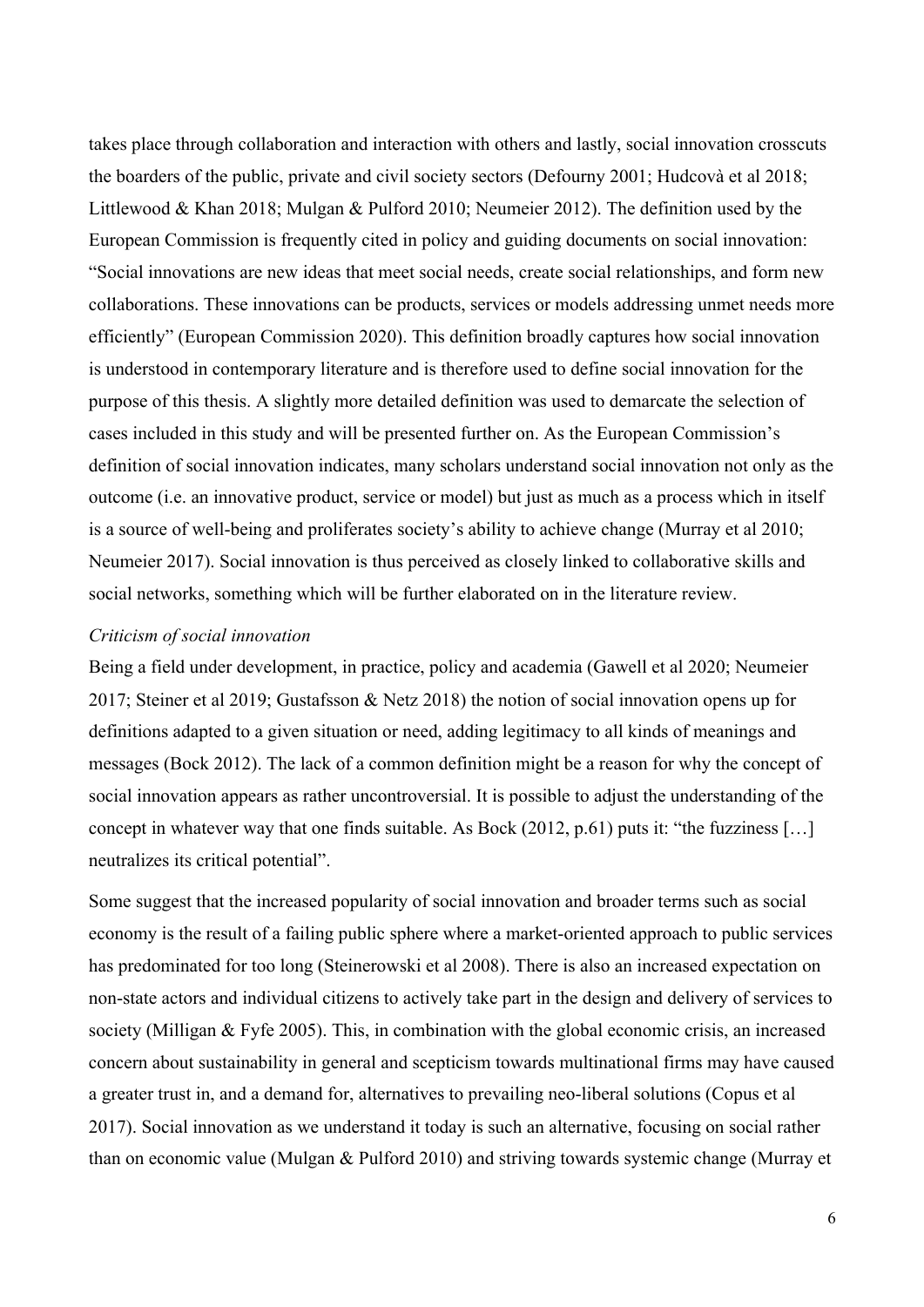takes place through collaboration and interaction with others and lastly, social innovation crosscuts the boarders of the public, private and civil society sectors (Defourny 2001; Hudcovà et al 2018; Littlewood & Khan 2018; Mulgan & Pulford 2010; Neumeier 2012). The definition used by the European Commission is frequently cited in policy and guiding documents on social innovation: "Social innovations are new ideas that meet social needs, create social relationships, and form new collaborations. These innovations can be products, services or models addressing unmet needs more efficiently" (European Commission 2020). This definition broadly captures how social innovation is understood in contemporary literature and is therefore used to define social innovation for the purpose of this thesis. A slightly more detailed definition was used to demarcate the selection of cases included in this study and will be presented further on. As the European Commission's definition of social innovation indicates, many scholars understand social innovation not only as the outcome (i.e. an innovative product, service or model) but just as much as a process which in itself is a source of well-being and proliferates society's ability to achieve change (Murray et al 2010; Neumeier 2017). Social innovation is thus perceived as closely linked to collaborative skills and social networks, something which will be further elaborated on in the literature review.

*Criticism of social innovation*

Being a field under development, in practice, policy and academia (Gawell et al 2020; Neumeier 2017; Steiner et al 2019; Gustafsson & Netz 2018) the notion of social innovation opens up for definitions adapted to a given situation or need, adding legitimacy to all kinds of meanings and messages (Bock 2012). The lack of a common definition might be a reason for why the concept of social innovation appears as rather uncontroversial. It is possible to adjust the understanding of the concept in whatever way that one finds suitable. As Bock (2012, p.61) puts it: "the fuzziness […] neutralizes its critical potential".

Some suggest that the increased popularity of social innovation and broader terms such as social economy is the result of a failing public sphere where a market-oriented approach to public services has predominated for too long (Steinerowski et al 2008). There is also an increased expectation on non-state actors and individual citizens to actively take part in the design and delivery of services to society (Milligan & Fyfe 2005). This, in combination with the global economic crisis, an increased concern about sustainability in general and scepticism towards multinational firms may have caused a greater trust in, and a demand for, alternatives to prevailing neo-liberal solutions (Copus et al 2017). Social innovation as we understand it today is such an alternative, focusing on social rather than on economic value (Mulgan & Pulford 2010) and striving towards systemic change (Murray et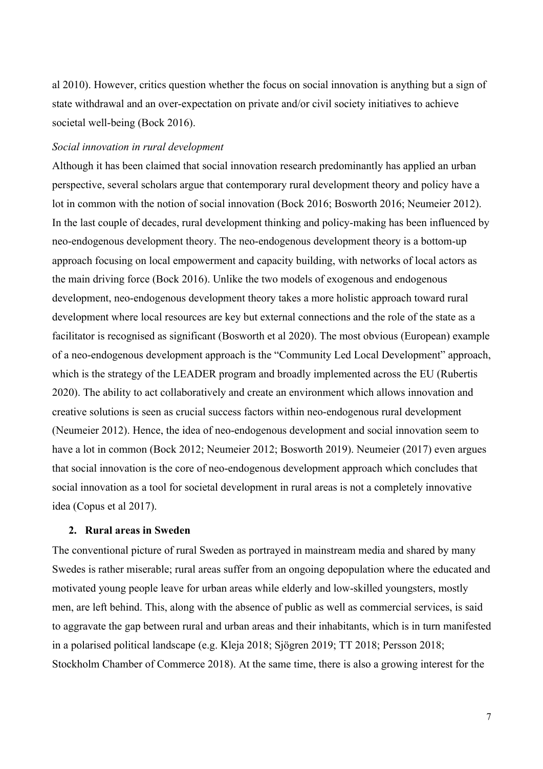al 2010). However, critics question whether the focus on social innovation is anything but a sign of state withdrawal and an over-expectation on private and/or civil society initiatives to achieve societal well-being (Bock 2016).

*Social innovation in rural development*

Although it has been claimed that social innovation research predominantly has applied an urban perspective, several scholars argue that contemporary rural development theory and policy have a lot in common with the notion of social innovation (Bock 2016; Bosworth 2016; Neumeier 2012). In the last couple of decades, rural development thinking and policy-making has been influenced by neo-endogenous development theory. The neo-endogenous development theory is a bottom-up approach focusing on local empowerment and capacity building, with networks of local actors as the main driving force (Bock 2016). Unlike the two models of exogenous and endogenous development, neo-endogenous development theory takes a more holistic approach toward rural development where local resources are key but external connections and the role of the state as a facilitator is recognised as significant (Bosworth et al 2020). The most obvious (European) example of a neo-endogenous development approach is the "Community Led Local Development" approach, which is the strategy of the LEADER program and broadly implemented across the EU (Rubertis 2020). The ability to act collaboratively and create an environment which allows innovation and creative solutions is seen as crucial success factors within neo-endogenous rural development (Neumeier 2012). Hence, the idea of neo-endogenous development and social innovation seem to have a lot in common (Bock 2012; Neumeier 2012; Bosworth 2019). Neumeier (2017) even argues that social innovation is the core of neo-endogenous development approach which concludes that social innovation as a tool for societal development in rural areas is not a completely innovative idea (Copus et al 2017).

## 2. Rural areas in Sweden

The conventional picture of rural Sweden as portrayed in mainstream media and shared by many Swedes is rather miserable; rural areas suffer from an ongoing depopulation where the educated and motivated young people leave for urban areas while elderly and low-skilled youngsters, mostly men, are left behind. This, along with the absence of public as well as commercial services, is said to aggravate the gap between rural and urban areas and their inhabitants, which is in turn manifested in a polarised political landscape (e.g. Kleja 2018; Sjögren 2019; TT 2018; Persson 2018; Stockholm Chamber of Commerce 2018). At the same time, there is also a growing interest for the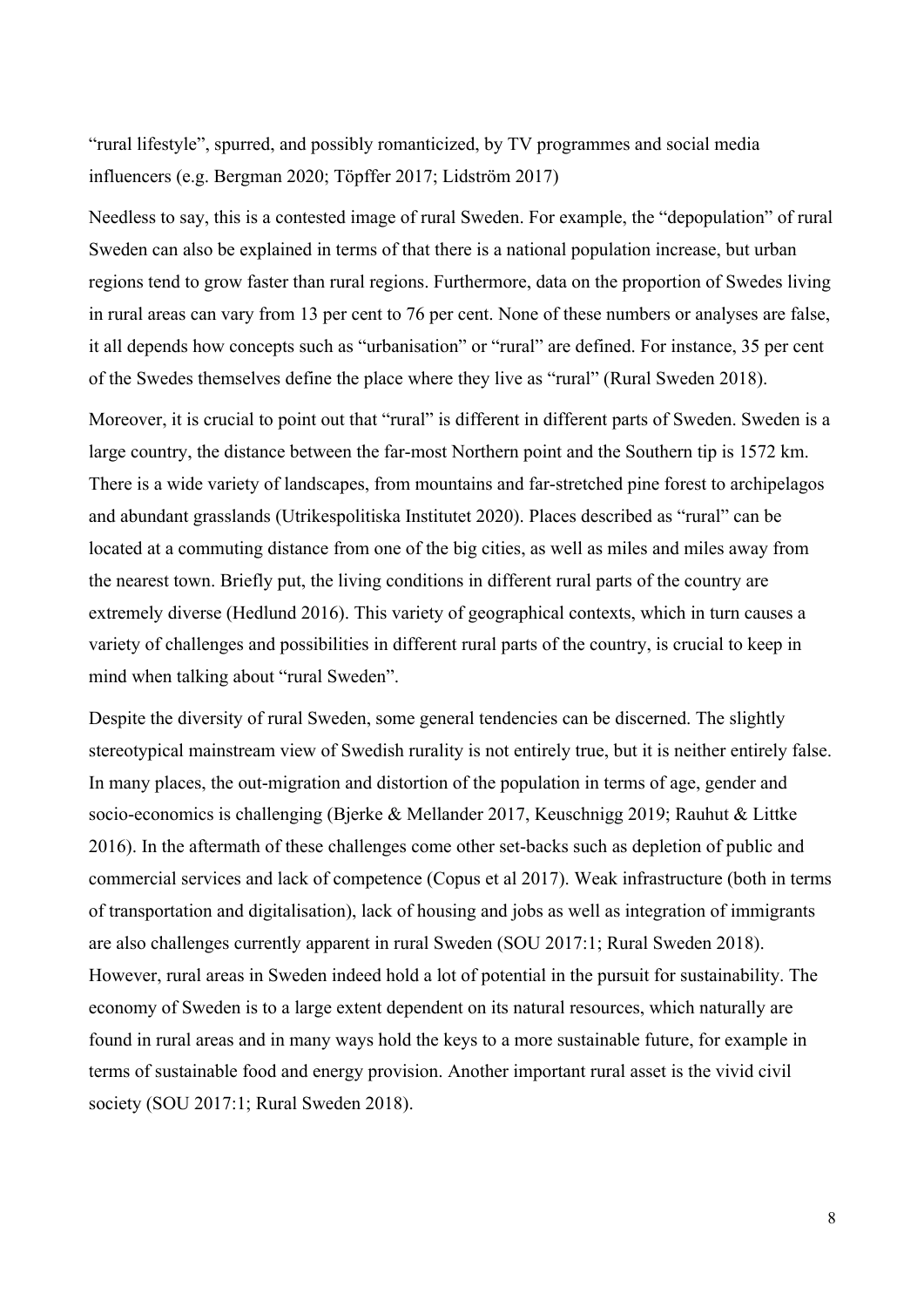"rural lifestyle", spurred, and possibly romanticized, by TV programmes and social media influencers (e.g. Bergman 2020; Töpffer 2017; Lidström 2017)

Needless to say, this is a contested image of rural Sweden. For example, the "depopulation" of rural Sweden can also be explained in terms of that there is a national population increase, but urban regions tend to grow faster than rural regions. Furthermore, data on the proportion of Swedes living in rural areas can vary from 13 per cent to 76 per cent. None of these numbers or analyses are false, it all depends how concepts such as "urbanisation" or "rural" are defined. For instance, 35 per cent of the Swedes themselves define the place where they live as "rural" (Rural Sweden 2018).

Moreover, it is crucial to point out that "rural" is different in different parts of Sweden. Sweden is a large country, the distance between the far-most Northern point and the Southern tip is 1572 km. There is a wide variety of landscapes, from mountains and far-stretched pine forest to archipelagos and abundant grasslands (Utrikespolitiska Institutet 2020). Places described as "rural" can be located at a commuting distance from one of the big cities, as well as miles and miles away from the nearest town. Briefly put, the living conditions in different rural parts of the country are extremely diverse (Hedlund 2016). This variety of geographical contexts, which in turn causes a variety of challenges and possibilities in different rural parts of the country, is crucial to keep in mind when talking about "rural Sweden".

Despite the diversity of rural Sweden, some general tendencies can be discerned. The slightly stereotypical mainstream view of Swedish rurality is not entirely true, but it is neither entirely false. In many places, the out-migration and distortion of the population in terms of age, gender and socio-economics is challenging (Bjerke & Mellander 2017, Keuschnigg 2019; Rauhut & Littke 2016). In the aftermath of these challenges come other set-backs such as depletion of public and commercial services and lack of competence (Copus et al 2017). Weak infrastructure (both in terms of transportation and digitalisation), lack of housing and jobs as well as integration of immigrants are also challenges currently apparent in rural Sweden (SOU 2017:1; Rural Sweden 2018). However, rural areas in Sweden indeed hold a lot of potential in the pursuit for sustainability. The economy of Sweden is to a large extent dependent on its natural resources, which naturally are found in rural areas and in many ways hold the keys to a more sustainable future, for example in terms of sustainable food and energy provision. Another important rural asset is the vivid civil society (SOU 2017:1; Rural Sweden 2018).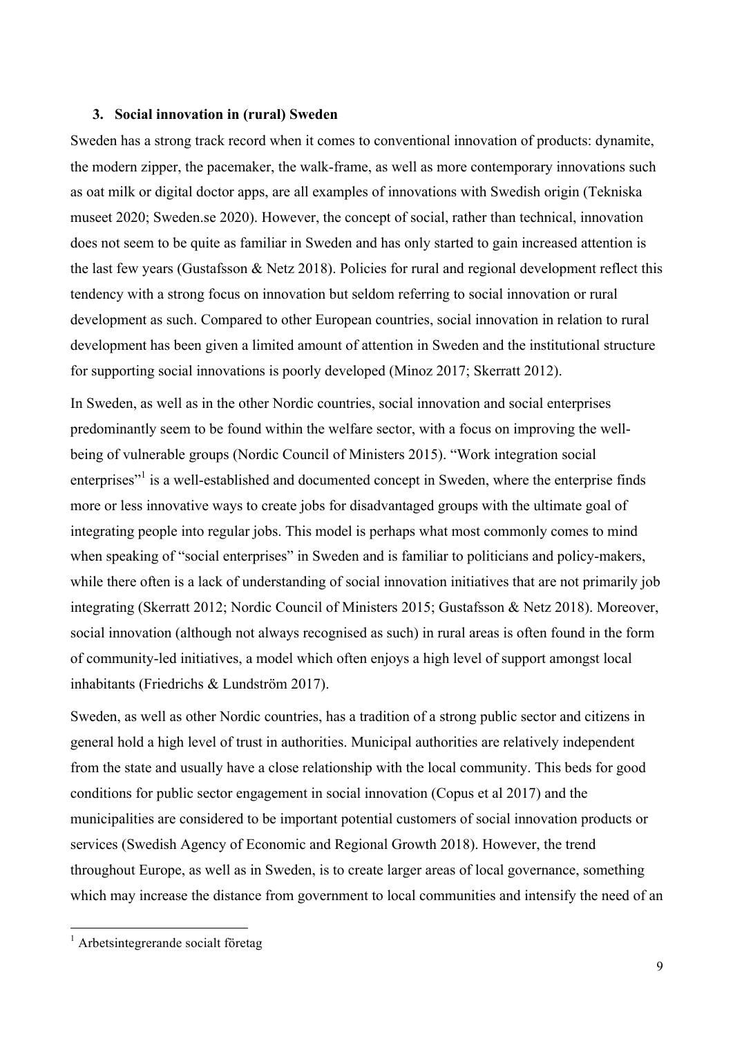### 3. Social innovation in (rural) Sweden

Sweden has a strong track record when it comes to conventional innovation of products: dynamite, the modern zipper, the pacemaker, the walk-frame, as well as more contemporary innovations such as oat milk or digital doctor apps, are all examples of innovations with Swedish origin (Tekniska museet 2020; Sweden.se 2020). However, the concept of social, rather than technical, innovation does not seem to be quite as familiar in Sweden and has only started to gain increased attention is the last few years (Gustafsson & Netz 2018). Policies for rural and regional development reflect this tendency with a strong focus on innovation but seldom referring to social innovation or rural development as such. Compared to other European countries, social innovation in relation to rural development has been given a limited amount of attention in Sweden and the institutional structure for supporting social innovations is poorly developed (Minoz 2017; Skerratt 2012).

In Sweden, as well as in the other Nordic countries, social innovation and social enterprises predominantly seem to be found within the welfare sector, with a focus on improving the well-being of vulnerable groups (Nordic Council of Ministers 2015). "Work integration social enterprises"[1] is a well-established and documented concept in Sweden, where the enterprise finds more or less innovative ways to create jobs for disadvantaged groups with the ultimate goal of integrating people into regular jobs. This model is perhaps what most commonly comes to mind when speaking of "social enterprises" in Sweden and is familiar to politicians and policy-makers, while there often is a lack of understanding of social innovation initiatives that are not primarily job integrating (Skerratt 2012; Nordic Council of Ministers 2015; Gustafsson & Netz 2018). Moreover, social innovation (although not always recognised as such) in rural areas is often found in the form of community-led initiatives, a model which often enjoys a high level of support amongst local inhabitants (Friedrichs & Lundström 2017).

Sweden, as well as other Nordic countries, has a tradition of a strong public sector and citizens in general hold a high level of trust in authorities. Municipal authorities are relatively independent from the state and usually have a close relationship with the local community. This beds for good conditions for public sector engagement in social innovation (Copus et al 2017) and the municipalities are considered to be important potential customers of social innovation products or services (Swedish Agency of Economic and Regional Growth 2018). However, the trend throughout Europe, as well as in Sweden, is to create larger areas of local governance, something which may increase the distance from government to local communities and intensify the need of an

[1] Arbetsintegrerande socialt företag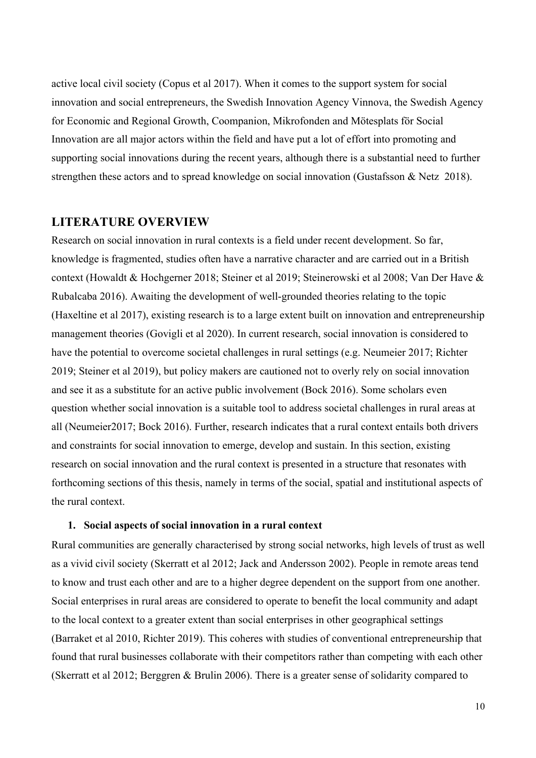active local civil society (Copus et al 2017). When it comes to the support system for social innovation and social entrepreneurs, the Swedish Innovation Agency Vinnova, the Swedish Agency for Economic and Regional Growth, Coompanion, Mikrofonden and Mötesplats för Social Innovation are all major actors within the field and have put a lot of effort into promoting and supporting social innovations during the recent years, although there is a substantial need to further strengthen these actors and to spread knowledge on social innovation (Gustafsson & Netz 2018).

## LITERATURE OVERVIEW

Research on social innovation in rural contexts is a field under recent development. So far, knowledge is fragmented, studies often have a narrative character and are carried out in a British context (Howaldt & Hochgerner 2018; Steiner et al 2019; Steinerowski et al 2008; Van Der Have & Rubalcaba 2016). Awaiting the development of well-grounded theories relating to the topic (Haxeltine et al 2017), existing research is to a large extent built on innovation and entrepreneurship management theories (Govigli et al 2020). In current research, social innovation is considered to have the potential to overcome societal challenges in rural settings (e.g. Neumeier 2017; Richter 2019; Steiner et al 2019), but policy makers are cautioned not to overly rely on social innovation and see it as a substitute for an active public involvement (Bock 2016). Some scholars even question whether social innovation is a suitable tool to address societal challenges in rural areas at all (Neumeier2017; Bock 2016). Further, research indicates that a rural context entails both drivers and constraints for social innovation to emerge, develop and sustain. In this section, existing research on social innovation and the rural context is presented in a structure that resonates with forthcoming sections of this thesis, namely in terms of the social, spatial and institutional aspects of the rural context.

### 1. Social aspects of social innovation in a rural context

Rural communities are generally characterised by strong social networks, high levels of trust as well as a vivid civil society (Skerratt et al 2012; Jack and Andersson 2002). People in remote areas tend to know and trust each other and are to a higher degree dependent on the support from one another. Social enterprises in rural areas are considered to operate to benefit the local community and adapt to the local context to a greater extent than social enterprises in other geographical settings (Barraket et al 2010, Richter 2019). This coheres with studies of conventional entrepreneurship that found that rural businesses collaborate with their competitors rather than competing with each other (Skerratt et al 2012; Berggren & Brulin 2006). There is a greater sense of solidarity compared to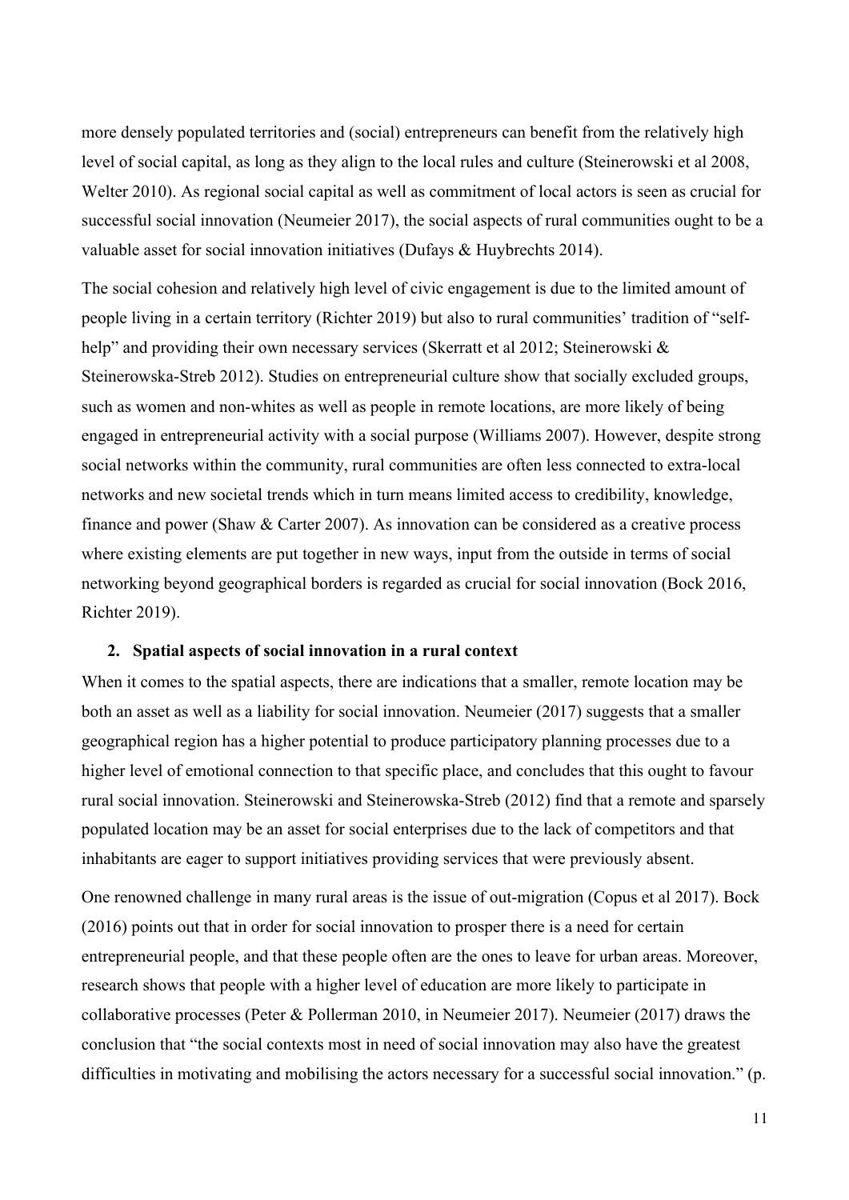more densely populated territories and (social) entrepreneurs can benefit from the relatively high level of social capital, as long as they align to the local rules and culture (Steinerowski et al 2008, Welter 2010). As regional social capital as well as commitment of local actors is seen as crucial for successful social innovation (Neumeier 2017), the social aspects of rural communities ought to be a valuable asset for social innovation initiatives (Dufays & Huybrechts 2014).

The social cohesion and relatively high level of civic engagement is due to the limited amount of people living in a certain territory (Richter 2019) but also to rural communities' tradition of "self-help" and providing their own necessary services (Skerratt et al 2012; Steinerowski & Steinerowska-Streb 2012). Studies on entrepreneurial culture show that socially excluded groups, such as women and non-whites as well as people in remote locations, are more likely of being engaged in entrepreneurial activity with a social purpose (Williams 2007). However, despite strong social networks within the community, rural communities are often less connected to extra-local networks and new societal trends which in turn means limited access to credibility, knowledge, finance and power (Shaw & Carter 2007). As innovation can be considered as a creative process where existing elements are put together in new ways, input from the outside in terms of social networking beyond geographical borders is regarded as crucial for social innovation (Bock 2016, Richter 2019).

### 2. Spatial aspects of social innovation in a rural context

When it comes to the spatial aspects, there are indications that a smaller, remote location may be both an asset as well as a liability for social innovation. Neumeier (2017) suggests that a smaller geographical region has a higher potential to produce participatory planning processes due to a higher level of emotional connection to that specific place, and concludes that this ought to favour rural social innovation. Steinerowski and Steinerowska-Streb (2012) find that a remote and sparsely populated location may be an asset for social enterprises due to the lack of competitors and that inhabitants are eager to support initiatives providing services that were previously absent.

One renowned challenge in many rural areas is the issue of out-migration (Copus et al 2017). Bock (2016) points out that in order for social innovation to prosper there is a need for certain entrepreneurial people, and that these people often are the ones to leave for urban areas. Moreover, research shows that people with a higher level of education are more likely to participate in collaborative processes (Peter & Pollerman 2010, in Neumeier 2017). Neumeier (2017) draws the conclusion that "the social contexts most in need of social innovation may also have the greatest difficulties in motivating and mobilising the actors necessary for a successful social innovation." (p.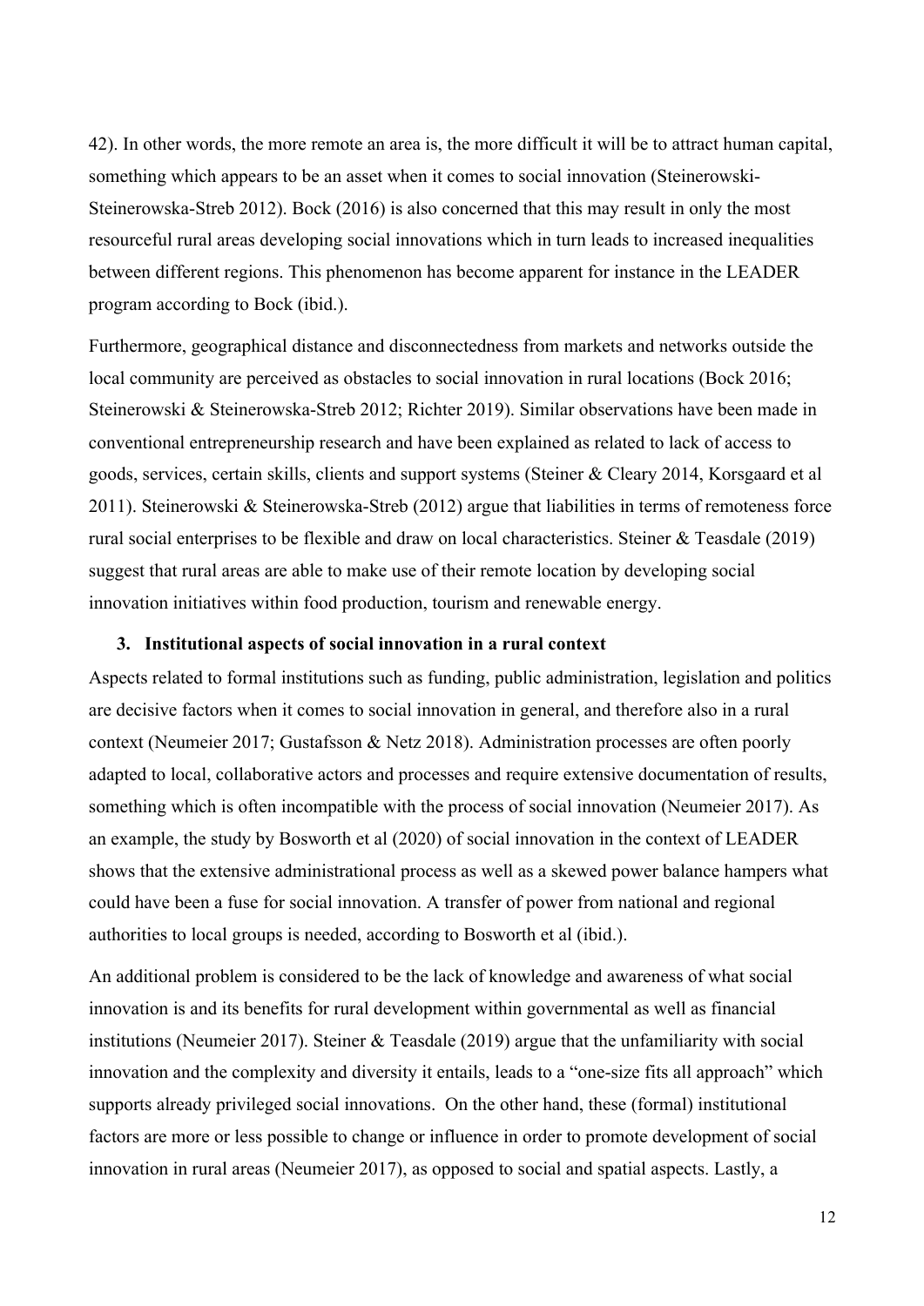42). In other words, the more remote an area is, the more difficult it will be to attract human capital, something which appears to be an asset when it comes to social innovation (Steinerowski-Steinerowska-Streb 2012). Bock (2016) is also concerned that this may result in only the most resourceful rural areas developing social innovations which in turn leads to increased inequalities between different regions. This phenomenon has become apparent for instance in the LEADER program according to Bock (ibid.).

Furthermore, geographical distance and disconnectedness from markets and networks outside the local community are perceived as obstacles to social innovation in rural locations (Bock 2016; Steinerowski & Steinerowska-Streb 2012; Richter 2019). Similar observations have been made in conventional entrepreneurship research and have been explained as related to lack of access to goods, services, certain skills, clients and support systems (Steiner & Cleary 2014, Korsgaard et al 2011). Steinerowski & Steinerowska-Streb (2012) argue that liabilities in terms of remoteness force rural social enterprises to be flexible and draw on local characteristics. Steiner & Teasdale (2019) suggest that rural areas are able to make use of their remote location by developing social innovation initiatives within food production, tourism and renewable energy.

### 3. Institutional aspects of social innovation in a rural context

Aspects related to formal institutions such as funding, public administration, legislation and politics are decisive factors when it comes to social innovation in general, and therefore also in a rural context (Neumeier 2017; Gustafsson & Netz 2018). Administration processes are often poorly adapted to local, collaborative actors and processes and require extensive documentation of results, something which is often incompatible with the process of social innovation (Neumeier 2017). As an example, the study by Bosworth et al (2020) of social innovation in the context of LEADER shows that the extensive administrational process as well as a skewed power balance hampers what could have been a fuse for social innovation. A transfer of power from national and regional authorities to local groups is needed, according to Bosworth et al (ibid.).

An additional problem is considered to be the lack of knowledge and awareness of what social innovation is and its benefits for rural development within governmental as well as financial institutions (Neumeier 2017). Steiner & Teasdale (2019) argue that the unfamiliarity with social innovation and the complexity and diversity it entails, leads to a "one-size fits all approach" which supports already privileged social innovations. On the other hand, these (formal) institutional factors are more or less possible to change or influence in order to promote development of social innovation in rural areas (Neumeier 2017), as opposed to social and spatial aspects. Lastly, a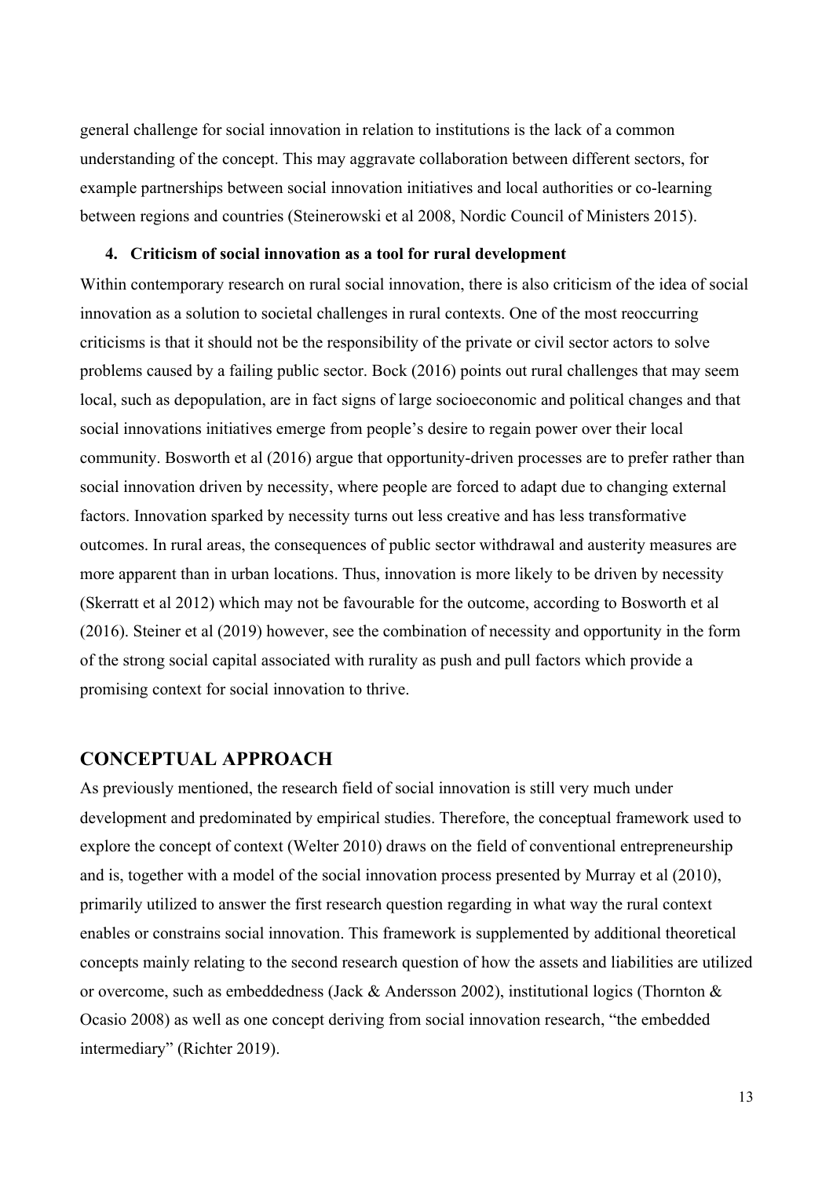general challenge for social innovation in relation to institutions is the lack of a common understanding of the concept. This may aggravate collaboration between different sectors, for example partnerships between social innovation initiatives and local authorities or co-learning between regions and countries (Steinerowski et al 2008, Nordic Council of Ministers 2015).

### 4. Criticism of social innovation as a tool for rural development

Within contemporary research on rural social innovation, there is also criticism of the idea of social innovation as a solution to societal challenges in rural contexts. One of the most reoccurring criticisms is that it should not be the responsibility of the private or civil sector actors to solve problems caused by a failing public sector. Bock (2016) points out rural challenges that may seem local, such as depopulation, are in fact signs of large socioeconomic and political changes and that social innovations initiatives emerge from people's desire to regain power over their local community. Bosworth et al (2016) argue that opportunity-driven processes are to prefer rather than social innovation driven by necessity, where people are forced to adapt due to changing external factors. Innovation sparked by necessity turns out less creative and has less transformative outcomes. In rural areas, the consequences of public sector withdrawal and austerity measures are more apparent than in urban locations. Thus, innovation is more likely to be driven by necessity (Skerratt et al 2012) which may not be favourable for the outcome, according to Bosworth et al (2016). Steiner et al (2019) however, see the combination of necessity and opportunity in the form of the strong social capital associated with rurality as push and pull factors which provide a promising context for social innovation to thrive.

## CONCEPTUAL APPROACH

As previously mentioned, the research field of social innovation is still very much under development and predominated by empirical studies. Therefore, the conceptual framework used to explore the concept of context (Welter 2010) draws on the field of conventional entrepreneurship and is, together with a model of the social innovation process presented by Murray et al (2010), primarily utilized to answer the first research question regarding in what way the rural context enables or constrains social innovation. This framework is supplemented by additional theoretical concepts mainly relating to the second research question of how the assets and liabilities are utilized or overcome, such as embeddedness (Jack & Andersson 2002), institutional logics (Thornton & Ocasio 2008) as well as one concept deriving from social innovation research, "the embedded intermediary" (Richter 2019).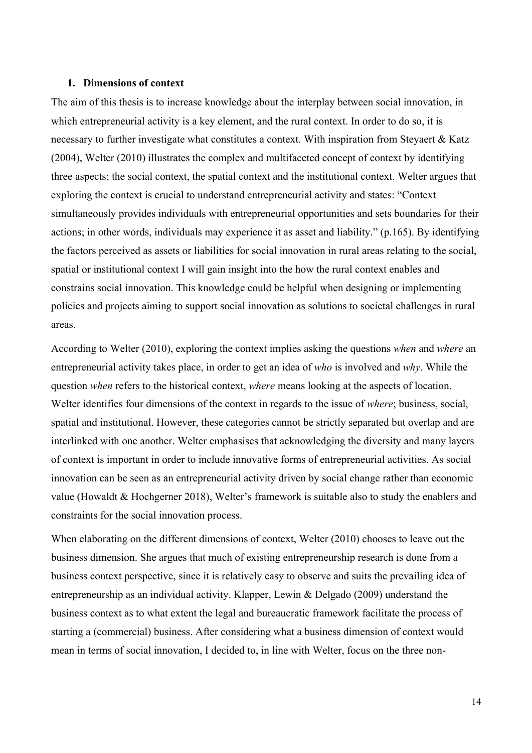## 1. Dimensions of context

The aim of this thesis is to increase knowledge about the interplay between social innovation, in which entrepreneurial activity is a key element, and the rural context. In order to do so, it is necessary to further investigate what constitutes a context. With inspiration from Steyaert & Katz (2004), Welter (2010) illustrates the complex and multifaceted concept of context by identifying three aspects; the social context, the spatial context and the institutional context. Welter argues that exploring the context is crucial to understand entrepreneurial activity and states: "Context simultaneously provides individuals with entrepreneurial opportunities and sets boundaries for their actions; in other words, individuals may experience it as asset and liability." (p.165). By identifying the factors perceived as assets or liabilities for social innovation in rural areas relating to the social, spatial or institutional context I will gain insight into the how the rural context enables and constrains social innovation. This knowledge could be helpful when designing or implementing policies and projects aiming to support social innovation as solutions to societal challenges in rural areas.

According to Welter (2010), exploring the context implies asking the questions *when* and *where* an entrepreneurial activity takes place, in order to get an idea of *who* is involved and *why*. While the question *when* refers to the historical context, *where* means looking at the aspects of location. Welter identifies four dimensions of the context in regards to the issue of *where*; business, social, spatial and institutional. However, these categories cannot be strictly separated but overlap and are interlinked with one another. Welter emphasises that acknowledging the diversity and many layers of context is important in order to include innovative forms of entrepreneurial activities. As social innovation can be seen as an entrepreneurial activity driven by social change rather than economic value (Howaldt & Hochgerner 2018), Welter's framework is suitable also to study the enablers and constraints for the social innovation process.

When elaborating on the different dimensions of context, Welter (2010) chooses to leave out the business dimension. She argues that much of existing entrepreneurship research is done from a business context perspective, since it is relatively easy to observe and suits the prevailing idea of entrepreneurship as an individual activity. Klapper, Lewin & Delgado (2009) understand the business context as to what extent the legal and bureaucratic framework facilitate the process of starting a (commercial) business. After considering what a business dimension of context would mean in terms of social innovation, I decided to, in line with Welter, focus on the three non-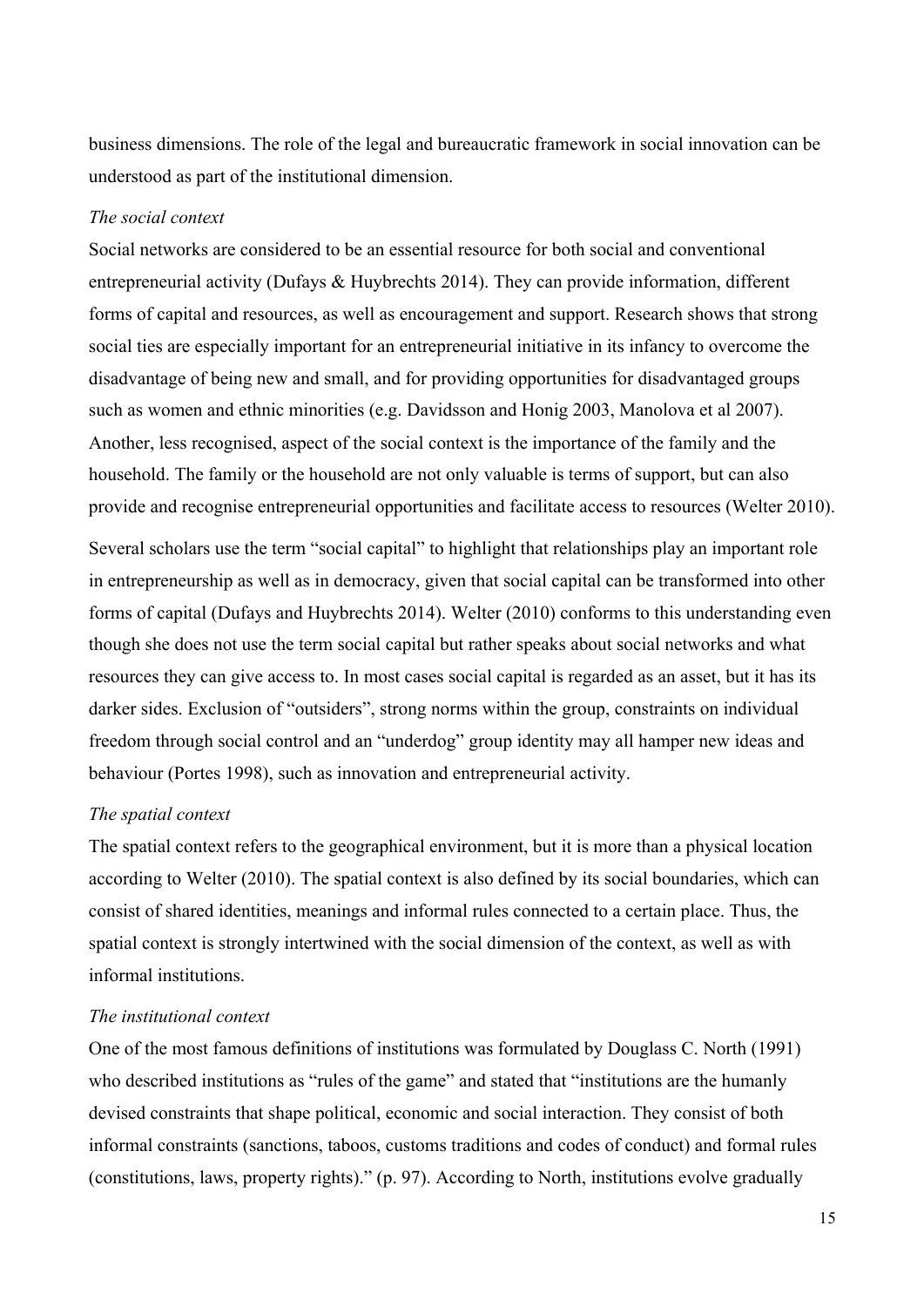business dimensions. The role of the legal and bureaucratic framework in social innovation can be understood as part of the institutional dimension.

*The social context*

Social networks are considered to be an essential resource for both social and conventional entrepreneurial activity (Dufays & Huybrechts 2014). They can provide information, different forms of capital and resources, as well as encouragement and support. Research shows that strong social ties are especially important for an entrepreneurial initiative in its infancy to overcome the disadvantage of being new and small, and for providing opportunities for disadvantaged groups such as women and ethnic minorities (e.g. Davidsson and Honig 2003, Manolova et al 2007). Another, less recognised, aspect of the social context is the importance of the family and the household. The family or the household are not only valuable is terms of support, but can also provide and recognise entrepreneurial opportunities and facilitate access to resources (Welter 2010).

Several scholars use the term "social capital" to highlight that relationships play an important role in entrepreneurship as well as in democracy, given that social capital can be transformed into other forms of capital (Dufays and Huybrechts 2014). Welter (2010) conforms to this understanding even though she does not use the term social capital but rather speaks about social networks and what resources they can give access to. In most cases social capital is regarded as an asset, but it has its darker sides. Exclusion of "outsiders", strong norms within the group, constraints on individual freedom through social control and an "underdog" group identity may all hamper new ideas and behaviour (Portes 1998), such as innovation and entrepreneurial activity.

*The spatial context*

The spatial context refers to the geographical environment, but it is more than a physical location according to Welter (2010). The spatial context is also defined by its social boundaries, which can consist of shared identities, meanings and informal rules connected to a certain place. Thus, the spatial context is strongly intertwined with the social dimension of the context, as well as with informal institutions.

*The institutional context*

One of the most famous definitions of institutions was formulated by Douglass C. North (1991) who described institutions as "rules of the game" and stated that "institutions are the humanly devised constraints that shape political, economic and social interaction. They consist of both informal constraints (sanctions, taboos, customs traditions and codes of conduct) and formal rules (constitutions, laws, property rights)." (p. 97). According to North, institutions evolve gradually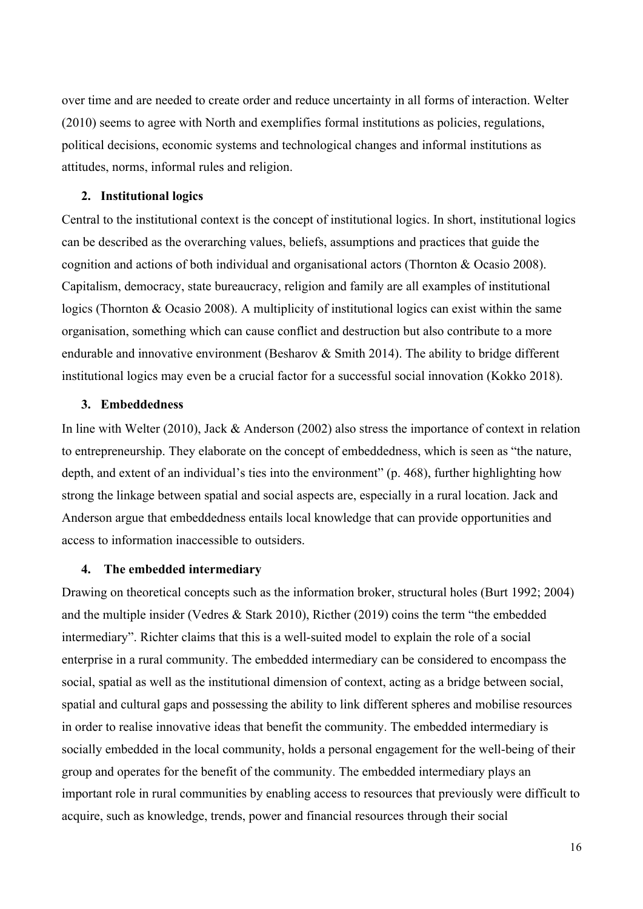over time and are needed to create order and reduce uncertainty in all forms of interaction. Welter (2010) seems to agree with North and exemplifies formal institutions as policies, regulations, political decisions, economic systems and technological changes and informal institutions as attitudes, norms, informal rules and religion.

### 2. Institutional logics

Central to the institutional context is the concept of institutional logics. In short, institutional logics can be described as the overarching values, beliefs, assumptions and practices that guide the cognition and actions of both individual and organisational actors (Thornton & Ocasio 2008). Capitalism, democracy, state bureaucracy, religion and family are all examples of institutional logics (Thornton & Ocasio 2008). A multiplicity of institutional logics can exist within the same organisation, something which can cause conflict and destruction but also contribute to a more endurable and innovative environment (Besharov & Smith 2014). The ability to bridge different institutional logics may even be a crucial factor for a successful social innovation (Kokko 2018).

### 3. Embeddedness

In line with Welter (2010), Jack & Anderson (2002) also stress the importance of context in relation to entrepreneurship. They elaborate on the concept of embeddedness, which is seen as "the nature, depth, and extent of an individual's ties into the environment" (p. 468), further highlighting how strong the linkage between spatial and social aspects are, especially in a rural location. Jack and Anderson argue that embeddedness entails local knowledge that can provide opportunities and access to information inaccessible to outsiders.

### 4. The embedded intermediary

Drawing on theoretical concepts such as the information broker, structural holes (Burt 1992; 2004) and the multiple insider (Vedres & Stark 2010), Ricther (2019) coins the term "the embedded intermediary". Richter claims that this is a well-suited model to explain the role of a social enterprise in a rural community. The embedded intermediary can be considered to encompass the social, spatial as well as the institutional dimension of context, acting as a bridge between social, spatial and cultural gaps and possessing the ability to link different spheres and mobilise resources in order to realise innovative ideas that benefit the community. The embedded intermediary is socially embedded in the local community, holds a personal engagement for the well-being of their group and operates for the benefit of the community. The embedded intermediary plays an important role in rural communities by enabling access to resources that previously were difficult to acquire, such as knowledge, trends, power and financial resources through their social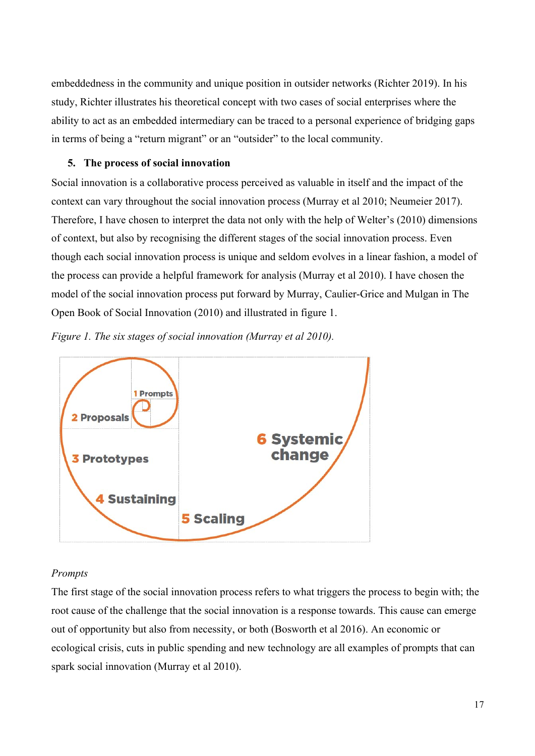embeddedness in the community and unique position in outsider networks (Richter 2019). In his study, Richter illustrates his theoretical concept with two cases of social enterprises where the ability to act as an embedded intermediary can be traced to a personal experience of bridging gaps in terms of being a "return migrant" or an "outsider" to the local community.

## 5. The process of social innovation

Social innovation is a collaborative process perceived as valuable in itself and the impact of the context can vary throughout the social innovation process (Murray et al 2010; Neumeier 2017). Therefore, I have chosen to interpret the data not only with the help of Welter's (2010) dimensions of context, but also by recognising the different stages of the social innovation process. Even though each social innovation process is unique and seldom evolves in a linear fashion, a model of the process can provide a helpful framework for analysis (Murray et al 2010). I have chosen the model of the social innovation process put forward by Murray, Caulier-Grice and Mulgan in The Open Book of Social Innovation (2010) and illustrated in figure 1.

*Figure 1. The six stages of social innovation (Murray et al 2010).*

1 Prompts
2 Proposals
3 Prototypes
4 Sustaining
5 Scaling
6 Systemic change

*Prompts*

The first stage of the social innovation process refers to what triggers the process to begin with; the root cause of the challenge that the social innovation is a response towards. This cause can emerge out of opportunity but also from necessity, or both (Bosworth et al 2016). An economic or ecological crisis, cuts in public spending and new technology are all examples of prompts that can spark social innovation (Murray et al 2010).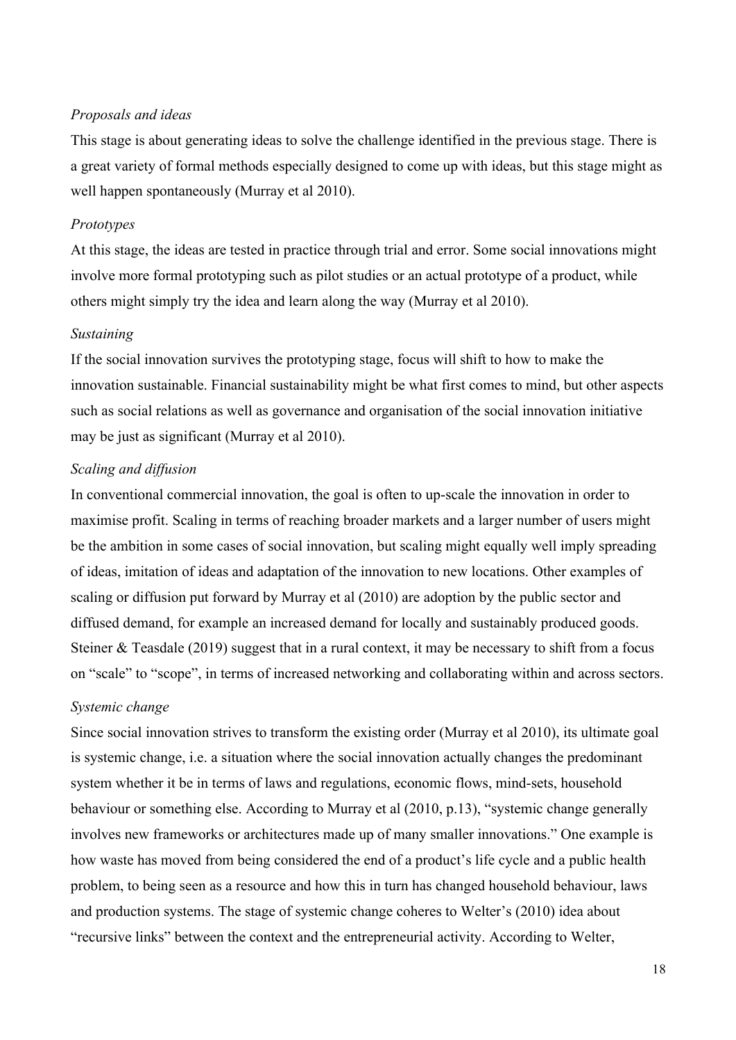*Proposals and ideas*

This stage is about generating ideas to solve the challenge identified in the previous stage. There is a great variety of formal methods especially designed to come up with ideas, but this stage might as well happen spontaneously (Murray et al 2010).

*Prototypes*

At this stage, the ideas are tested in practice through trial and error. Some social innovations might involve more formal prototyping such as pilot studies or an actual prototype of a product, while others might simply try the idea and learn along the way (Murray et al 2010).

*Sustaining*

If the social innovation survives the prototyping stage, focus will shift to how to make the innovation sustainable. Financial sustainability might be what first comes to mind, but other aspects such as social relations as well as governance and organisation of the social innovation initiative may be just as significant (Murray et al 2010).

*Scaling and diffusion*

In conventional commercial innovation, the goal is often to up-scale the innovation in order to maximise profit. Scaling in terms of reaching broader markets and a larger number of users might be the ambition in some cases of social innovation, but scaling might equally well imply spreading of ideas, imitation of ideas and adaptation of the innovation to new locations. Other examples of scaling or diffusion put forward by Murray et al (2010) are adoption by the public sector and diffused demand, for example an increased demand for locally and sustainably produced goods. Steiner & Teasdale (2019) suggest that in a rural context, it may be necessary to shift from a focus on "scale" to "scope", in terms of increased networking and collaborating within and across sectors.

*Systemic change*

Since social innovation strives to transform the existing order (Murray et al 2010), its ultimate goal is systemic change, i.e. a situation where the social innovation actually changes the predominant system whether it be in terms of laws and regulations, economic flows, mind-sets, household behaviour or something else. According to Murray et al (2010, p.13), "systemic change generally involves new frameworks or architectures made up of many smaller innovations." One example is how waste has moved from being considered the end of a product's life cycle and a public health problem, to being seen as a resource and how this in turn has changed household behaviour, laws and production systems. The stage of systemic change coheres to Welter's (2010) idea about "recursive links" between the context and the entrepreneurial activity. According to Welter,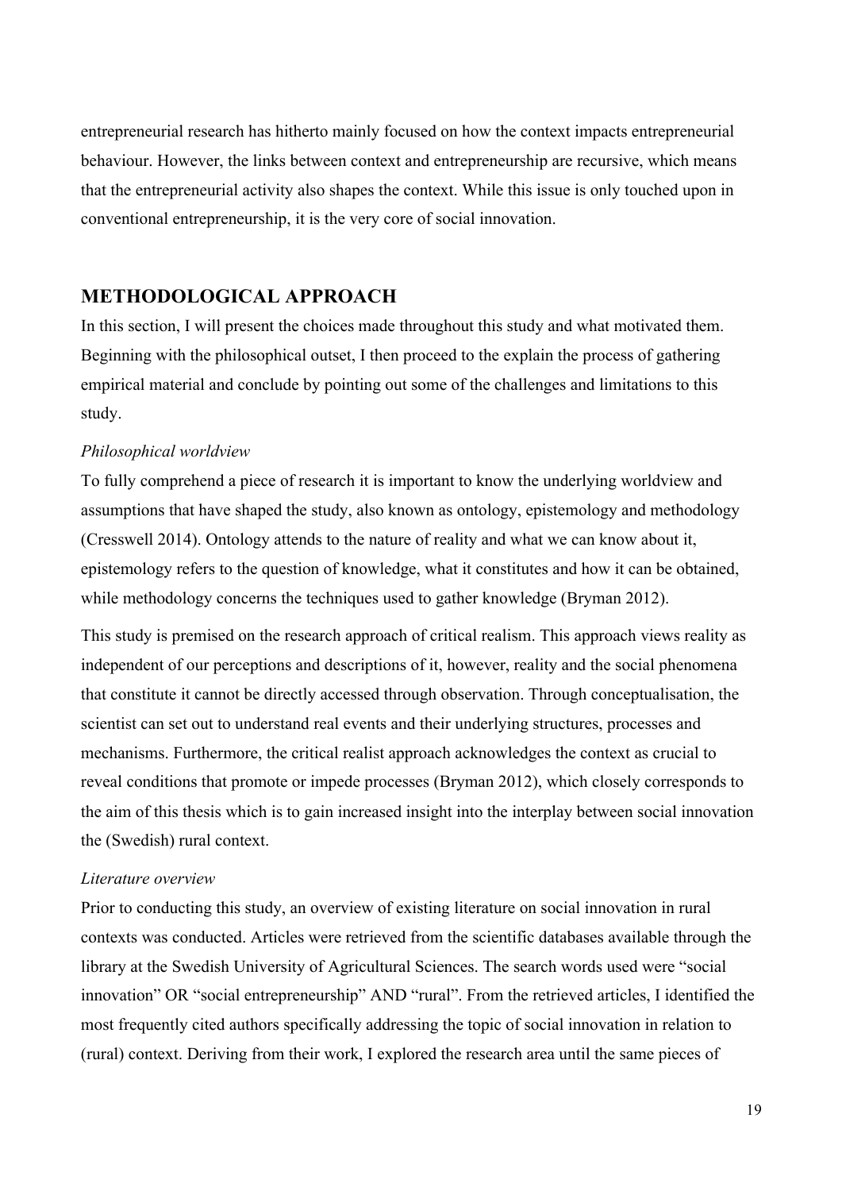entrepreneurial research has hitherto mainly focused on how the context impacts entrepreneurial behaviour. However, the links between context and entrepreneurship are recursive, which means that the entrepreneurial activity also shapes the context. While this issue is only touched upon in conventional entrepreneurship, it is the very core of social innovation.

## METHODOLOGICAL APPROACH

In this section, I will present the choices made throughout this study and what motivated them. Beginning with the philosophical outset, I then proceed to the explain the process of gathering empirical material and conclude by pointing out some of the challenges and limitations to this study.

### *Philosophical worldview*

To fully comprehend a piece of research it is important to know the underlying worldview and assumptions that have shaped the study, also known as ontology, epistemology and methodology (Cresswell 2014). Ontology attends to the nature of reality and what we can know about it, epistemology refers to the question of knowledge, what it constitutes and how it can be obtained, while methodology concerns the techniques used to gather knowledge (Bryman 2012).

This study is premised on the research approach of critical realism. This approach views reality as independent of our perceptions and descriptions of it, however, reality and the social phenomena that constitute it cannot be directly accessed through observation. Through conceptualisation, the scientist can set out to understand real events and their underlying structures, processes and mechanisms. Furthermore, the critical realist approach acknowledges the context as crucial to reveal conditions that promote or impede processes (Bryman 2012), which closely corresponds to the aim of this thesis which is to gain increased insight into the interplay between social innovation the (Swedish) rural context.

### *Literature overview*

Prior to conducting this study, an overview of existing literature on social innovation in rural contexts was conducted. Articles were retrieved from the scientific databases available through the library at the Swedish University of Agricultural Sciences. The search words used were "social innovation" OR "social entrepreneurship" AND "rural". From the retrieved articles, I identified the most frequently cited authors specifically addressing the topic of social innovation in relation to (rural) context. Deriving from their work, I explored the research area until the same pieces of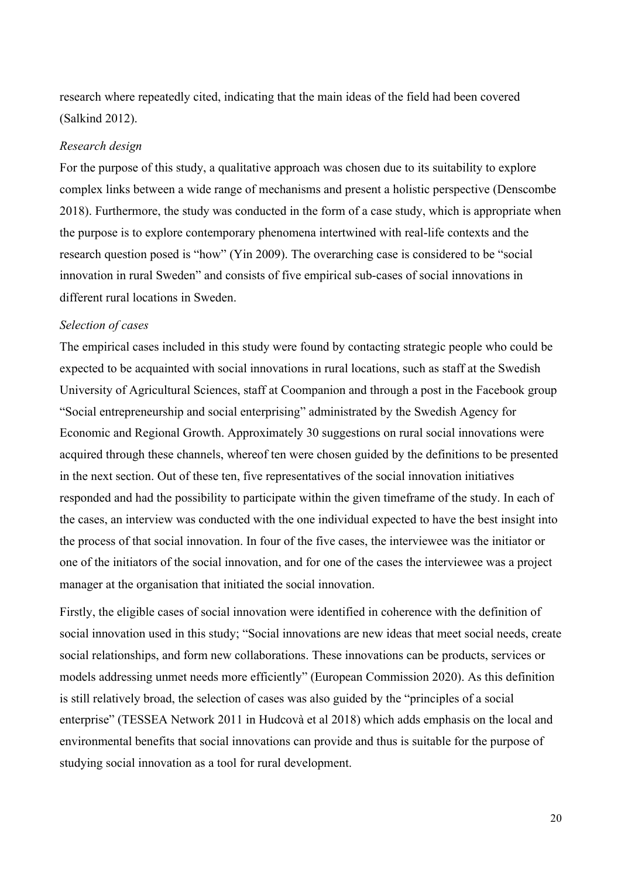research where repeatedly cited, indicating that the main ideas of the field had been covered (Salkind 2012).

*Research design*

For the purpose of this study, a qualitative approach was chosen due to its suitability to explore complex links between a wide range of mechanisms and present a holistic perspective (Denscombe 2018). Furthermore, the study was conducted in the form of a case study, which is appropriate when the purpose is to explore contemporary phenomena intertwined with real-life contexts and the research question posed is "how" (Yin 2009). The overarching case is considered to be "social innovation in rural Sweden" and consists of five empirical sub-cases of social innovations in different rural locations in Sweden.

*Selection of cases*

The empirical cases included in this study were found by contacting strategic people who could be expected to be acquainted with social innovations in rural locations, such as staff at the Swedish University of Agricultural Sciences, staff at Coompanion and through a post in the Facebook group "Social entrepreneurship and social enterprising" administrated by the Swedish Agency for Economic and Regional Growth. Approximately 30 suggestions on rural social innovations were acquired through these channels, whereof ten were chosen guided by the definitions to be presented in the next section. Out of these ten, five representatives of the social innovation initiatives responded and had the possibility to participate within the given timeframe of the study. In each of the cases, an interview was conducted with the one individual expected to have the best insight into the process of that social innovation. In four of the five cases, the interviewee was the initiator or one of the initiators of the social innovation, and for one of the cases the interviewee was a project manager at the organisation that initiated the social innovation.

Firstly, the eligible cases of social innovation were identified in coherence with the definition of social innovation used in this study; "Social innovations are new ideas that meet social needs, create social relationships, and form new collaborations. These innovations can be products, services or models addressing unmet needs more efficiently" (European Commission 2020). As this definition is still relatively broad, the selection of cases was also guided by the "principles of a social enterprise" (TESSEA Network 2011 in Hudcovà et al 2018) which adds emphasis on the local and environmental benefits that social innovations can provide and thus is suitable for the purpose of studying social innovation as a tool for rural development.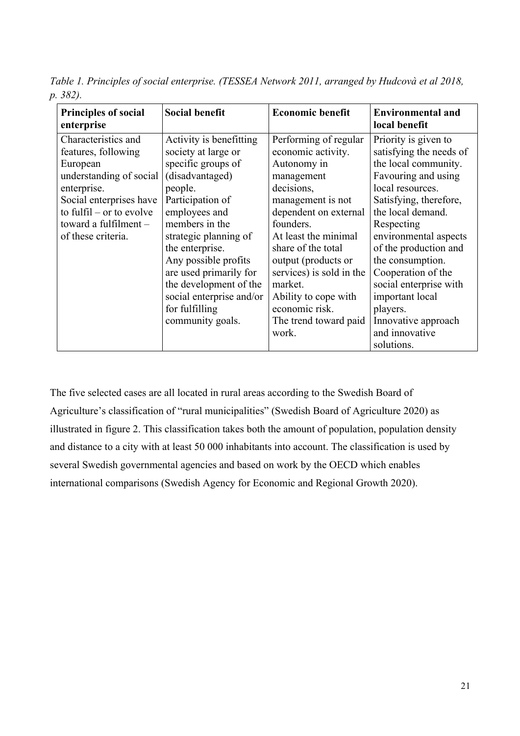*Table 1. Principles of social enterprise. (TESSEA Network 2011, arranged by Hudcovà et al 2018, p. 382).*

| **Principles of social enterprise** | **Social benefit** | **Economic benefit** | **Environmental and local benefit** |
|---|---|---|---|
| Characteristics and features, following European understanding of social enterprise. Social enterprises have to fulfil – or to evolve toward a fulfilment – of these criteria. | Activity is benefitting society at large or specific groups of (disadvantaged) people. Participation of employees and members in the strategic planning of the enterprise. Any possible profits are used primarily for the development of the social enterprise and/or for fulfilling community goals. | Performing of regular economic activity. Autonomy in management decisions, management is not dependent on external founders. At least the minimal share of the total output (products or services) is sold in the market. Ability to cope with economic risk. The trend toward paid work. | Priority is given to satisfying the needs of the local community. Favouring and using local resources. Satisfying, therefore, the local demand. Respecting environmental aspects of the production and the consumption. Cooperation of the social enterprise with important local players. Innovative approach and innovative solutions. |

The five selected cases are all located in rural areas according to the Swedish Board of Agriculture's classification of "rural municipalities" (Swedish Board of Agriculture 2020) as illustrated in figure 2. This classification takes both the amount of population, population density and distance to a city with at least 50 000 inhabitants into account. The classification is used by several Swedish governmental agencies and based on work by the OECD which enables international comparisons (Swedish Agency for Economic and Regional Growth 2020).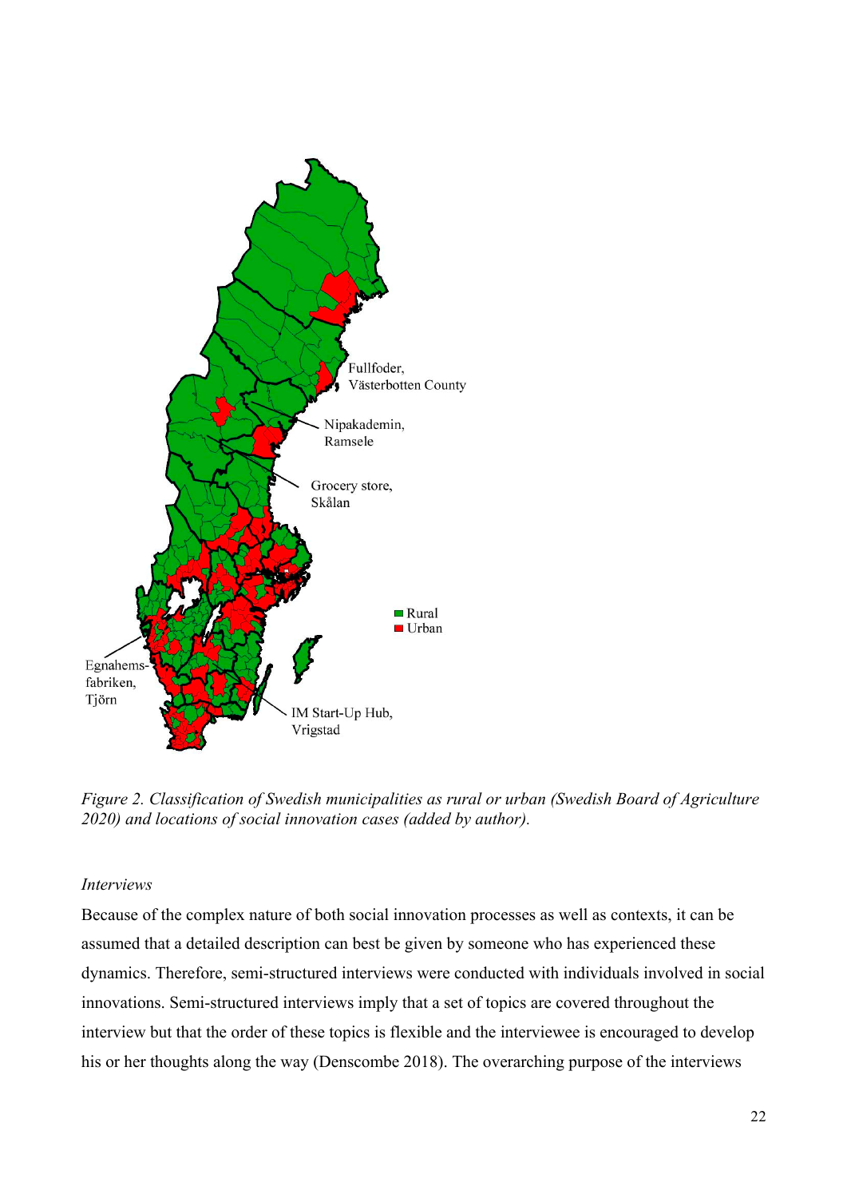*Figure 2. Classification of Swedish municipalities as rural or urban (Swedish Board of Agriculture 2020) and locations of social innovation cases (added by author).*

*Interviews*

Because of the complex nature of both social innovation processes as well as contexts, it can be assumed that a detailed description can best be given by someone who has experienced these dynamics. Therefore, semi-structured interviews were conducted with individuals involved in social innovations. Semi-structured interviews imply that a set of topics are covered throughout the interview but that the order of these topics is flexible and the interviewee is encouraged to develop his or her thoughts along the way (Denscombe 2018). The overarching purpose of the interviews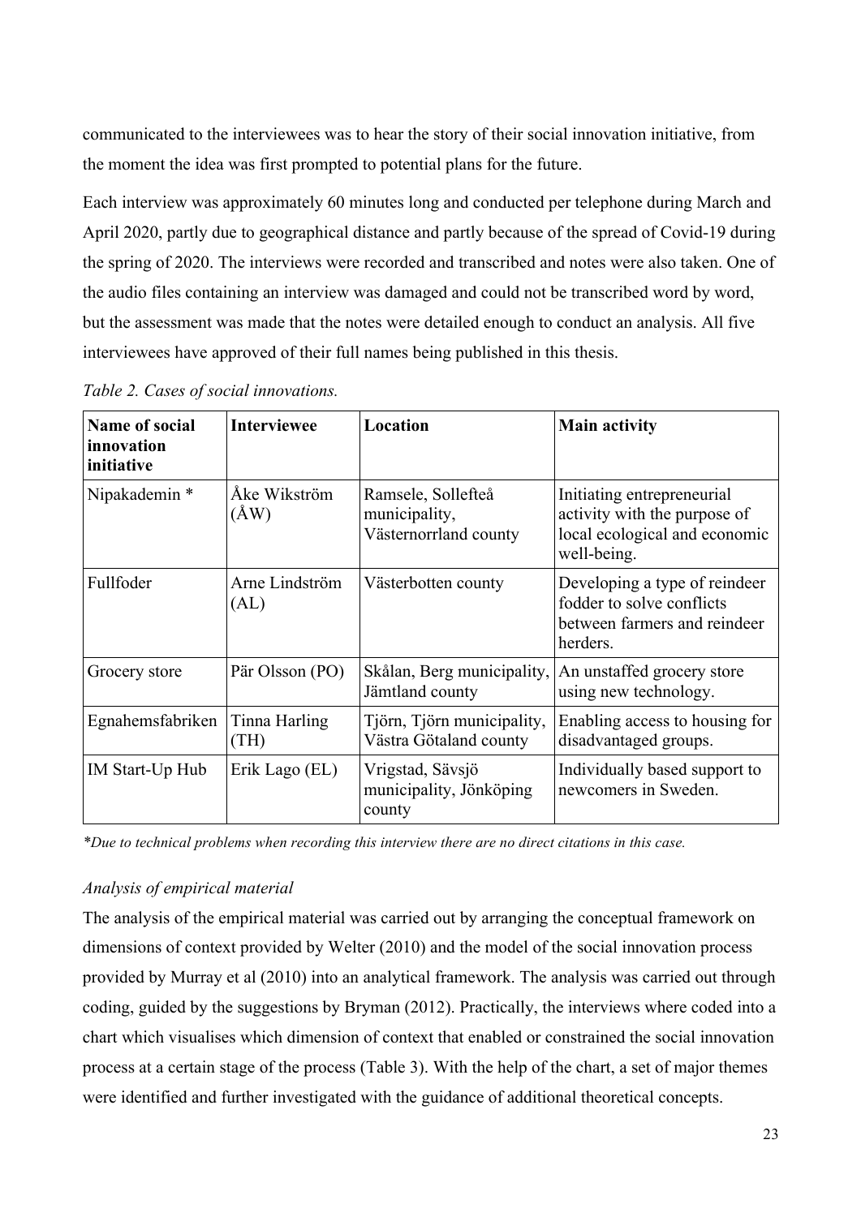communicated to the interviewees was to hear the story of their social innovation initiative, from the moment the idea was first prompted to potential plans for the future.

Each interview was approximately 60 minutes long and conducted per telephone during March and April 2020, partly due to geographical distance and partly because of the spread of Covid-19 during the spring of 2020. The interviews were recorded and transcribed and notes were also taken. One of the audio files containing an interview was damaged and could not be transcribed word by word, but the assessment was made that the notes were detailed enough to conduct an analysis. All five interviewees have approved of their full names being published in this thesis.

*Table 2. Cases of social innovations.*

| **Name of social innovation initiative** | **Interviewee** | **Location** | **Main activity** |
|---|---|---|---|
| Nipakademin * | Åke Wikström (ÅW) | Ramsele, Sollefteå municipality, Västernorrland county | Initiating entrepreneurial activity with the purpose of local ecological and economic well-being. |
| Fullfoder | Arne Lindström (AL) | Västerbotten county | Developing a type of reindeer fodder to solve conflicts between farmers and reindeer herders. |
| Grocery store | Pär Olsson (PO) | Skålan, Berg municipality, Jämtland county | An unstaffed grocery store using new technology. |
| Egnahemsfabriken | Tinna Harling (TH) | Tjörn, Tjörn municipality, Västra Götaland county | Enabling access to housing for disadvantaged groups. |
| IM Start-Up Hub | Erik Lago (EL) | Vrigstad, Sävsjö municipality, Jönköping county | Individually based support to newcomers in Sweden. |

*\*Due to technical problems when recording this interview there are no direct citations in this case.*

### *Analysis of empirical material*

The analysis of the empirical material was carried out by arranging the conceptual framework on dimensions of context provided by Welter (2010) and the model of the social innovation process provided by Murray et al (2010) into an analytical framework. The analysis was carried out through coding, guided by the suggestions by Bryman (2012). Practically, the interviews where coded into a chart which visualises which dimension of context that enabled or constrained the social innovation process at a certain stage of the process (Table 3). With the help of the chart, a set of major themes were identified and further investigated with the guidance of additional theoretical concepts.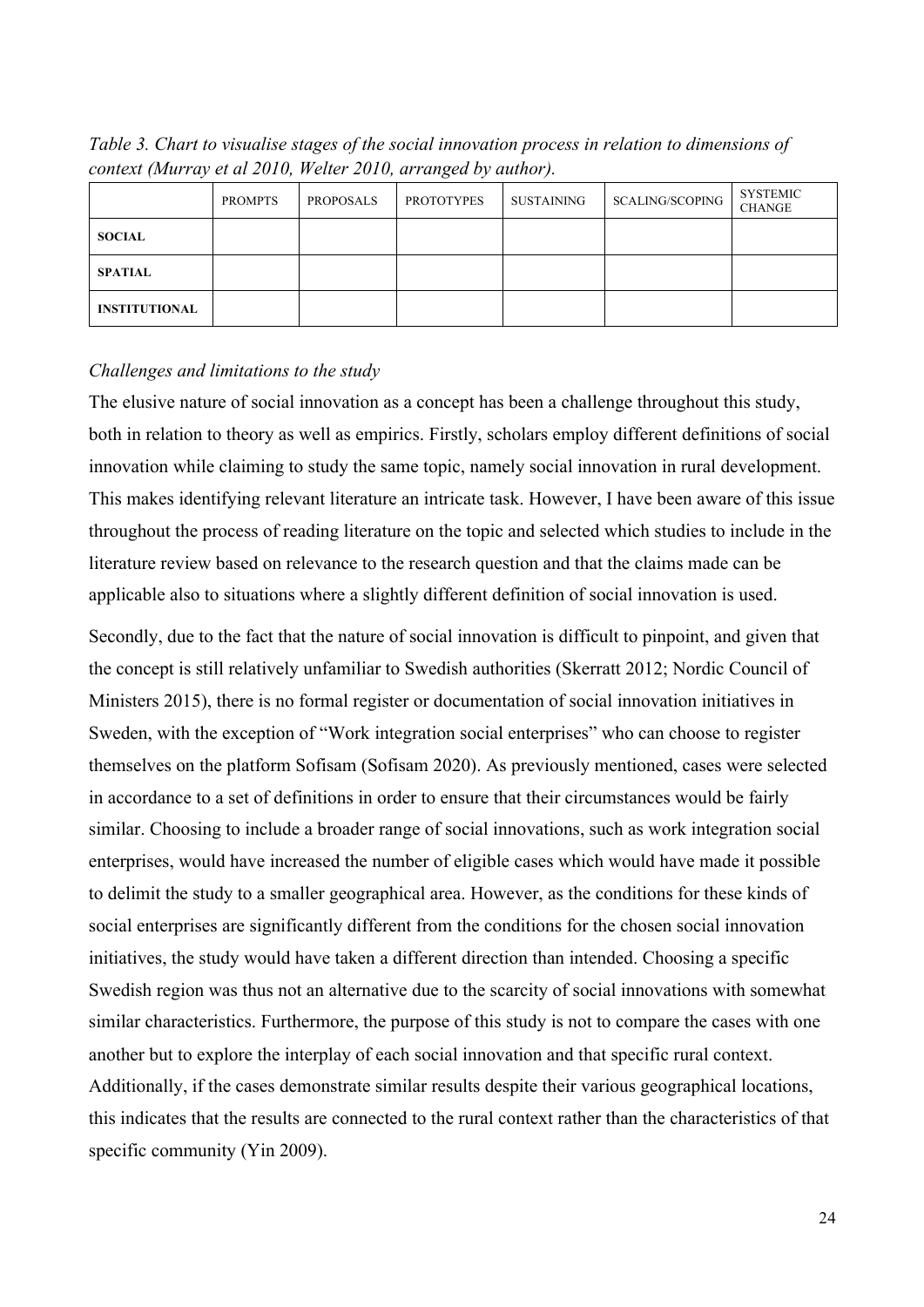*Table 3. Chart to visualise stages of the social innovation process in relation to dimensions of context (Murray et al 2010, Welter 2010, arranged by author).*

| | PROMPTS | PROPOSALS | PROTOTYPES | SUSTAINING | SCALING/SCOPING | SYSTEMIC CHANGE |
|---|---|---|---|---|---|---|
| **SOCIAL** | | | | | | |
| **SPATIAL** | | | | | | |
| **INSTITUTIONAL** | | | | | | |

*Challenges and limitations to the study*

The elusive nature of social innovation as a concept has been a challenge throughout this study, both in relation to theory as well as empirics. Firstly, scholars employ different definitions of social innovation while claiming to study the same topic, namely social innovation in rural development. This makes identifying relevant literature an intricate task. However, I have been aware of this issue throughout the process of reading literature on the topic and selected which studies to include in the literature review based on relevance to the research question and that the claims made can be applicable also to situations where a slightly different definition of social innovation is used.

Secondly, due to the fact that the nature of social innovation is difficult to pinpoint, and given that the concept is still relatively unfamiliar to Swedish authorities (Skerratt 2012; Nordic Council of Ministers 2015), there is no formal register or documentation of social innovation initiatives in Sweden, with the exception of "Work integration social enterprises" who can choose to register themselves on the platform Sofisam (Sofisam 2020). As previously mentioned, cases were selected in accordance to a set of definitions in order to ensure that their circumstances would be fairly similar. Choosing to include a broader range of social innovations, such as work integration social enterprises, would have increased the number of eligible cases which would have made it possible to delimit the study to a smaller geographical area. However, as the conditions for these kinds of social enterprises are significantly different from the conditions for the chosen social innovation initiatives, the study would have taken a different direction than intended. Choosing a specific Swedish region was thus not an alternative due to the scarcity of social innovations with somewhat similar characteristics. Furthermore, the purpose of this study is not to compare the cases with one another but to explore the interplay of each social innovation and that specific rural context. Additionally, if the cases demonstrate similar results despite their various geographical locations, this indicates that the results are connected to the rural context rather than the characteristics of that specific community (Yin 2009).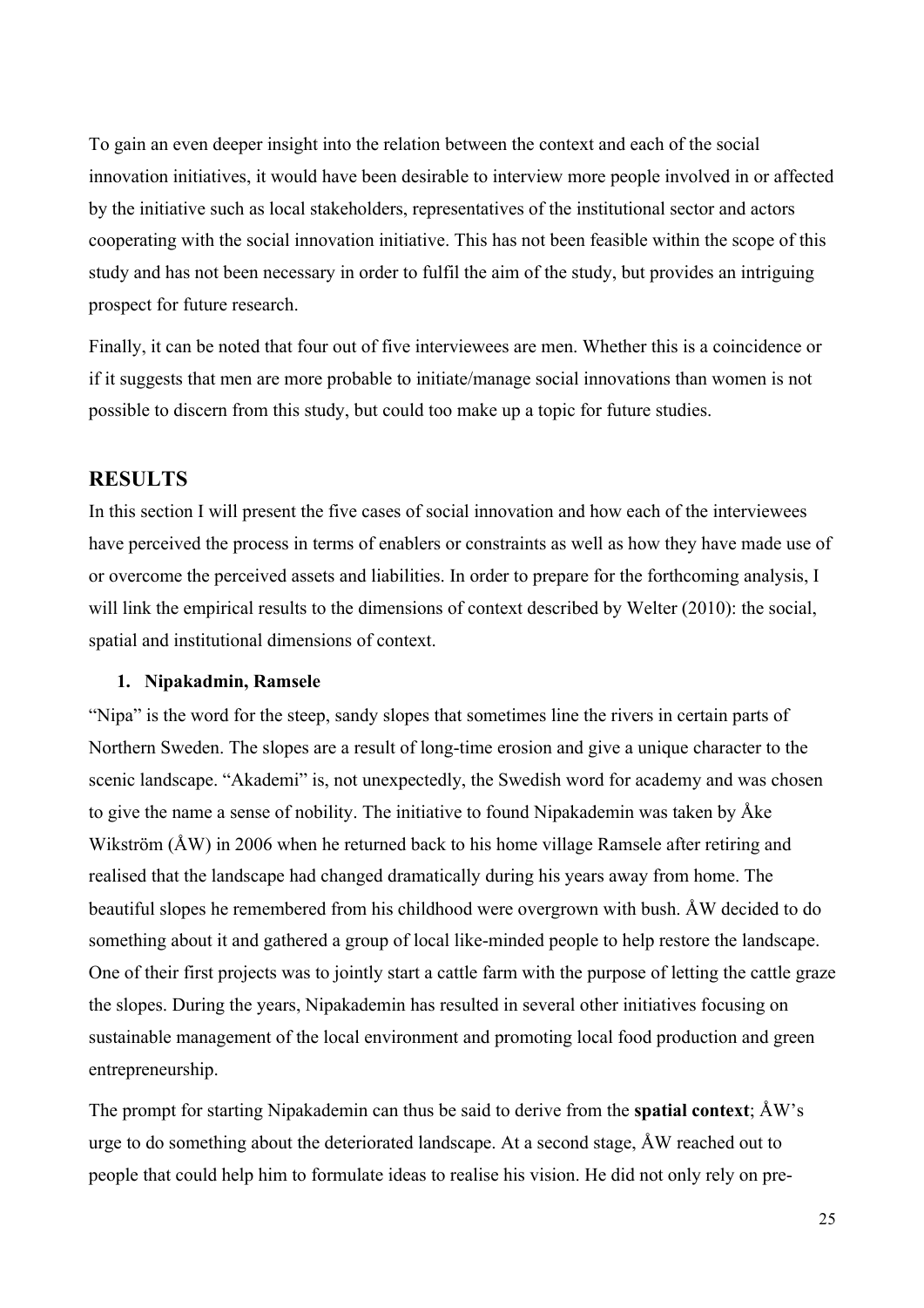To gain an even deeper insight into the relation between the context and each of the social innovation initiatives, it would have been desirable to interview more people involved in or affected by the initiative such as local stakeholders, representatives of the institutional sector and actors cooperating with the social innovation initiative. This has not been feasible within the scope of this study and has not been necessary in order to fulfil the aim of the study, but provides an intriguing prospect for future research.

Finally, it can be noted that four out of five interviewees are men. Whether this is a coincidence or if it suggests that men are more probable to initiate/manage social innovations than women is not possible to discern from this study, but could too make up a topic for future studies.

# RESULTS

In this section I will present the five cases of social innovation and how each of the interviewees have perceived the process in terms of enablers or constraints as well as how they have made use of or overcome the perceived assets and liabilities. In order to prepare for the forthcoming analysis, I will link the empirical results to the dimensions of context described by Welter (2010): the social, spatial and institutional dimensions of context.

### 1. Nipakadmin, Ramsele

"Nipa" is the word for the steep, sandy slopes that sometimes line the rivers in certain parts of Northern Sweden. The slopes are a result of long-time erosion and give a unique character to the scenic landscape. "Akademi" is, not unexpectedly, the Swedish word for academy and was chosen to give the name a sense of nobility. The initiative to found Nipakademin was taken by Åke Wikström (ÅW) in 2006 when he returned back to his home village Ramsele after retiring and realised that the landscape had changed dramatically during his years away from home. The beautiful slopes he remembered from his childhood were overgrown with bush. ÅW decided to do something about it and gathered a group of local like-minded people to help restore the landscape. One of their first projects was to jointly start a cattle farm with the purpose of letting the cattle graze the slopes. During the years, Nipakademin has resulted in several other initiatives focusing on sustainable management of the local environment and promoting local food production and green entrepreneurship.

The prompt for starting Nipakademin can thus be said to derive from the **spatial context**; ÅW's urge to do something about the deteriorated landscape. At a second stage, ÅW reached out to people that could help him to formulate ideas to realise his vision. He did not only rely on pre-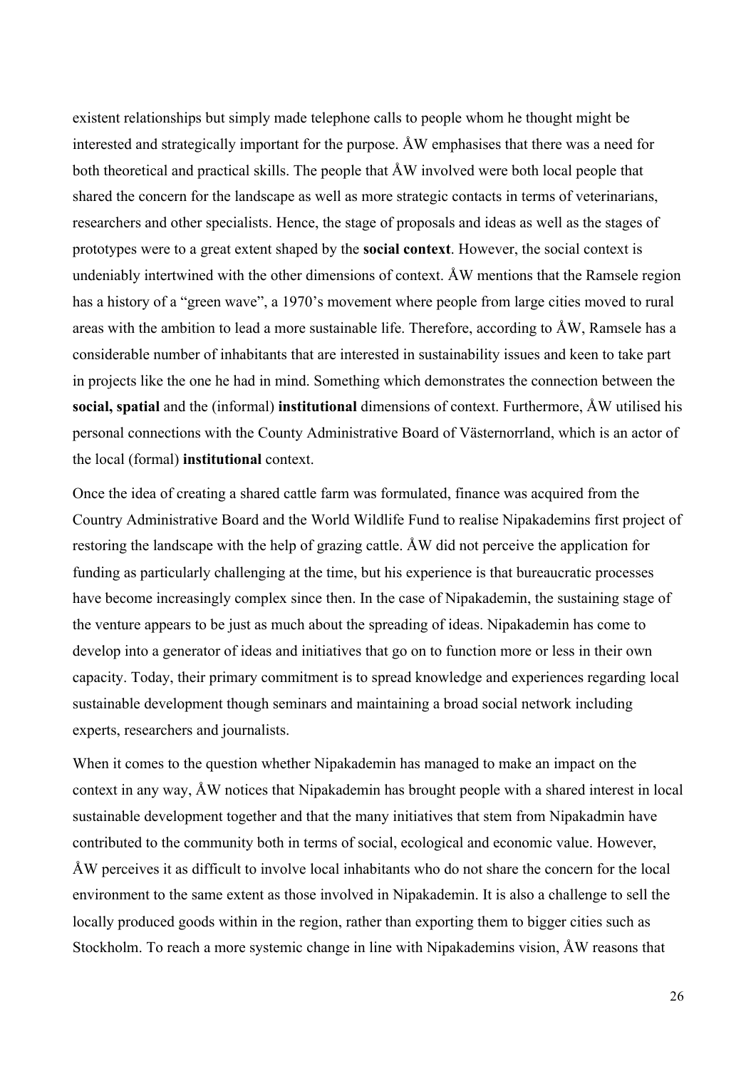existent relationships but simply made telephone calls to people whom he thought might be interested and strategically important for the purpose. ÅW emphasises that there was a need for both theoretical and practical skills. The people that ÅW involved were both local people that shared the concern for the landscape as well as more strategic contacts in terms of veterinarians, researchers and other specialists. Hence, the stage of proposals and ideas as well as the stages of prototypes were to a great extent shaped by the **social context**. However, the social context is undeniably intertwined with the other dimensions of context. ÅW mentions that the Ramsele region has a history of a "green wave", a 1970's movement where people from large cities moved to rural areas with the ambition to lead a more sustainable life. Therefore, according to ÅW, Ramsele has a considerable number of inhabitants that are interested in sustainability issues and keen to take part in projects like the one he had in mind. Something which demonstrates the connection between the **social, spatial** and the (informal) **institutional** dimensions of context. Furthermore, ÅW utilised his personal connections with the County Administrative Board of Västernorrland, which is an actor of the local (formal) **institutional** context.

Once the idea of creating a shared cattle farm was formulated, finance was acquired from the Country Administrative Board and the World Wildlife Fund to realise Nipakademins first project of restoring the landscape with the help of grazing cattle. ÅW did not perceive the application for funding as particularly challenging at the time, but his experience is that bureaucratic processes have become increasingly complex since then. In the case of Nipakademin, the sustaining stage of the venture appears to be just as much about the spreading of ideas. Nipakademin has come to develop into a generator of ideas and initiatives that go on to function more or less in their own capacity. Today, their primary commitment is to spread knowledge and experiences regarding local sustainable development though seminars and maintaining a broad social network including experts, researchers and journalists.

When it comes to the question whether Nipakademin has managed to make an impact on the context in any way, ÅW notices that Nipakademin has brought people with a shared interest in local sustainable development together and that the many initiatives that stem from Nipakadmin have contributed to the community both in terms of social, ecological and economic value. However, ÅW perceives it as difficult to involve local inhabitants who do not share the concern for the local environment to the same extent as those involved in Nipakademin. It is also a challenge to sell the locally produced goods within in the region, rather than exporting them to bigger cities such as Stockholm. To reach a more systemic change in line with Nipakademins vision, ÅW reasons that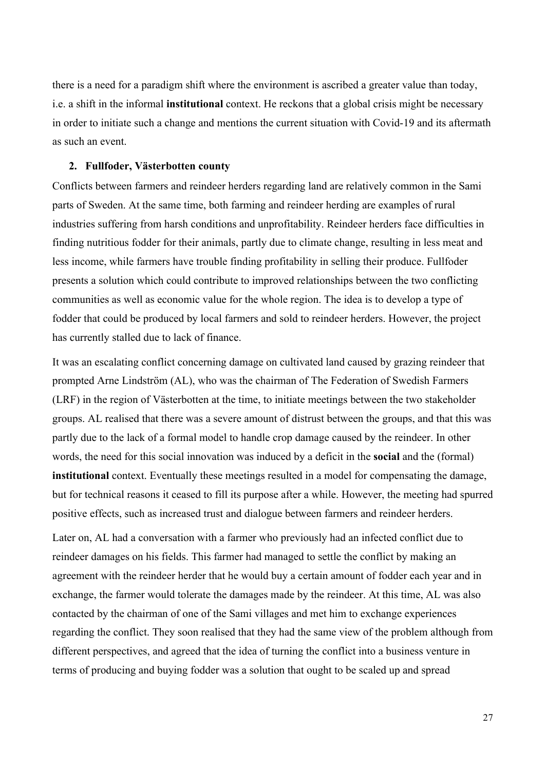there is a need for a paradigm shift where the environment is ascribed a greater value than today, i.e. a shift in the informal **institutional** context. He reckons that a global crisis might be necessary in order to initiate such a change and mentions the current situation with Covid-19 and its aftermath as such an event.

### 2. Fullfoder, Västerbotten county

Conflicts between farmers and reindeer herders regarding land are relatively common in the Sami parts of Sweden. At the same time, both farming and reindeer herding are examples of rural industries suffering from harsh conditions and unprofitability. Reindeer herders face difficulties in finding nutritious fodder for their animals, partly due to climate change, resulting in less meat and less income, while farmers have trouble finding profitability in selling their produce. Fullfoder presents a solution which could contribute to improved relationships between the two conflicting communities as well as economic value for the whole region. The idea is to develop a type of fodder that could be produced by local farmers and sold to reindeer herders. However, the project has currently stalled due to lack of finance.

It was an escalating conflict concerning damage on cultivated land caused by grazing reindeer that prompted Arne Lindström (AL), who was the chairman of The Federation of Swedish Farmers (LRF) in the region of Västerbotten at the time, to initiate meetings between the two stakeholder groups. AL realised that there was a severe amount of distrust between the groups, and that this was partly due to the lack of a formal model to handle crop damage caused by the reindeer. In other words, the need for this social innovation was induced by a deficit in the **social** and the (formal) **institutional** context. Eventually these meetings resulted in a model for compensating the damage, but for technical reasons it ceased to fill its purpose after a while. However, the meeting had spurred positive effects, such as increased trust and dialogue between farmers and reindeer herders.

Later on, AL had a conversation with a farmer who previously had an infected conflict due to reindeer damages on his fields. This farmer had managed to settle the conflict by making an agreement with the reindeer herder that he would buy a certain amount of fodder each year and in exchange, the farmer would tolerate the damages made by the reindeer. At this time, AL was also contacted by the chairman of one of the Sami villages and met him to exchange experiences regarding the conflict. They soon realised that they had the same view of the problem although from different perspectives, and agreed that the idea of turning the conflict into a business venture in terms of producing and buying fodder was a solution that ought to be scaled up and spread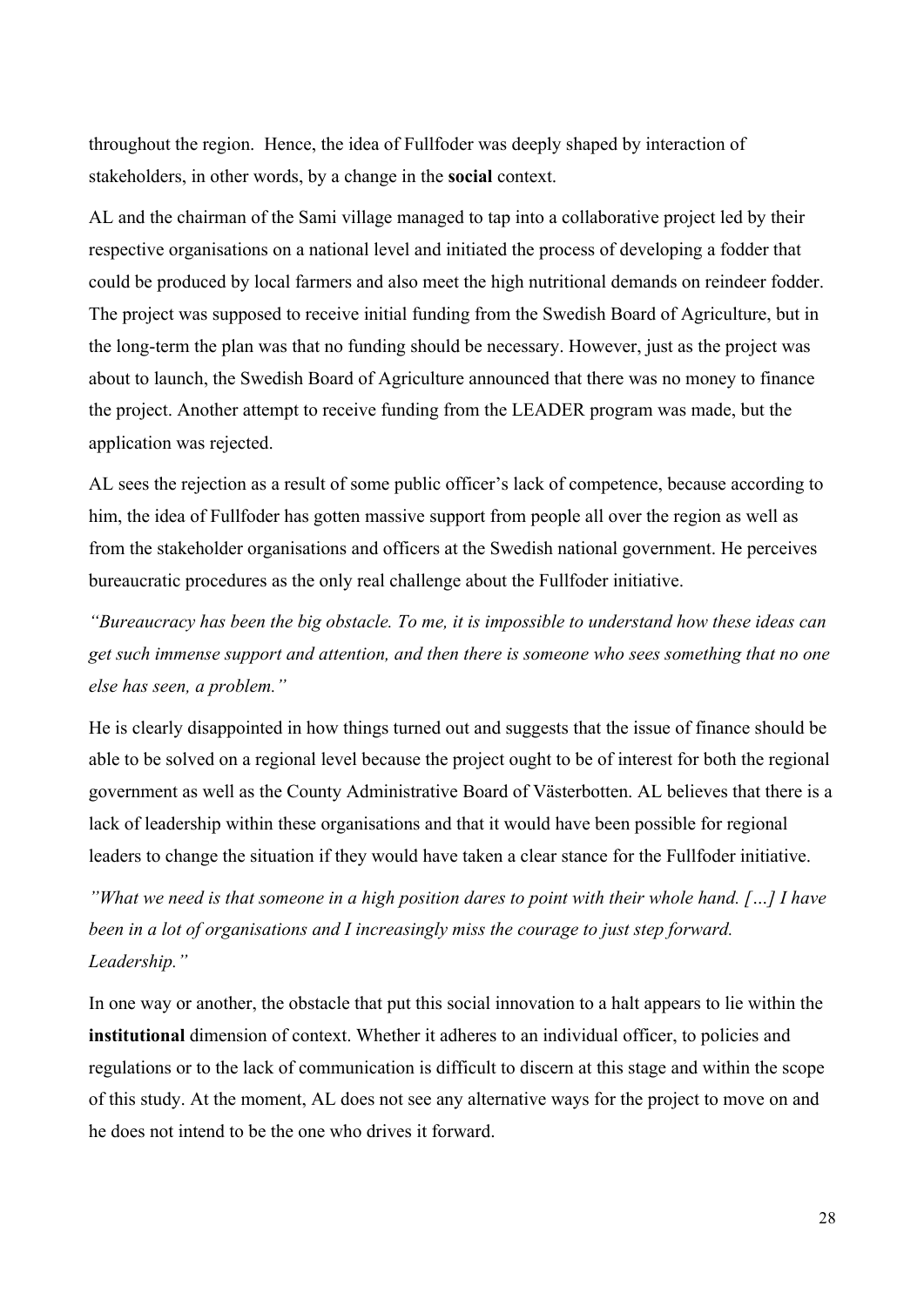throughout the region. Hence, the idea of Fullfoder was deeply shaped by interaction of stakeholders, in other words, by a change in the **social** context.

AL and the chairman of the Sami village managed to tap into a collaborative project led by their respective organisations on a national level and initiated the process of developing a fodder that could be produced by local farmers and also meet the high nutritional demands on reindeer fodder. The project was supposed to receive initial funding from the Swedish Board of Agriculture, but in the long-term the plan was that no funding should be necessary. However, just as the project was about to launch, the Swedish Board of Agriculture announced that there was no money to finance the project. Another attempt to receive funding from the LEADER program was made, but the application was rejected.

AL sees the rejection as a result of some public officer's lack of competence, because according to him, the idea of Fullfoder has gotten massive support from people all over the region as well as from the stakeholder organisations and officers at the Swedish national government. He perceives bureaucratic procedures as the only real challenge about the Fullfoder initiative.

*"Bureaucracy has been the big obstacle. To me, it is impossible to understand how these ideas can get such immense support and attention, and then there is someone who sees something that no one else has seen, a problem."*

He is clearly disappointed in how things turned out and suggests that the issue of finance should be able to be solved on a regional level because the project ought to be of interest for both the regional government as well as the County Administrative Board of Västerbotten. AL believes that there is a lack of leadership within these organisations and that it would have been possible for regional leaders to change the situation if they would have taken a clear stance for the Fullfoder initiative.

*"What we need is that someone in a high position dares to point with their whole hand. […] I have been in a lot of organisations and I increasingly miss the courage to just step forward. Leadership."*

In one way or another, the obstacle that put this social innovation to a halt appears to lie within the **institutional** dimension of context. Whether it adheres to an individual officer, to policies and regulations or to the lack of communication is difficult to discern at this stage and within the scope of this study. At the moment, AL does not see any alternative ways for the project to move on and he does not intend to be the one who drives it forward.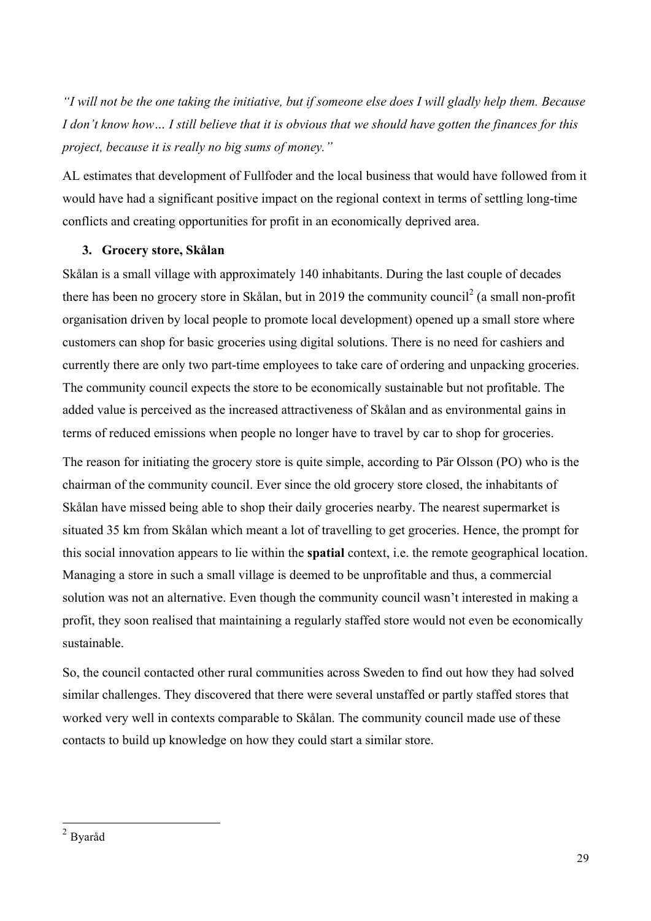*"I will not be the one taking the initiative, but if someone else does I will gladly help them. Because I don't know how… I still believe that it is obvious that we should have gotten the finances for this project, because it is really no big sums of money."*

AL estimates that development of Fullfoder and the local business that would have followed from it would have had a significant positive impact on the regional context in terms of settling long-time conflicts and creating opportunities for profit in an economically deprived area.

### 3. Grocery store, Skålan

Skålan is a small village with approximately 140 inhabitants. During the last couple of decades there has been no grocery store in Skålan, but in 2019 the community council[2] (a small non-profit organisation driven by local people to promote local development) opened up a small store where customers can shop for basic groceries using digital solutions. There is no need for cashiers and currently there are only two part-time employees to take care of ordering and unpacking groceries. The community council expects the store to be economically sustainable but not profitable. The added value is perceived as the increased attractiveness of Skålan and as environmental gains in terms of reduced emissions when people no longer have to travel by car to shop for groceries.

The reason for initiating the grocery store is quite simple, according to Pär Olsson (PO) who is the chairman of the community council. Ever since the old grocery store closed, the inhabitants of Skålan have missed being able to shop their daily groceries nearby. The nearest supermarket is situated 35 km from Skålan which meant a lot of travelling to get groceries. Hence, the prompt for this social innovation appears to lie within the **spatial** context, i.e. the remote geographical location. Managing a store in such a small village is deemed to be unprofitable and thus, a commercial solution was not an alternative. Even though the community council wasn't interested in making a profit, they soon realised that maintaining a regularly staffed store would not even be economically sustainable.

So, the council contacted other rural communities across Sweden to find out how they had solved similar challenges. They discovered that there were several unstaffed or partly staffed stores that worked very well in contexts comparable to Skålan. The community council made use of these contacts to build up knowledge on how they could start a similar store.

[2] Byaråd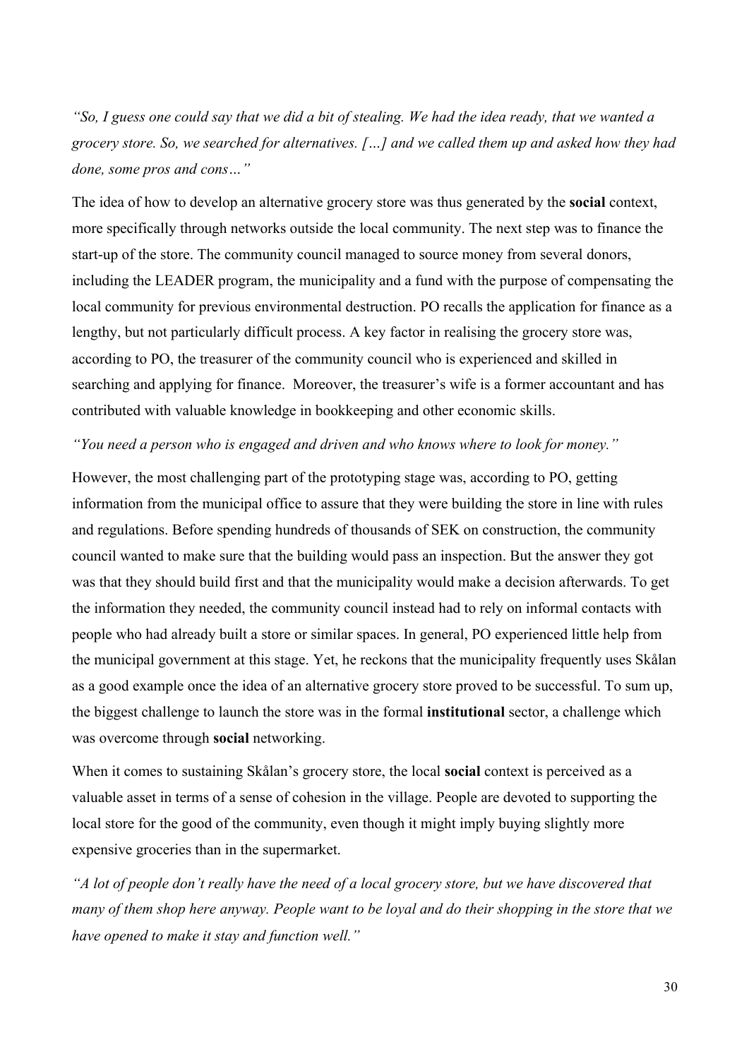*"So, I guess one could say that we did a bit of stealing. We had the idea ready, that we wanted a grocery store. So, we searched for alternatives. […] and we called them up and asked how they had done, some pros and cons…"*

The idea of how to develop an alternative grocery store was thus generated by the **social** context, more specifically through networks outside the local community. The next step was to finance the start-up of the store. The community council managed to source money from several donors, including the LEADER program, the municipality and a fund with the purpose of compensating the local community for previous environmental destruction. PO recalls the application for finance as a lengthy, but not particularly difficult process. A key factor in realising the grocery store was, according to PO, the treasurer of the community council who is experienced and skilled in searching and applying for finance. Moreover, the treasurer's wife is a former accountant and has contributed with valuable knowledge in bookkeeping and other economic skills.

*"You need a person who is engaged and driven and who knows where to look for money."*

However, the most challenging part of the prototyping stage was, according to PO, getting information from the municipal office to assure that they were building the store in line with rules and regulations. Before spending hundreds of thousands of SEK on construction, the community council wanted to make sure that the building would pass an inspection. But the answer they got was that they should build first and that the municipality would make a decision afterwards. To get the information they needed, the community council instead had to rely on informal contacts with people who had already built a store or similar spaces. In general, PO experienced little help from the municipal government at this stage. Yet, he reckons that the municipality frequently uses Skålan as a good example once the idea of an alternative grocery store proved to be successful. To sum up, the biggest challenge to launch the store was in the formal **institutional** sector, a challenge which was overcome through **social** networking.

When it comes to sustaining Skålan's grocery store, the local **social** context is perceived as a valuable asset in terms of a sense of cohesion in the village. People are devoted to supporting the local store for the good of the community, even though it might imply buying slightly more expensive groceries than in the supermarket.

*"A lot of people don't really have the need of a local grocery store, but we have discovered that many of them shop here anyway. People want to be loyal and do their shopping in the store that we have opened to make it stay and function well."*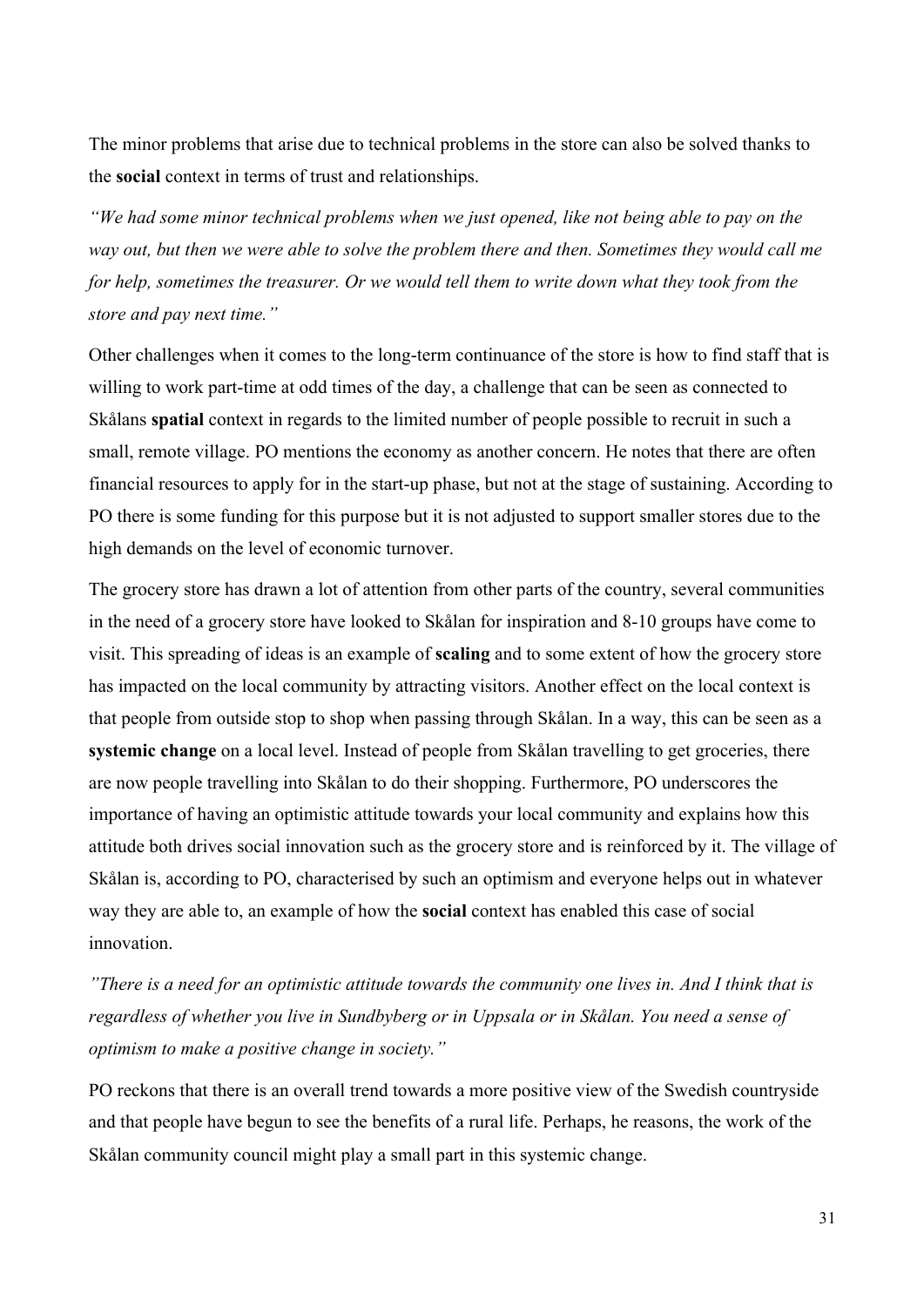The minor problems that arise due to technical problems in the store can also be solved thanks to the **social** context in terms of trust and relationships.

*"We had some minor technical problems when we just opened, like not being able to pay on the way out, but then we were able to solve the problem there and then. Sometimes they would call me for help, sometimes the treasurer. Or we would tell them to write down what they took from the store and pay next time."*

Other challenges when it comes to the long-term continuance of the store is how to find staff that is willing to work part-time at odd times of the day, a challenge that can be seen as connected to Skålans **spatial** context in regards to the limited number of people possible to recruit in such a small, remote village. PO mentions the economy as another concern. He notes that there are often financial resources to apply for in the start-up phase, but not at the stage of sustaining. According to PO there is some funding for this purpose but it is not adjusted to support smaller stores due to the high demands on the level of economic turnover.

The grocery store has drawn a lot of attention from other parts of the country, several communities in the need of a grocery store have looked to Skålan for inspiration and 8-10 groups have come to visit. This spreading of ideas is an example of **scaling** and to some extent of how the grocery store has impacted on the local community by attracting visitors. Another effect on the local context is that people from outside stop to shop when passing through Skålan. In a way, this can be seen as a **systemic change** on a local level. Instead of people from Skålan travelling to get groceries, there are now people travelling into Skålan to do their shopping. Furthermore, PO underscores the importance of having an optimistic attitude towards your local community and explains how this attitude both drives social innovation such as the grocery store and is reinforced by it. The village of Skålan is, according to PO, characterised by such an optimism and everyone helps out in whatever way they are able to, an example of how the **social** context has enabled this case of social innovation.

*"There is a need for an optimistic attitude towards the community one lives in. And I think that is regardless of whether you live in Sundbyberg or in Uppsala or in Skålan. You need a sense of optimism to make a positive change in society."*

PO reckons that there is an overall trend towards a more positive view of the Swedish countryside and that people have begun to see the benefits of a rural life. Perhaps, he reasons, the work of the Skålan community council might play a small part in this systemic change.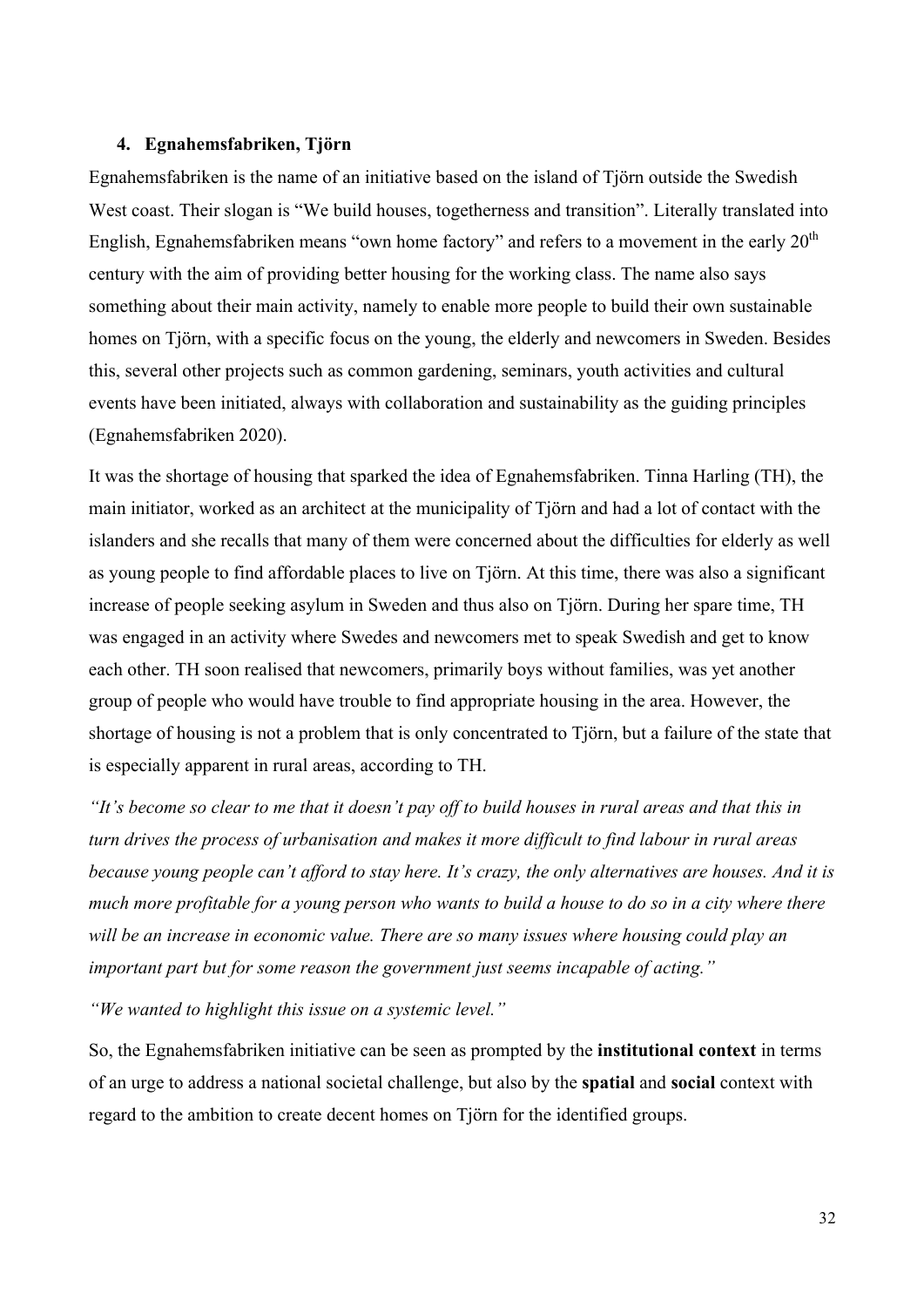## 4. Egnahemsfabriken, Tjörn

Egnahemsfabriken is the name of an initiative based on the island of Tjörn outside the Swedish West coast. Their slogan is "We build houses, togetherness and transition". Literally translated into English, Egnahemsfabriken means "own home factory" and refers to a movement in the early 20th century with the aim of providing better housing for the working class. The name also says something about their main activity, namely to enable more people to build their own sustainable homes on Tjörn, with a specific focus on the young, the elderly and newcomers in Sweden. Besides this, several other projects such as common gardening, seminars, youth activities and cultural events have been initiated, always with collaboration and sustainability as the guiding principles (Egnahemsfabriken 2020).

It was the shortage of housing that sparked the idea of Egnahemsfabriken. Tinna Harling (TH), the main initiator, worked as an architect at the municipality of Tjörn and had a lot of contact with the islanders and she recalls that many of them were concerned about the difficulties for elderly as well as young people to find affordable places to live on Tjörn. At this time, there was also a significant increase of people seeking asylum in Sweden and thus also on Tjörn. During her spare time, TH was engaged in an activity where Swedes and newcomers met to speak Swedish and get to know each other. TH soon realised that newcomers, primarily boys without families, was yet another group of people who would have trouble to find appropriate housing in the area. However, the shortage of housing is not a problem that is only concentrated to Tjörn, but a failure of the state that is especially apparent in rural areas, according to TH.

*"It's become so clear to me that it doesn't pay off to build houses in rural areas and that this in turn drives the process of urbanisation and makes it more difficult to find labour in rural areas because young people can't afford to stay here. It's crazy, the only alternatives are houses. And it is much more profitable for a young person who wants to build a house to do so in a city where there will be an increase in economic value. There are so many issues where housing could play an important part but for some reason the government just seems incapable of acting."*

*"We wanted to highlight this issue on a systemic level."*

So, the Egnahemsfabriken initiative can be seen as prompted by the **institutional context** in terms of an urge to address a national societal challenge, but also by the **spatial** and **social** context with regard to the ambition to create decent homes on Tjörn for the identified groups.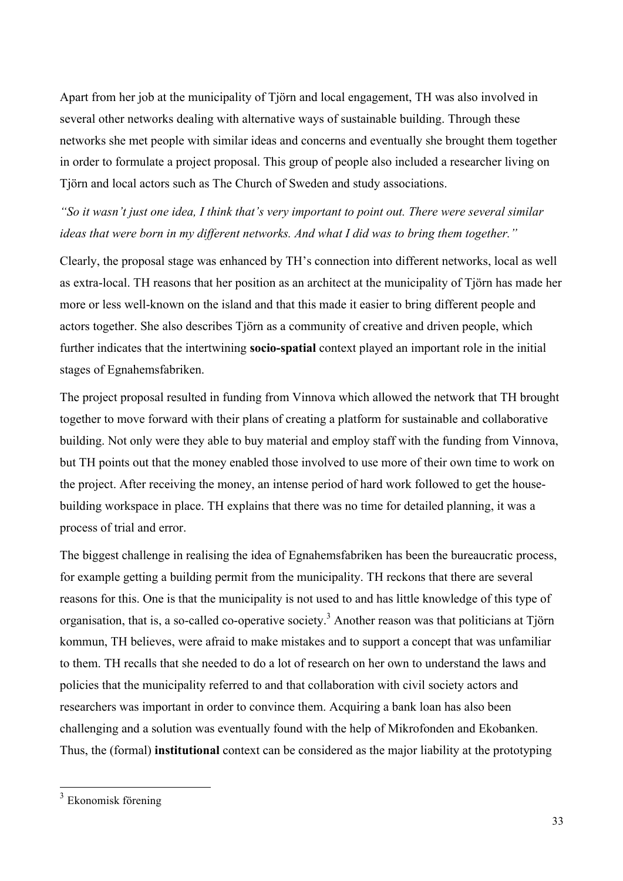Apart from her job at the municipality of Tjörn and local engagement, TH was also involved in several other networks dealing with alternative ways of sustainable building. Through these networks she met people with similar ideas and concerns and eventually she brought them together in order to formulate a project proposal. This group of people also included a researcher living on Tjörn and local actors such as The Church of Sweden and study associations.

*"So it wasn't just one idea, I think that's very important to point out. There were several similar ideas that were born in my different networks. And what I did was to bring them together."*

Clearly, the proposal stage was enhanced by TH's connection into different networks, local as well as extra-local. TH reasons that her position as an architect at the municipality of Tjörn has made her more or less well-known on the island and that this made it easier to bring different people and actors together. She also describes Tjörn as a community of creative and driven people, which further indicates that the intertwining **socio-spatial** context played an important role in the initial stages of Egnahemsfabriken.

The project proposal resulted in funding from Vinnova which allowed the network that TH brought together to move forward with their plans of creating a platform for sustainable and collaborative building. Not only were they able to buy material and employ staff with the funding from Vinnova, but TH points out that the money enabled those involved to use more of their own time to work on the project. After receiving the money, an intense period of hard work followed to get the house-building workspace in place. TH explains that there was no time for detailed planning, it was a process of trial and error.

The biggest challenge in realising the idea of Egnahemsfabriken has been the bureaucratic process, for example getting a building permit from the municipality. TH reckons that there are several reasons for this. One is that the municipality is not used to and has little knowledge of this type of organisation, that is, a so-called co-operative society.[3] Another reason was that politicians at Tjörn kommun, TH believes, were afraid to make mistakes and to support a concept that was unfamiliar to them. TH recalls that she needed to do a lot of research on her own to understand the laws and policies that the municipality referred to and that collaboration with civil society actors and researchers was important in order to convince them. Acquiring a bank loan has also been challenging and a solution was eventually found with the help of Mikrofonden and Ekobanken. Thus, the (formal) **institutional** context can be considered as the major liability at the prototyping

[3] Ekonomisk förening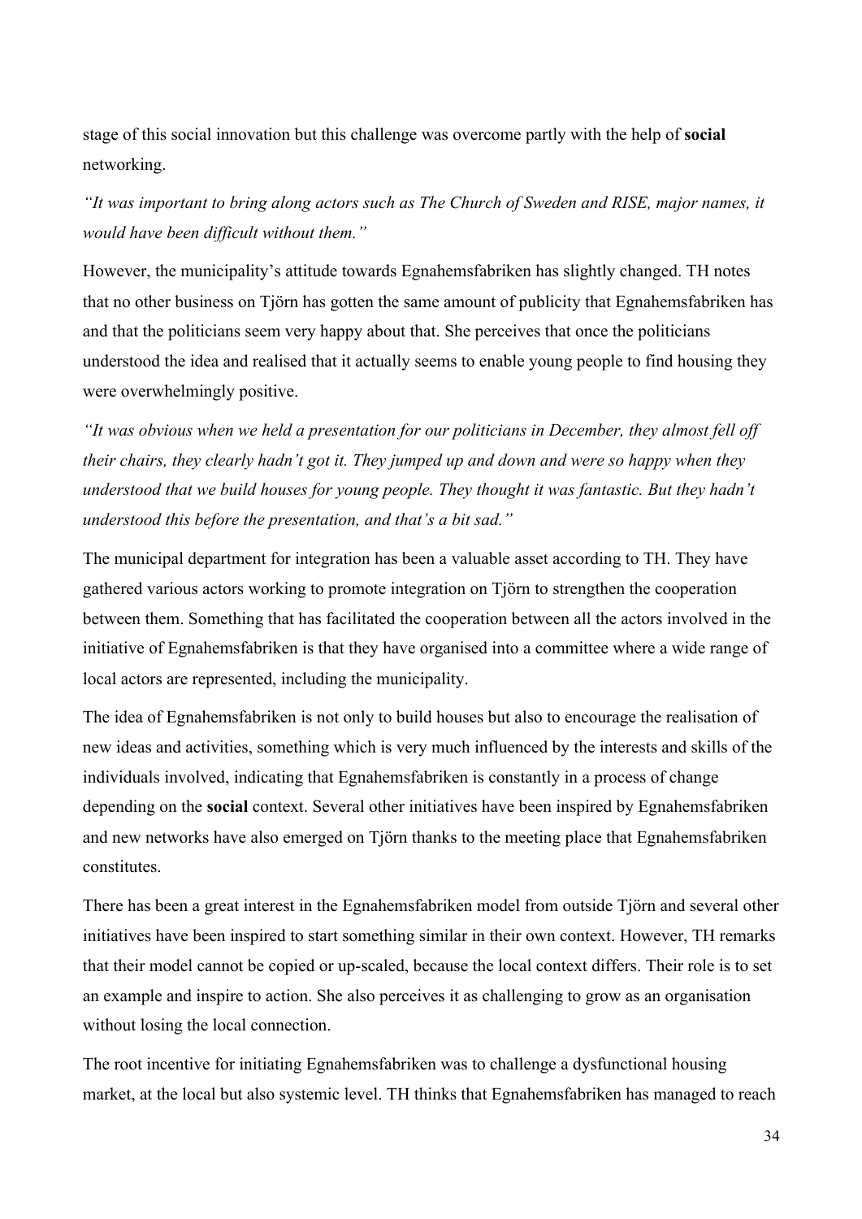stage of this social innovation but this challenge was overcome partly with the help of **social** networking.

*"It was important to bring along actors such as The Church of Sweden and RISE, major names, it would have been difficult without them."*

However, the municipality's attitude towards Egnahemsfabriken has slightly changed. TH notes that no other business on Tjörn has gotten the same amount of publicity that Egnahemsfabriken has and that the politicians seem very happy about that. She perceives that once the politicians understood the idea and realised that it actually seems to enable young people to find housing they were overwhelmingly positive.

*"It was obvious when we held a presentation for our politicians in December, they almost fell off their chairs, they clearly hadn't got it. They jumped up and down and were so happy when they understood that we build houses for young people. They thought it was fantastic. But they hadn't understood this before the presentation, and that's a bit sad."*

The municipal department for integration has been a valuable asset according to TH. They have gathered various actors working to promote integration on Tjörn to strengthen the cooperation between them. Something that has facilitated the cooperation between all the actors involved in the initiative of Egnahemsfabriken is that they have organised into a committee where a wide range of local actors are represented, including the municipality.

The idea of Egnahemsfabriken is not only to build houses but also to encourage the realisation of new ideas and activities, something which is very much influenced by the interests and skills of the individuals involved, indicating that Egnahemsfabriken is constantly in a process of change depending on the **social** context. Several other initiatives have been inspired by Egnahemsfabriken and new networks have also emerged on Tjörn thanks to the meeting place that Egnahemsfabriken constitutes.

There has been a great interest in the Egnahemsfabriken model from outside Tjörn and several other initiatives have been inspired to start something similar in their own context. However, TH remarks that their model cannot be copied or up-scaled, because the local context differs. Their role is to set an example and inspire to action. She also perceives it as challenging to grow as an organisation without losing the local connection.

The root incentive for initiating Egnahemsfabriken was to challenge a dysfunctional housing market, at the local but also systemic level. TH thinks that Egnahemsfabriken has managed to reach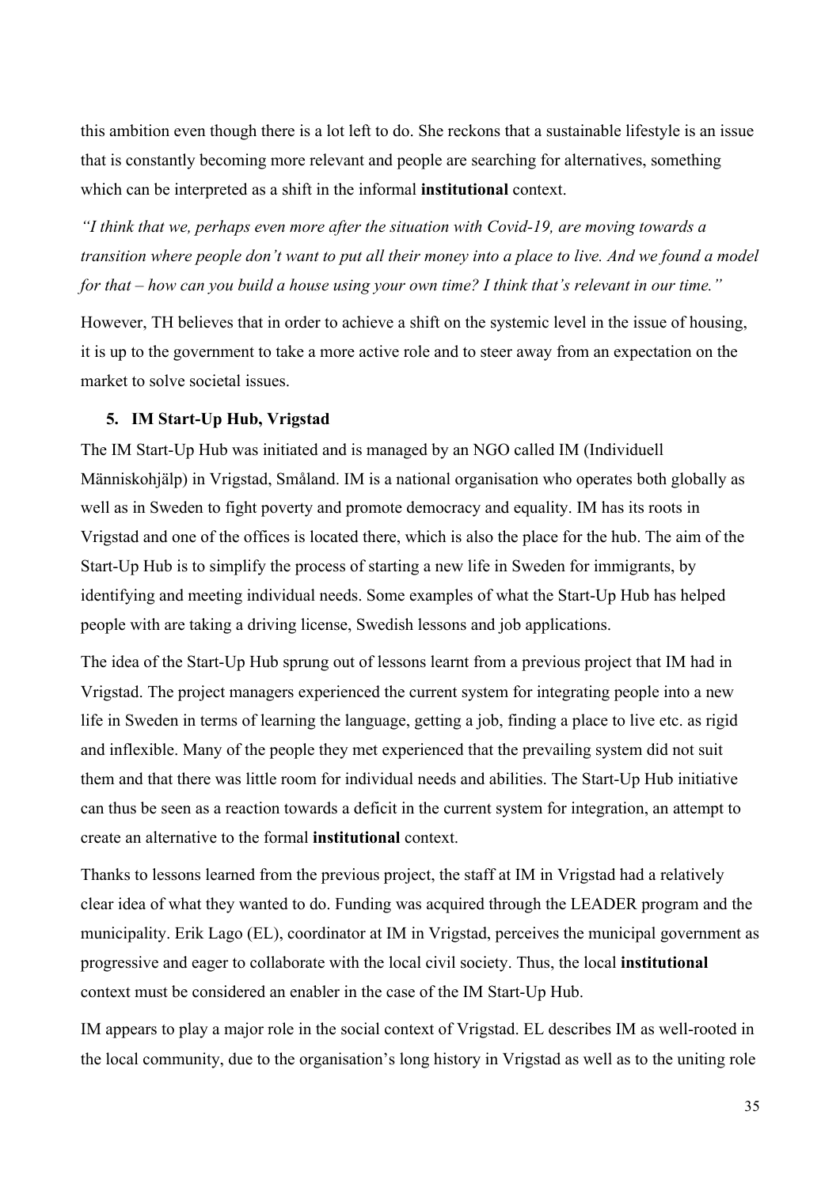this ambition even though there is a lot left to do. She reckons that a sustainable lifestyle is an issue that is constantly becoming more relevant and people are searching for alternatives, something which can be interpreted as a shift in the informal **institutional** context.

*"I think that we, perhaps even more after the situation with Covid-19, are moving towards a transition where people don't want to put all their money into a place to live. And we found a model for that – how can you build a house using your own time? I think that's relevant in our time."*

However, TH believes that in order to achieve a shift on the systemic level in the issue of housing, it is up to the government to take a more active role and to steer away from an expectation on the market to solve societal issues.

**5. IM Start-Up Hub, Vrigstad**

The IM Start-Up Hub was initiated and is managed by an NGO called IM (Individuell Människohjälp) in Vrigstad, Småland. IM is a national organisation who operates both globally as well as in Sweden to fight poverty and promote democracy and equality. IM has its roots in Vrigstad and one of the offices is located there, which is also the place for the hub. The aim of the Start-Up Hub is to simplify the process of starting a new life in Sweden for immigrants, by identifying and meeting individual needs. Some examples of what the Start-Up Hub has helped people with are taking a driving license, Swedish lessons and job applications.

The idea of the Start-Up Hub sprung out of lessons learnt from a previous project that IM had in Vrigstad. The project managers experienced the current system for integrating people into a new life in Sweden in terms of learning the language, getting a job, finding a place to live etc. as rigid and inflexible. Many of the people they met experienced that the prevailing system did not suit them and that there was little room for individual needs and abilities. The Start-Up Hub initiative can thus be seen as a reaction towards a deficit in the current system for integration, an attempt to create an alternative to the formal **institutional** context.

Thanks to lessons learned from the previous project, the staff at IM in Vrigstad had a relatively clear idea of what they wanted to do. Funding was acquired through the LEADER program and the municipality. Erik Lago (EL), coordinator at IM in Vrigstad, perceives the municipal government as progressive and eager to collaborate with the local civil society. Thus, the local **institutional** context must be considered an enabler in the case of the IM Start-Up Hub.

IM appears to play a major role in the social context of Vrigstad. EL describes IM as well-rooted in the local community, due to the organisation's long history in Vrigstad as well as to the uniting role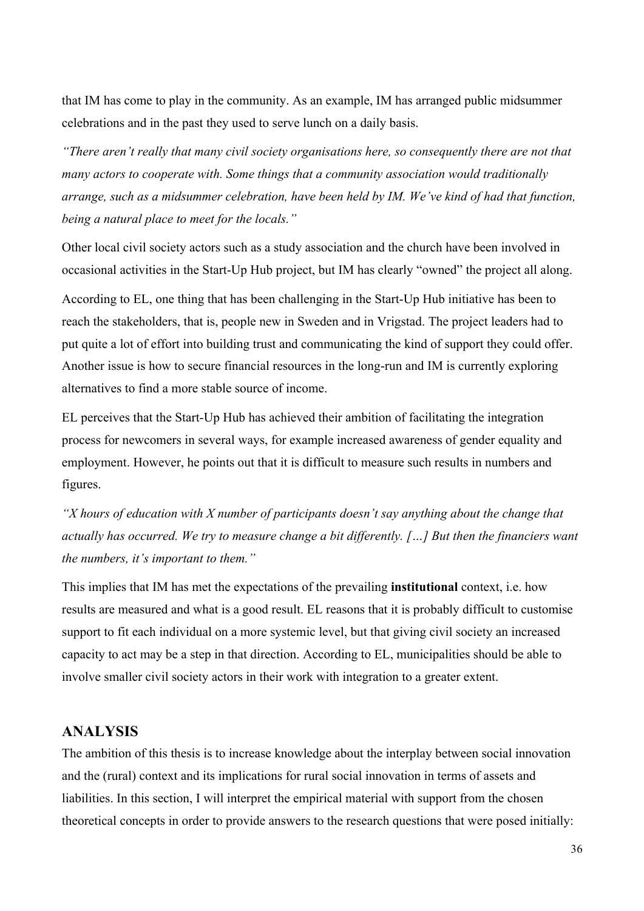that IM has come to play in the community. As an example, IM has arranged public midsummer celebrations and in the past they used to serve lunch on a daily basis.

*"There aren't really that many civil society organisations here, so consequently there are not that many actors to cooperate with. Some things that a community association would traditionally arrange, such as a midsummer celebration, have been held by IM. We've kind of had that function, being a natural place to meet for the locals."*

Other local civil society actors such as a study association and the church have been involved in occasional activities in the Start-Up Hub project, but IM has clearly "owned" the project all along.

According to EL, one thing that has been challenging in the Start-Up Hub initiative has been to reach the stakeholders, that is, people new in Sweden and in Vrigstad. The project leaders had to put quite a lot of effort into building trust and communicating the kind of support they could offer. Another issue is how to secure financial resources in the long-run and IM is currently exploring alternatives to find a more stable source of income.

EL perceives that the Start-Up Hub has achieved their ambition of facilitating the integration process for newcomers in several ways, for example increased awareness of gender equality and employment. However, he points out that it is difficult to measure such results in numbers and figures.

*"X hours of education with X number of participants doesn't say anything about the change that actually has occurred. We try to measure change a bit differently. […] But then the financiers want the numbers, it's important to them."*

This implies that IM has met the expectations of the prevailing **institutional** context, i.e. how results are measured and what is a good result. EL reasons that it is probably difficult to customise support to fit each individual on a more systemic level, but that giving civil society an increased capacity to act may be a step in that direction. According to EL, municipalities should be able to involve smaller civil society actors in their work with integration to a greater extent.

## ANALYSIS

The ambition of this thesis is to increase knowledge about the interplay between social innovation and the (rural) context and its implications for rural social innovation in terms of assets and liabilities. In this section, I will interpret the empirical material with support from the chosen theoretical concepts in order to provide answers to the research questions that were posed initially: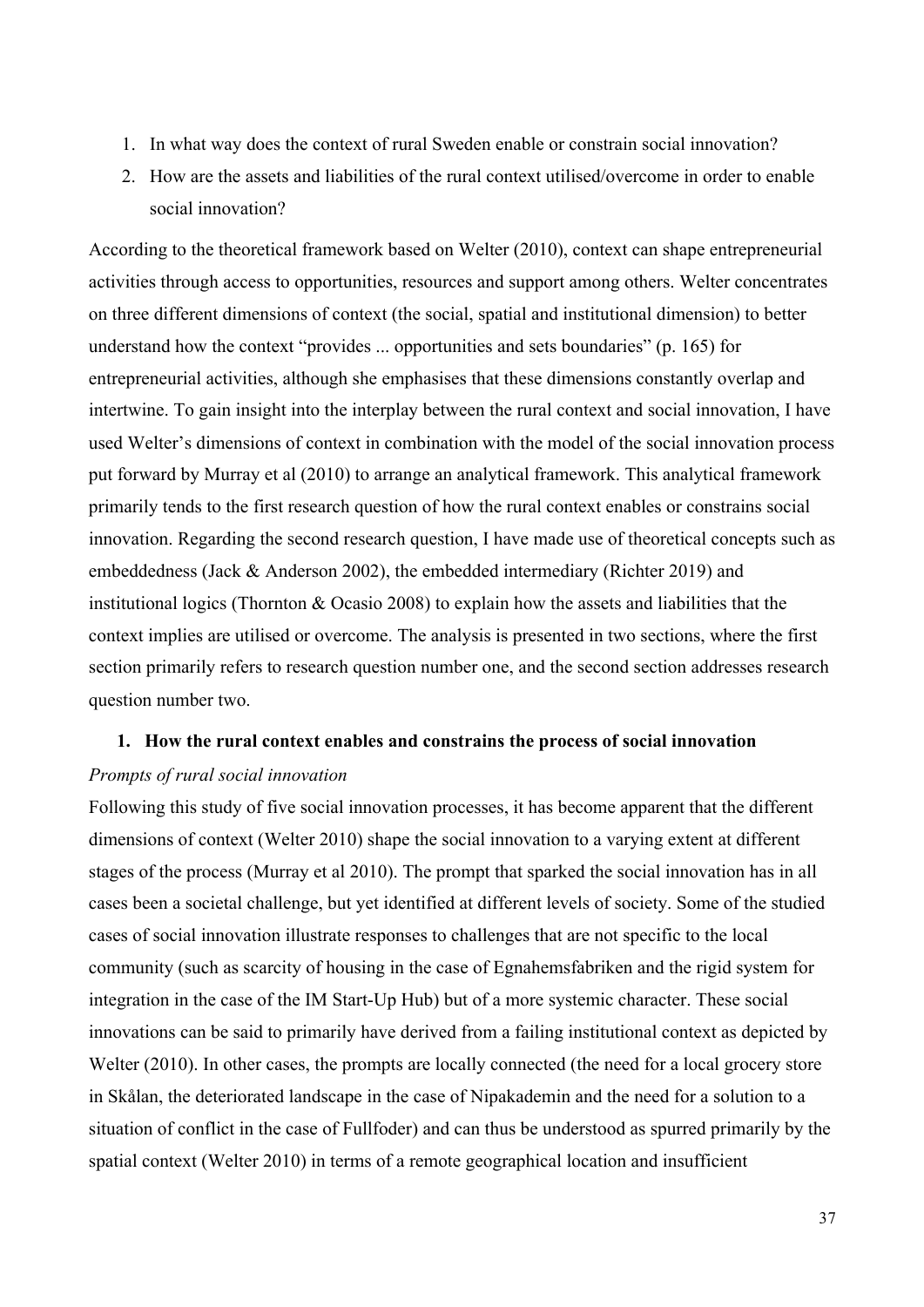1. In what way does the context of rural Sweden enable or constrain social innovation?
2. How are the assets and liabilities of the rural context utilised/overcome in order to enable social innovation?

According to the theoretical framework based on Welter (2010), context can shape entrepreneurial activities through access to opportunities, resources and support among others. Welter concentrates on three different dimensions of context (the social, spatial and institutional dimension) to better understand how the context "provides ... opportunities and sets boundaries" (p. 165) for entrepreneurial activities, although she emphasises that these dimensions constantly overlap and intertwine. To gain insight into the interplay between the rural context and social innovation, I have used Welter's dimensions of context in combination with the model of the social innovation process put forward by Murray et al (2010) to arrange an analytical framework. This analytical framework primarily tends to the first research question of how the rural context enables or constrains social innovation. Regarding the second research question, I have made use of theoretical concepts such as embeddedness (Jack & Anderson 2002), the embedded intermediary (Richter 2019) and institutional logics (Thornton & Ocasio 2008) to explain how the assets and liabilities that the context implies are utilised or overcome. The analysis is presented in two sections, where the first section primarily refers to research question number one, and the second section addresses research question number two.

## 1. How the rural context enables and constrains the process of social innovation

*Prompts of rural social innovation*

Following this study of five social innovation processes, it has become apparent that the different dimensions of context (Welter 2010) shape the social innovation to a varying extent at different stages of the process (Murray et al 2010). The prompt that sparked the social innovation has in all cases been a societal challenge, but yet identified at different levels of society. Some of the studied cases of social innovation illustrate responses to challenges that are not specific to the local community (such as scarcity of housing in the case of Egnahemsfabriken and the rigid system for integration in the case of the IM Start-Up Hub) but of a more systemic character. These social innovations can be said to primarily have derived from a failing institutional context as depicted by Welter (2010). In other cases, the prompts are locally connected (the need for a local grocery store in Skålan, the deteriorated landscape in the case of Nipakademin and the need for a solution to a situation of conflict in the case of Fullfoder) and can thus be understood as spurred primarily by the spatial context (Welter 2010) in terms of a remote geographical location and insufficient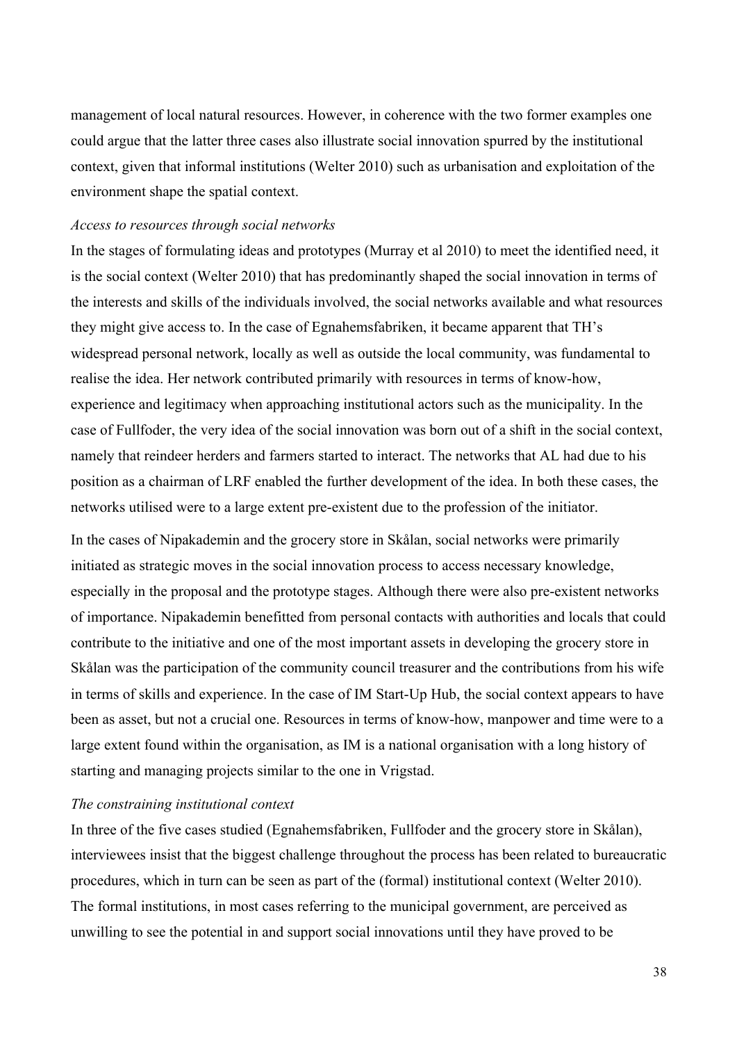management of local natural resources. However, in coherence with the two former examples one could argue that the latter three cases also illustrate social innovation spurred by the institutional context, given that informal institutions (Welter 2010) such as urbanisation and exploitation of the environment shape the spatial context.

*Access to resources through social networks*

In the stages of formulating ideas and prototypes (Murray et al 2010) to meet the identified need, it is the social context (Welter 2010) that has predominantly shaped the social innovation in terms of the interests and skills of the individuals involved, the social networks available and what resources they might give access to. In the case of Egnahemsfabriken, it became apparent that TH's widespread personal network, locally as well as outside the local community, was fundamental to realise the idea. Her network contributed primarily with resources in terms of know-how, experience and legitimacy when approaching institutional actors such as the municipality. In the case of Fullfoder, the very idea of the social innovation was born out of a shift in the social context, namely that reindeer herders and farmers started to interact. The networks that AL had due to his position as a chairman of LRF enabled the further development of the idea. In both these cases, the networks utilised were to a large extent pre-existent due to the profession of the initiator.

In the cases of Nipakademin and the grocery store in Skålan, social networks were primarily initiated as strategic moves in the social innovation process to access necessary knowledge, especially in the proposal and the prototype stages. Although there were also pre-existent networks of importance. Nipakademin benefitted from personal contacts with authorities and locals that could contribute to the initiative and one of the most important assets in developing the grocery store in Skålan was the participation of the community council treasurer and the contributions from his wife in terms of skills and experience. In the case of IM Start-Up Hub, the social context appears to have been as asset, but not a crucial one. Resources in terms of know-how, manpower and time were to a large extent found within the organisation, as IM is a national organisation with a long history of starting and managing projects similar to the one in Vrigstad.

*The constraining institutional context*

In three of the five cases studied (Egnahemsfabriken, Fullfoder and the grocery store in Skålan), interviewees insist that the biggest challenge throughout the process has been related to bureaucratic procedures, which in turn can be seen as part of the (formal) institutional context (Welter 2010). The formal institutions, in most cases referring to the municipal government, are perceived as unwilling to see the potential in and support social innovations until they have proved to be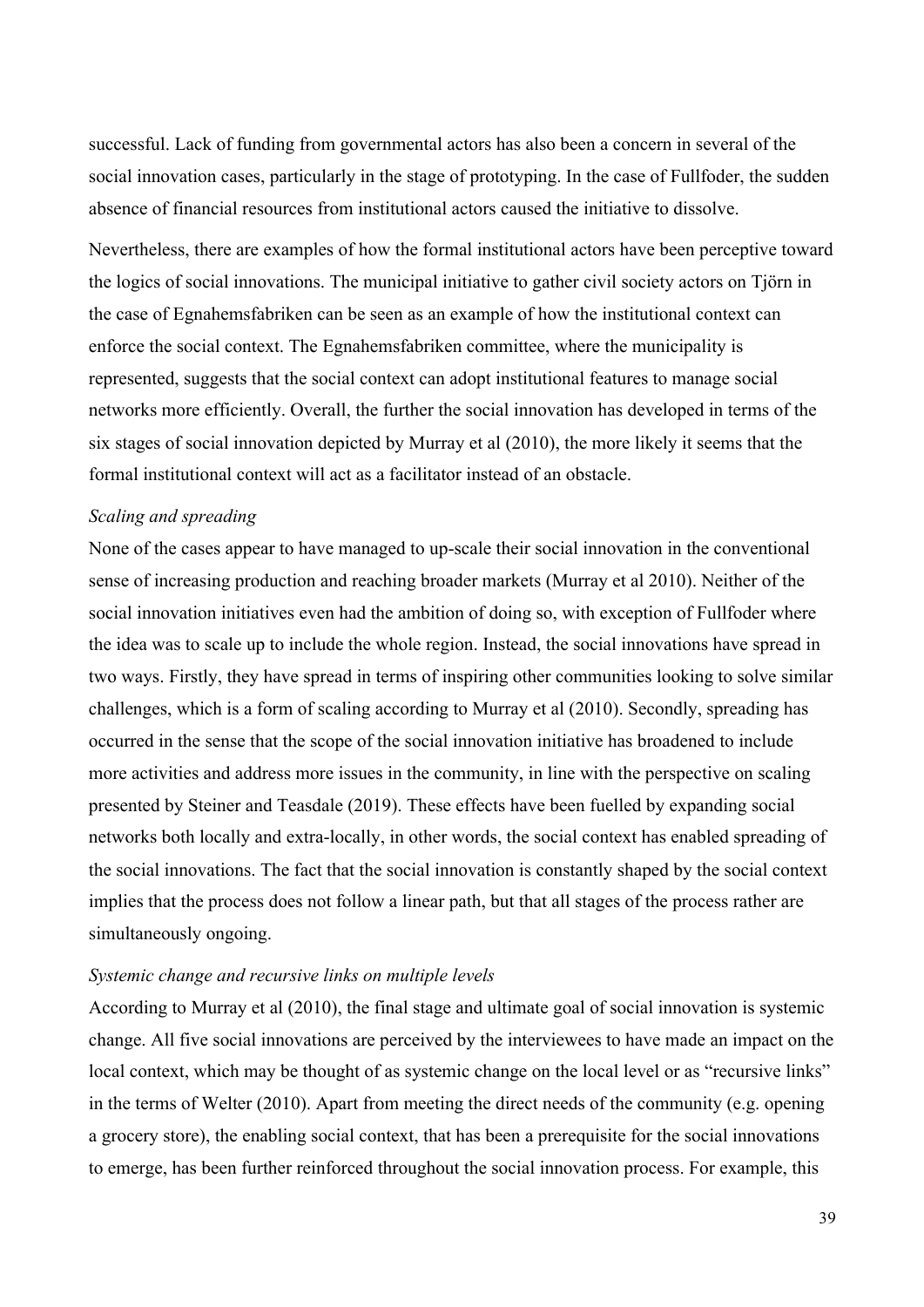successful. Lack of funding from governmental actors has also been a concern in several of the social innovation cases, particularly in the stage of prototyping. In the case of Fullfoder, the sudden absence of financial resources from institutional actors caused the initiative to dissolve.

Nevertheless, there are examples of how the formal institutional actors have been perceptive toward the logics of social innovations. The municipal initiative to gather civil society actors on Tjörn in the case of Egnahemsfabriken can be seen as an example of how the institutional context can enforce the social context. The Egnahemsfabriken committee, where the municipality is represented, suggests that the social context can adopt institutional features to manage social networks more efficiently. Overall, the further the social innovation has developed in terms of the six stages of social innovation depicted by Murray et al (2010), the more likely it seems that the formal institutional context will act as a facilitator instead of an obstacle.

*Scaling and spreading*

None of the cases appear to have managed to up-scale their social innovation in the conventional sense of increasing production and reaching broader markets (Murray et al 2010). Neither of the social innovation initiatives even had the ambition of doing so, with exception of Fullfoder where the idea was to scale up to include the whole region. Instead, the social innovations have spread in two ways. Firstly, they have spread in terms of inspiring other communities looking to solve similar challenges, which is a form of scaling according to Murray et al (2010). Secondly, spreading has occurred in the sense that the scope of the social innovation initiative has broadened to include more activities and address more issues in the community, in line with the perspective on scaling presented by Steiner and Teasdale (2019). These effects have been fuelled by expanding social networks both locally and extra-locally, in other words, the social context has enabled spreading of the social innovations. The fact that the social innovation is constantly shaped by the social context implies that the process does not follow a linear path, but that all stages of the process rather are simultaneously ongoing.

*Systemic change and recursive links on multiple levels*

According to Murray et al (2010), the final stage and ultimate goal of social innovation is systemic change. All five social innovations are perceived by the interviewees to have made an impact on the local context, which may be thought of as systemic change on the local level or as "recursive links" in the terms of Welter (2010). Apart from meeting the direct needs of the community (e.g. opening a grocery store), the enabling social context, that has been a prerequisite for the social innovations to emerge, has been further reinforced throughout the social innovation process. For example, this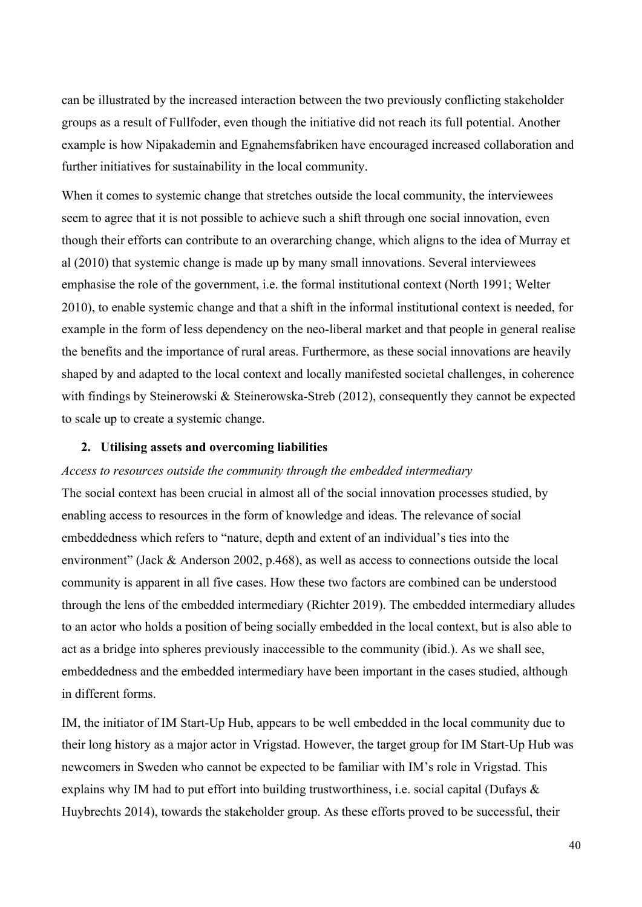can be illustrated by the increased interaction between the two previously conflicting stakeholder groups as a result of Fullfoder, even though the initiative did not reach its full potential. Another example is how Nipakademin and Egnahemsfabriken have encouraged increased collaboration and further initiatives for sustainability in the local community.

When it comes to systemic change that stretches outside the local community, the interviewees seem to agree that it is not possible to achieve such a shift through one social innovation, even though their efforts can contribute to an overarching change, which aligns to the idea of Murray et al (2010) that systemic change is made up by many small innovations. Several interviewees emphasise the role of the government, i.e. the formal institutional context (North 1991; Welter 2010), to enable systemic change and that a shift in the informal institutional context is needed, for example in the form of less dependency on the neo-liberal market and that people in general realise the benefits and the importance of rural areas. Furthermore, as these social innovations are heavily shaped by and adapted to the local context and locally manifested societal challenges, in coherence with findings by Steinerowski & Steinerowska-Streb (2012), consequently they cannot be expected to scale up to create a systemic change.

### 2. Utilising assets and overcoming liabilities

*Access to resources outside the community through the embedded intermediary*

The social context has been crucial in almost all of the social innovation processes studied, by enabling access to resources in the form of knowledge and ideas. The relevance of social embeddedness which refers to "nature, depth and extent of an individual's ties into the environment" (Jack & Anderson 2002, p.468), as well as access to connections outside the local community is apparent in all five cases. How these two factors are combined can be understood through the lens of the embedded intermediary (Richter 2019). The embedded intermediary alludes to an actor who holds a position of being socially embedded in the local context, but is also able to act as a bridge into spheres previously inaccessible to the community (ibid.). As we shall see, embeddedness and the embedded intermediary have been important in the cases studied, although in different forms.

IM, the initiator of IM Start-Up Hub, appears to be well embedded in the local community due to their long history as a major actor in Vrigstad. However, the target group for IM Start-Up Hub was newcomers in Sweden who cannot be expected to be familiar with IM's role in Vrigstad. This explains why IM had to put effort into building trustworthiness, i.e. social capital (Dufays & Huybrechts 2014), towards the stakeholder group. As these efforts proved to be successful, their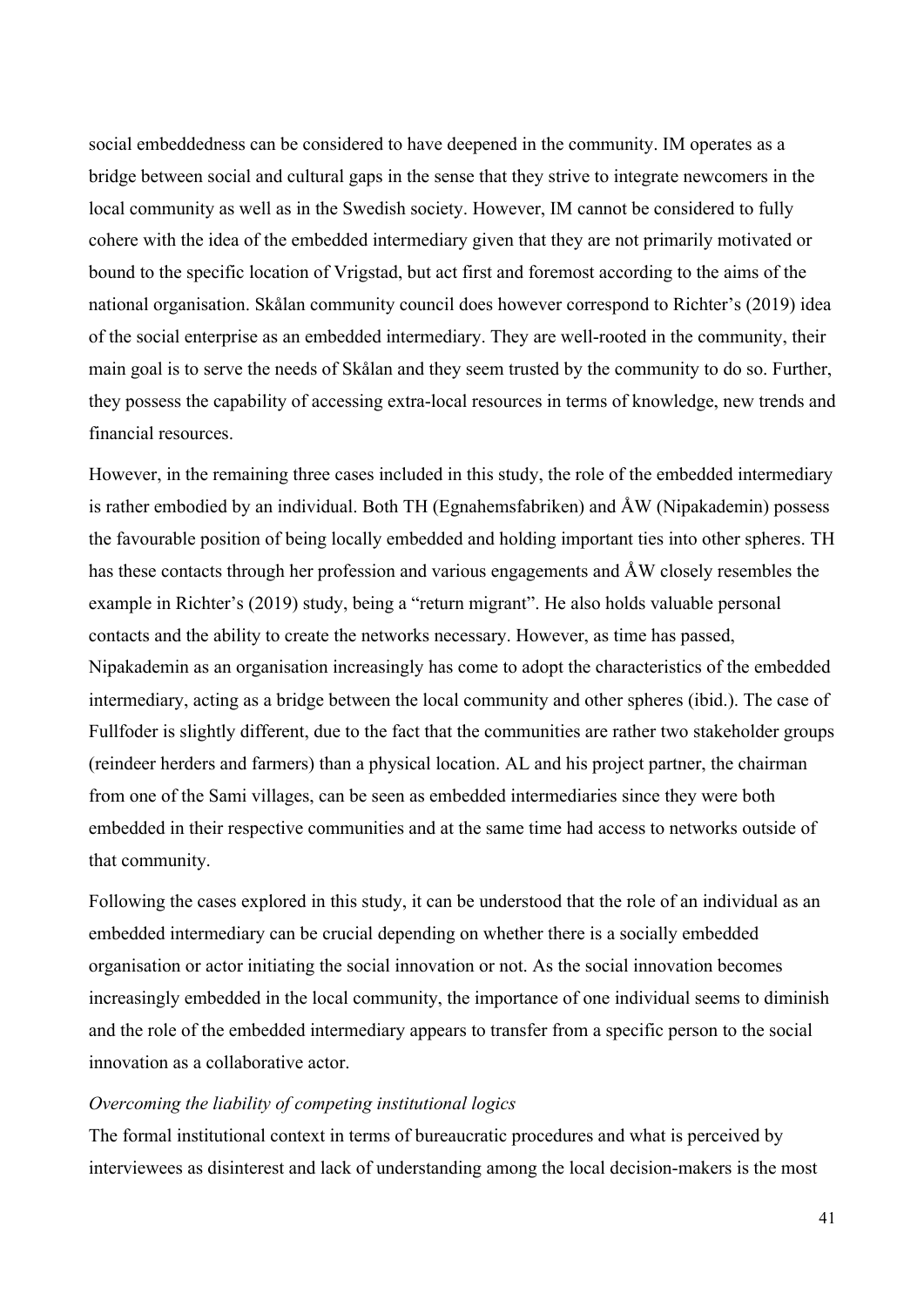social embeddedness can be considered to have deepened in the community. IM operates as a bridge between social and cultural gaps in the sense that they strive to integrate newcomers in the local community as well as in the Swedish society. However, IM cannot be considered to fully cohere with the idea of the embedded intermediary given that they are not primarily motivated or bound to the specific location of Vrigstad, but act first and foremost according to the aims of the national organisation. Skålan community council does however correspond to Richter's (2019) idea of the social enterprise as an embedded intermediary. They are well-rooted in the community, their main goal is to serve the needs of Skålan and they seem trusted by the community to do so. Further, they possess the capability of accessing extra-local resources in terms of knowledge, new trends and financial resources.

However, in the remaining three cases included in this study, the role of the embedded intermediary is rather embodied by an individual. Both TH (Egnahemsfabriken) and ÅW (Nipakademin) possess the favourable position of being locally embedded and holding important ties into other spheres. TH has these contacts through her profession and various engagements and ÅW closely resembles the example in Richter's (2019) study, being a "return migrant". He also holds valuable personal contacts and the ability to create the networks necessary. However, as time has passed, Nipakademin as an organisation increasingly has come to adopt the characteristics of the embedded intermediary, acting as a bridge between the local community and other spheres (ibid.). The case of Fullfoder is slightly different, due to the fact that the communities are rather two stakeholder groups (reindeer herders and farmers) than a physical location. AL and his project partner, the chairman from one of the Sami villages, can be seen as embedded intermediaries since they were both embedded in their respective communities and at the same time had access to networks outside of that community.

Following the cases explored in this study, it can be understood that the role of an individual as an embedded intermediary can be crucial depending on whether there is a socially embedded organisation or actor initiating the social innovation or not. As the social innovation becomes increasingly embedded in the local community, the importance of one individual seems to diminish and the role of the embedded intermediary appears to transfer from a specific person to the social innovation as a collaborative actor.

*Overcoming the liability of competing institutional logics*

The formal institutional context in terms of bureaucratic procedures and what is perceived by interviewees as disinterest and lack of understanding among the local decision-makers is the most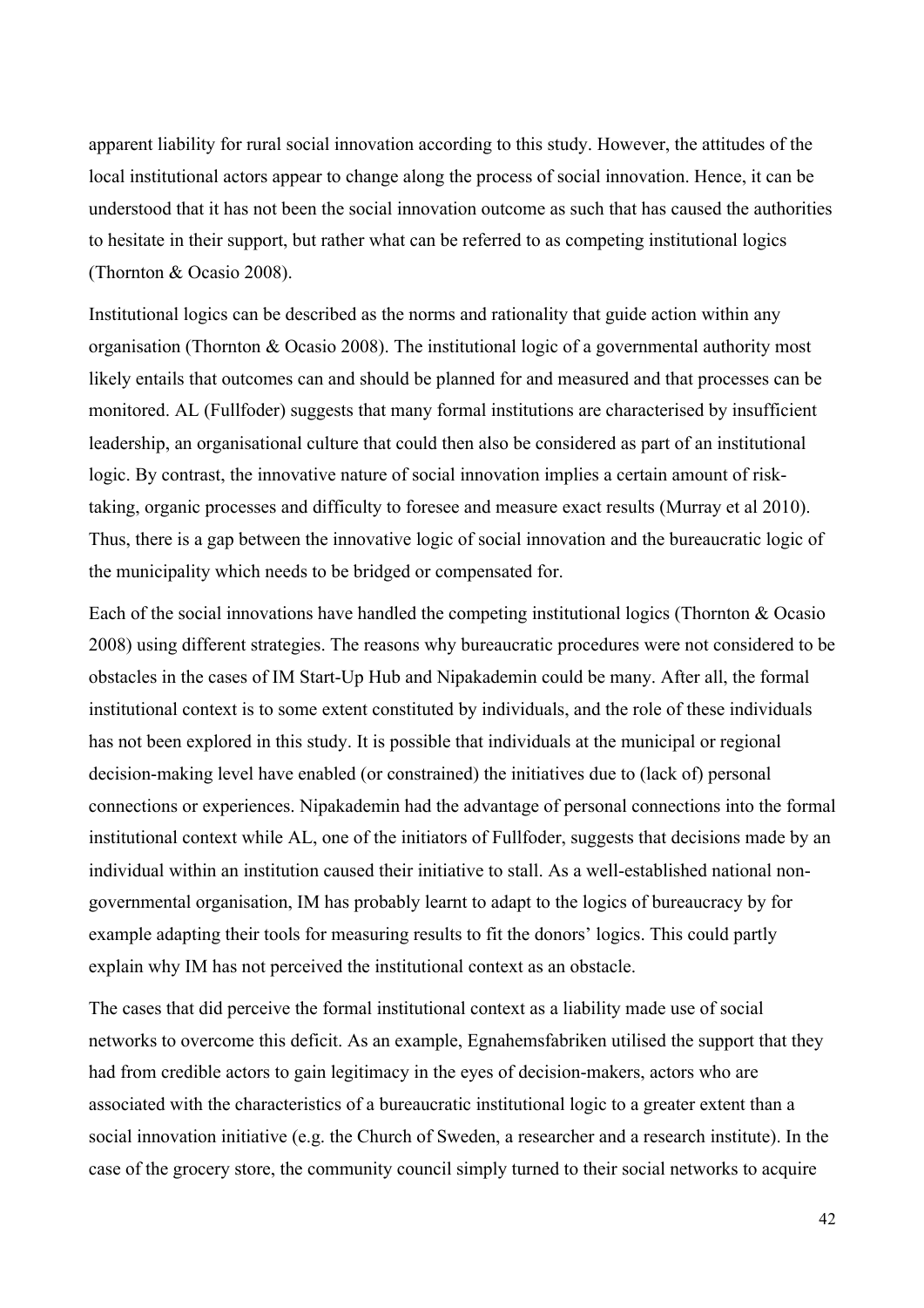apparent liability for rural social innovation according to this study. However, the attitudes of the local institutional actors appear to change along the process of social innovation. Hence, it can be understood that it has not been the social innovation outcome as such that has caused the authorities to hesitate in their support, but rather what can be referred to as competing institutional logics (Thornton & Ocasio 2008).

Institutional logics can be described as the norms and rationality that guide action within any organisation (Thornton & Ocasio 2008). The institutional logic of a governmental authority most likely entails that outcomes can and should be planned for and measured and that processes can be monitored. AL (Fullfoder) suggests that many formal institutions are characterised by insufficient leadership, an organisational culture that could then also be considered as part of an institutional logic. By contrast, the innovative nature of social innovation implies a certain amount of risk-taking, organic processes and difficulty to foresee and measure exact results (Murray et al 2010). Thus, there is a gap between the innovative logic of social innovation and the bureaucratic logic of the municipality which needs to be bridged or compensated for.

Each of the social innovations have handled the competing institutional logics (Thornton & Ocasio 2008) using different strategies. The reasons why bureaucratic procedures were not considered to be obstacles in the cases of IM Start-Up Hub and Nipakademin could be many. After all, the formal institutional context is to some extent constituted by individuals, and the role of these individuals has not been explored in this study. It is possible that individuals at the municipal or regional decision-making level have enabled (or constrained) the initiatives due to (lack of) personal connections or experiences. Nipakademin had the advantage of personal connections into the formal institutional context while AL, one of the initiators of Fullfoder, suggests that decisions made by an individual within an institution caused their initiative to stall. As a well-established national non-governmental organisation, IM has probably learnt to adapt to the logics of bureaucracy by for example adapting their tools for measuring results to fit the donors' logics. This could partly explain why IM has not perceived the institutional context as an obstacle.

The cases that did perceive the formal institutional context as a liability made use of social networks to overcome this deficit. As an example, Egnahemsfabriken utilised the support that they had from credible actors to gain legitimacy in the eyes of decision-makers, actors who are associated with the characteristics of a bureaucratic institutional logic to a greater extent than a social innovation initiative (e.g. the Church of Sweden, a researcher and a research institute). In the case of the grocery store, the community council simply turned to their social networks to acquire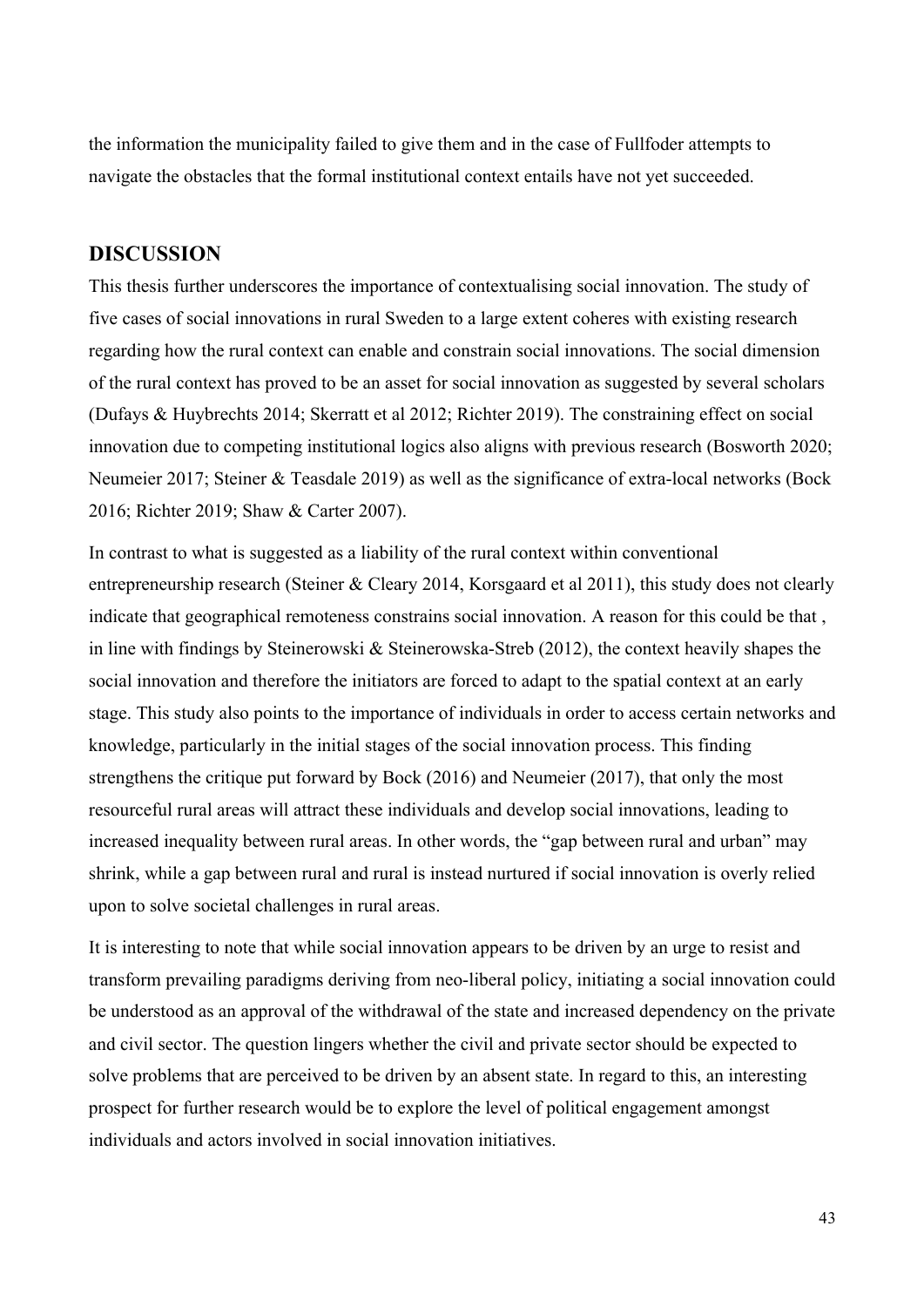the information the municipality failed to give them and in the case of Fullfoder attempts to navigate the obstacles that the formal institutional context entails have not yet succeeded.

## DISCUSSION

This thesis further underscores the importance of contextualising social innovation. The study of five cases of social innovations in rural Sweden to a large extent coheres with existing research regarding how the rural context can enable and constrain social innovations. The social dimension of the rural context has proved to be an asset for social innovation as suggested by several scholars (Dufays & Huybrechts 2014; Skerratt et al 2012; Richter 2019). The constraining effect on social innovation due to competing institutional logics also aligns with previous research (Bosworth 2020; Neumeier 2017; Steiner & Teasdale 2019) as well as the significance of extra-local networks (Bock 2016; Richter 2019; Shaw & Carter 2007).

In contrast to what is suggested as a liability of the rural context within conventional entrepreneurship research (Steiner & Cleary 2014, Korsgaard et al 2011), this study does not clearly indicate that geographical remoteness constrains social innovation. A reason for this could be that , in line with findings by Steinerowski & Steinerowska-Streb (2012), the context heavily shapes the social innovation and therefore the initiators are forced to adapt to the spatial context at an early stage. This study also points to the importance of individuals in order to access certain networks and knowledge, particularly in the initial stages of the social innovation process. This finding strengthens the critique put forward by Bock (2016) and Neumeier (2017), that only the most resourceful rural areas will attract these individuals and develop social innovations, leading to increased inequality between rural areas. In other words, the "gap between rural and urban" may shrink, while a gap between rural and rural is instead nurtured if social innovation is overly relied upon to solve societal challenges in rural areas.

It is interesting to note that while social innovation appears to be driven by an urge to resist and transform prevailing paradigms deriving from neo-liberal policy, initiating a social innovation could be understood as an approval of the withdrawal of the state and increased dependency on the private and civil sector. The question lingers whether the civil and private sector should be expected to solve problems that are perceived to be driven by an absent state. In regard to this, an interesting prospect for further research would be to explore the level of political engagement amongst individuals and actors involved in social innovation initiatives.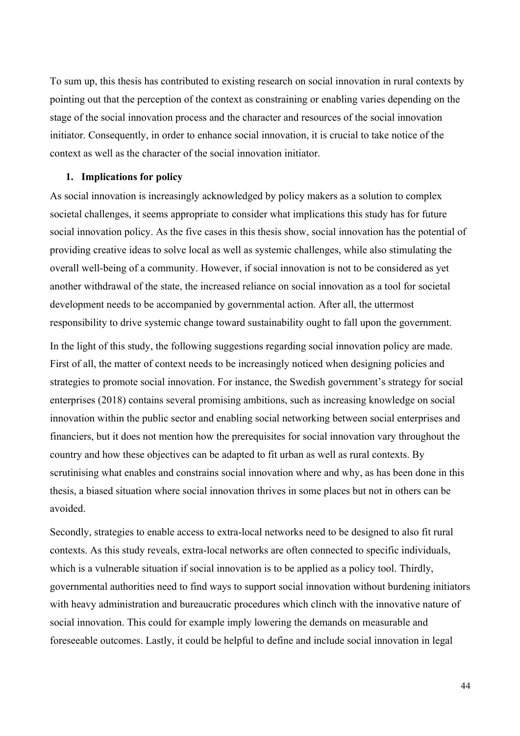To sum up, this thesis has contributed to existing research on social innovation in rural contexts by pointing out that the perception of the context as constraining or enabling varies depending on the stage of the social innovation process and the character and resources of the social innovation initiator. Consequently, in order to enhance social innovation, it is crucial to take notice of the context as well as the character of the social innovation initiator.

### 1. Implications for policy

As social innovation is increasingly acknowledged by policy makers as a solution to complex societal challenges, it seems appropriate to consider what implications this study has for future social innovation policy. As the five cases in this thesis show, social innovation has the potential of providing creative ideas to solve local as well as systemic challenges, while also stimulating the overall well-being of a community. However, if social innovation is not to be considered as yet another withdrawal of the state, the increased reliance on social innovation as a tool for societal development needs to be accompanied by governmental action. After all, the uttermost responsibility to drive systemic change toward sustainability ought to fall upon the government.

In the light of this study, the following suggestions regarding social innovation policy are made. First of all, the matter of context needs to be increasingly noticed when designing policies and strategies to promote social innovation. For instance, the Swedish government's strategy for social enterprises (2018) contains several promising ambitions, such as increasing knowledge on social innovation within the public sector and enabling social networking between social enterprises and financiers, but it does not mention how the prerequisites for social innovation vary throughout the country and how these objectives can be adapted to fit urban as well as rural contexts. By scrutinising what enables and constrains social innovation where and why, as has been done in this thesis, a biased situation where social innovation thrives in some places but not in others can be avoided.

Secondly, strategies to enable access to extra-local networks need to be designed to also fit rural contexts. As this study reveals, extra-local networks are often connected to specific individuals, which is a vulnerable situation if social innovation is to be applied as a policy tool. Thirdly, governmental authorities need to find ways to support social innovation without burdening initiators with heavy administration and bureaucratic procedures which clinch with the innovative nature of social innovation. This could for example imply lowering the demands on measurable and foreseeable outcomes. Lastly, it could be helpful to define and include social innovation in legal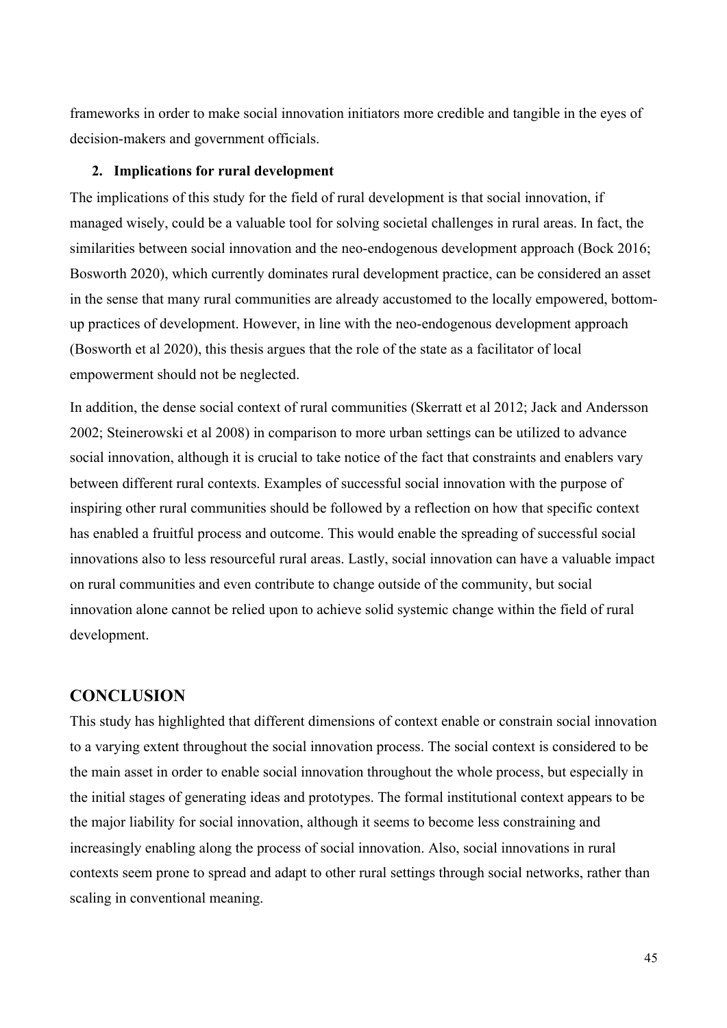frameworks in order to make social innovation initiators more credible and tangible in the eyes of decision-makers and government officials.

**2. Implications for rural development**

The implications of this study for the field of rural development is that social innovation, if managed wisely, could be a valuable tool for solving societal challenges in rural areas. In fact, the similarities between social innovation and the neo-endogenous development approach (Bock 2016; Bosworth 2020), which currently dominates rural development practice, can be considered an asset in the sense that many rural communities are already accustomed to the locally empowered, bottom-up practices of development. However, in line with the neo-endogenous development approach (Bosworth et al 2020), this thesis argues that the role of the state as a facilitator of local empowerment should not be neglected.

In addition, the dense social context of rural communities (Skerratt et al 2012; Jack and Andersson 2002; Steinerowski et al 2008) in comparison to more urban settings can be utilized to advance social innovation, although it is crucial to take notice of the fact that constraints and enablers vary between different rural contexts. Examples of successful social innovation with the purpose of inspiring other rural communities should be followed by a reflection on how that specific context has enabled a fruitful process and outcome. This would enable the spreading of successful social innovations also to less resourceful rural areas. Lastly, social innovation can have a valuable impact on rural communities and even contribute to change outside of the community, but social innovation alone cannot be relied upon to achieve solid systemic change within the field of rural development.

## CONCLUSION

This study has highlighted that different dimensions of context enable or constrain social innovation to a varying extent throughout the social innovation process. The social context is considered to be the main asset in order to enable social innovation throughout the whole process, but especially in the initial stages of generating ideas and prototypes. The formal institutional context appears to be the major liability for social innovation, although it seems to become less constraining and increasingly enabling along the process of social innovation. Also, social innovations in rural contexts seem prone to spread and adapt to other rural settings through social networks, rather than scaling in conventional meaning.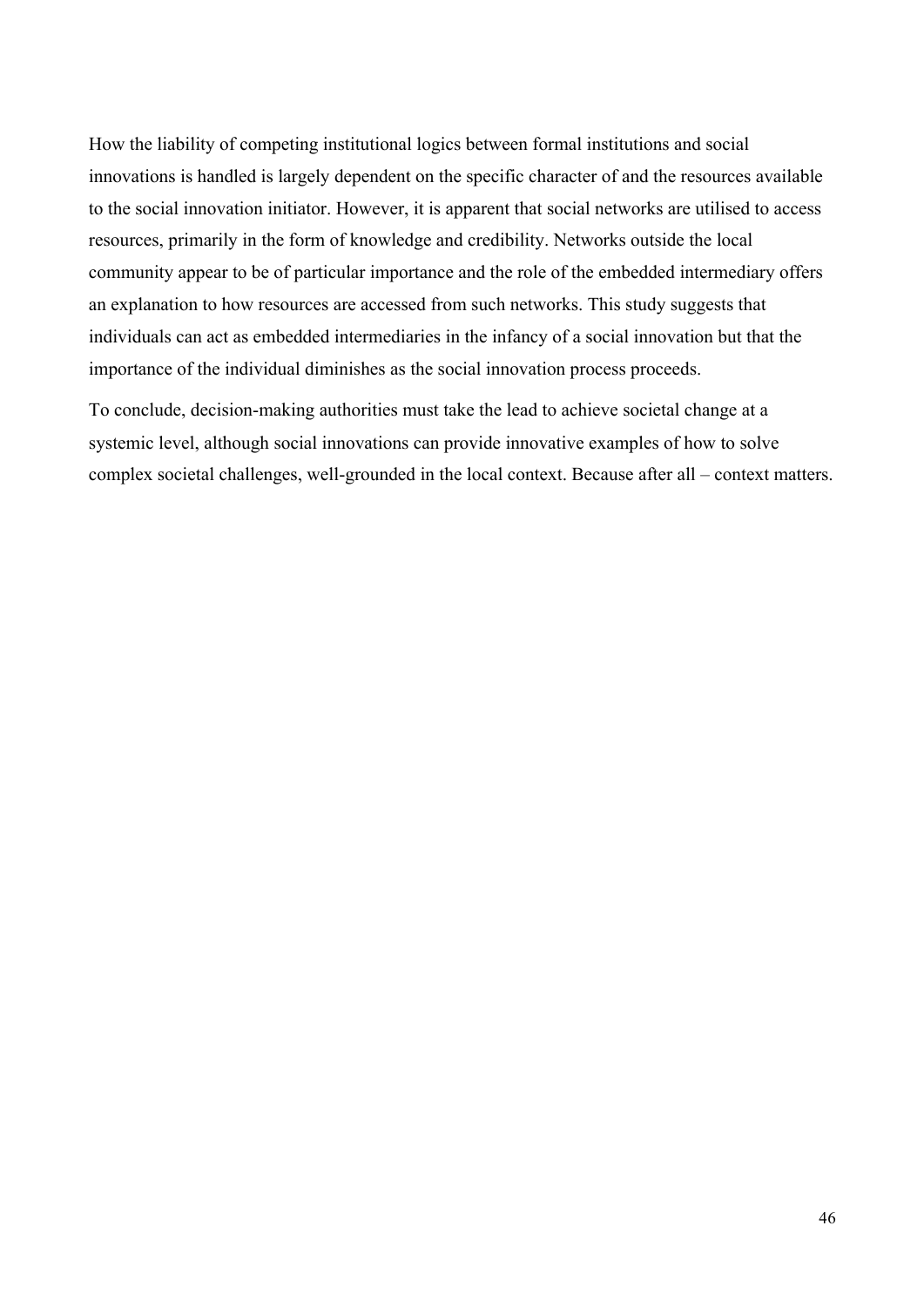How the liability of competing institutional logics between formal institutions and social innovations is handled is largely dependent on the specific character of and the resources available to the social innovation initiator. However, it is apparent that social networks are utilised to access resources, primarily in the form of knowledge and credibility. Networks outside the local community appear to be of particular importance and the role of the embedded intermediary offers an explanation to how resources are accessed from such networks. This study suggests that individuals can act as embedded intermediaries in the infancy of a social innovation but that the importance of the individual diminishes as the social innovation process proceeds.

To conclude, decision-making authorities must take the lead to achieve societal change at a systemic level, although social innovations can provide innovative examples of how to solve complex societal challenges, well-grounded in the local context. Because after all – context matters.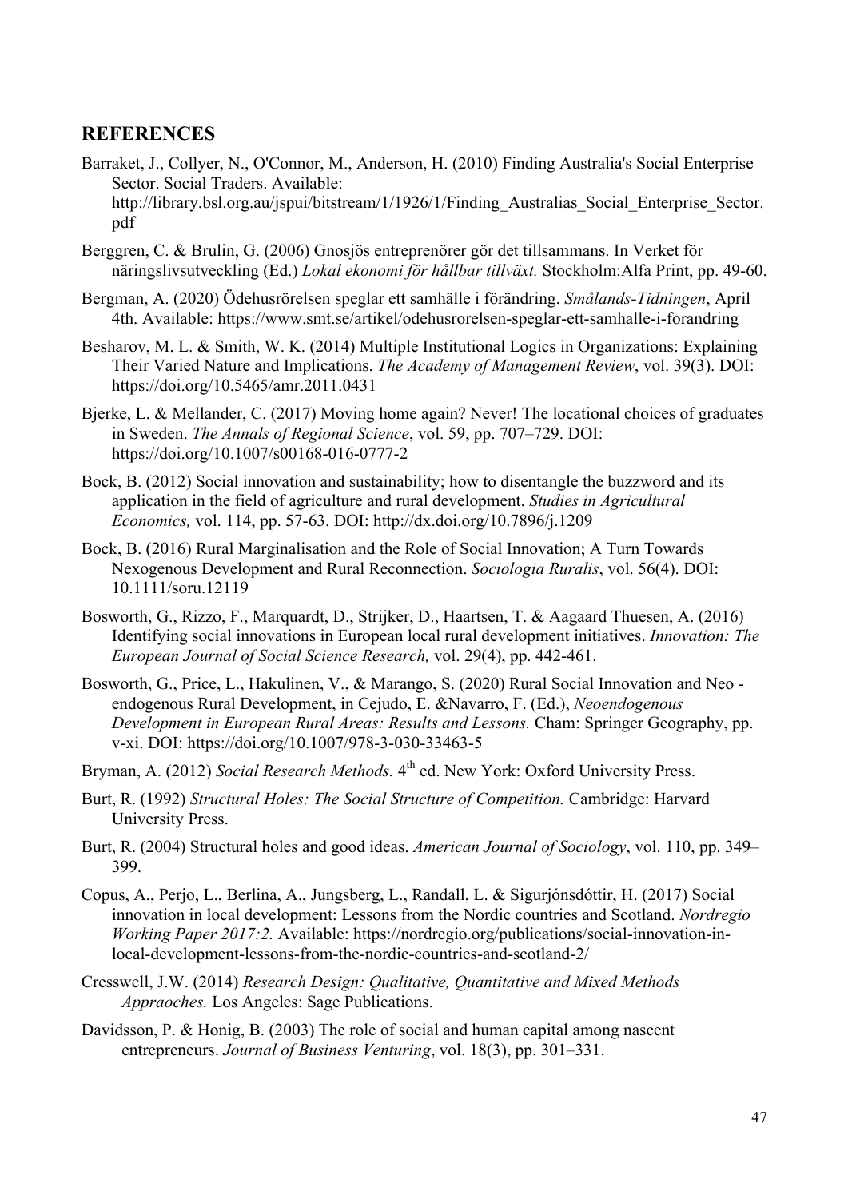## REFERENCES

Barraket, J., Collyer, N., O'Connor, M., Anderson, H. (2010) Finding Australia's Social Enterprise Sector. Social Traders. Available: http://library.bsl.org.au/jspui/bitstream/1/1926/1/Finding_Australias_Social_Enterprise_Sector.pdf

Berggren, C. & Brulin, G. (2006) Gnosjös entreprenörer gör det tillsammans. In Verket för näringslivsutveckling (Ed.) *Lokal ekonomi för hållbar tillväxt.* Stockholm:Alfa Print, pp. 49-60.

Bergman, A. (2020) Ödehusrörelsen speglar ett samhälle i förändring. *Smålands-Tidningen*, April 4th. Available: https://www.smt.se/artikel/odehusrorelsen-speglar-ett-samhalle-i-forandring

Besharov, M. L. & Smith, W. K. (2014) Multiple Institutional Logics in Organizations: Explaining Their Varied Nature and Implications. *The Academy of Management Review*, vol. 39(3). DOI: https://doi.org/10.5465/amr.2011.0431

Bjerke, L. & Mellander, C. (2017) Moving home again? Never! The locational choices of graduates in Sweden. *The Annals of Regional Science*, vol. 59, pp. 707–729. DOI: https://doi.org/10.1007/s00168-016-0777-2

Bock, B. (2012) Social innovation and sustainability; how to disentangle the buzzword and its application in the field of agriculture and rural development. *Studies in Agricultural Economics,* vol. 114, pp. 57-63. DOI: http://dx.doi.org/10.7896/j.1209

Bock, B. (2016) Rural Marginalisation and the Role of Social Innovation; A Turn Towards Nexogenous Development and Rural Reconnection. *Sociologia Ruralis*, vol. 56(4). DOI: 10.1111/soru.12119

Bosworth, G., Rizzo, F., Marquardt, D., Strijker, D., Haartsen, T. & Aagaard Thuesen, A. (2016) Identifying social innovations in European local rural development initiatives. *Innovation: The European Journal of Social Science Research,* vol. 29(4), pp. 442-461.

Bosworth, G., Price, L., Hakulinen, V., & Marango, S. (2020) Rural Social Innovation and Neo - endogenous Rural Development, in Cejudo, E. &Navarro, F. (Ed.), *Neoendogenous Development in European Rural Areas: Results and Lessons.* Cham: Springer Geography, pp. v-xi. DOI: https://doi.org/10.1007/978-3-030-33463-5

Bryman, A. (2012) *Social Research Methods.* 4th ed. New York: Oxford University Press.

Burt, R. (1992) *Structural Holes: The Social Structure of Competition.* Cambridge: Harvard University Press.

Burt, R. (2004) Structural holes and good ideas. *American Journal of Sociology*, vol. 110, pp. 349–399.

Copus, A., Perjo, L., Berlina, A., Jungsberg, L., Randall, L. & Sigurjónsdóttir, H. (2017) Social innovation in local development: Lessons from the Nordic countries and Scotland. *Nordregio Working Paper 2017:2.* Available: https://nordregio.org/publications/social-innovation-in-local-development-lessons-from-the-nordic-countries-and-scotland-2/

Cresswell, J.W. (2014) *Research Design: Qualitative, Quantitative and Mixed Methods Appraoches.* Los Angeles: Sage Publications.

Davidsson, P. & Honig, B. (2003) The role of social and human capital among nascent entrepreneurs. *Journal of Business Venturing*, vol. 18(3), pp. 301–331.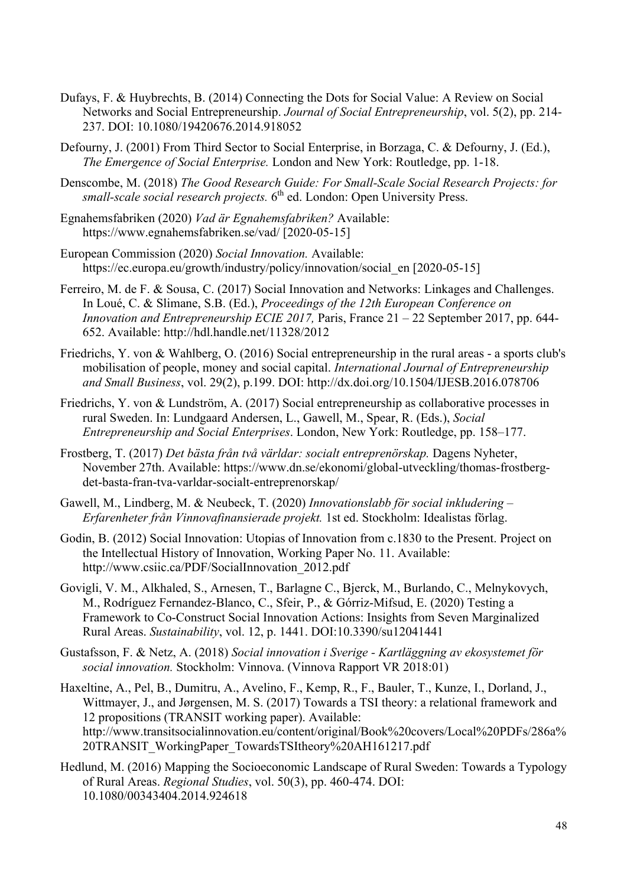Dufays, F. & Huybrechts, B. (2014) Connecting the Dots for Social Value: A Review on Social Networks and Social Entrepreneurship. *Journal of Social Entrepreneurship*, vol. 5(2), pp. 214-237. DOI: 10.1080/19420676.2014.918052

Defourny, J. (2001) From Third Sector to Social Enterprise, in Borzaga, C. & Defourny, J. (Ed.), *The Emergence of Social Enterprise.* London and New York: Routledge, pp. 1-18.

Denscombe, M. (2018) *The Good Research Guide: For Small-Scale Social Research Projects: for small-scale social research projects.* 6th ed. London: Open University Press.

Egnahemsfabriken (2020) *Vad är Egnahemsfabriken?* Available: https://www.egnahemsfabriken.se/vad/ [2020-05-15]

European Commission (2020) *Social Innovation.* Available: https://ec.europa.eu/growth/industry/policy/innovation/social_en [2020-05-15]

Ferreiro, M. de F. & Sousa, C. (2017) Social Innovation and Networks: Linkages and Challenges. In Loué, C. & Slimane, S.B. (Ed.), *Proceedings of the 12th European Conference on Innovation and Entrepreneurship ECIE 2017,* Paris, France 21 – 22 September 2017, pp. 644-652. Available: http://hdl.handle.net/11328/2012

Friedrichs, Y. von & Wahlberg, O. (2016) Social entrepreneurship in the rural areas - a sports club's mobilisation of people, money and social capital. *International Journal of Entrepreneurship and Small Business*, vol. 29(2), p.199. DOI: http://dx.doi.org/10.1504/IJESB.2016.078706

Friedrichs, Y. von & Lundström, A. (2017) Social entrepreneurship as collaborative processes in rural Sweden. In: Lundgaard Andersen, L., Gawell, M., Spear, R. (Eds.), *Social Entrepreneurship and Social Enterprises*. London, New York: Routledge, pp. 158–177.

Frostberg, T. (2017) *Det bästa från två världar: socialt entreprenörskap.* Dagens Nyheter, November 27th. Available: https://www.dn.se/ekonomi/global-utveckling/thomas-frostberg-det-basta-fran-tva-varldar-socialt-entreprenorskap/

Gawell, M., Lindberg, M. & Neubeck, T. (2020) *Innovationslabb för social inkludering – Erfarenheter från Vinnovafinansierade projekt.* 1st ed. Stockholm: Idealistas förlag.

Godin, B. (2012) Social Innovation: Utopias of Innovation from c.1830 to the Present. Project on the Intellectual History of Innovation, Working Paper No. 11. Available: http://www.csiic.ca/PDF/SocialInnovation_2012.pdf

Govigli, V. M., Alkhaled, S., Arnesen, T., Barlagne C., Bjerck, M., Burlando, C., Melnykovych, M., Rodríguez Fernandez-Blanco, C., Sfeir, P., & Górriz-Mifsud, E. (2020) Testing a Framework to Co-Construct Social Innovation Actions: Insights from Seven Marginalized Rural Areas. *Sustainability*, vol. 12, p. 1441. DOI:10.3390/su12041441

Gustafsson, F. & Netz, A. (2018) *Social innovation i Sverige - Kartläggning av ekosystemet för social innovation.* Stockholm: Vinnova. (Vinnova Rapport VR 2018:01)

Haxeltine, A., Pel, B., Dumitru, A., Avelino, F., Kemp, R., F., Bauler, T., Kunze, I., Dorland, J., Wittmayer, J., and Jørgensen, M. S. (2017) Towards a TSI theory: a relational framework and 12 propositions (TRANSIT working paper). Available: http://www.transitsocialinnovation.eu/content/original/Book%20covers/Local%20PDFs/286a%20TRANSIT_WorkingPaper_TowardsTSItheory%20AH161217.pdf

Hedlund, M. (2016) Mapping the Socioeconomic Landscape of Rural Sweden: Towards a Typology of Rural Areas. *Regional Studies*, vol. 50(3), pp. 460-474. DOI: 10.1080/00343404.2014.924618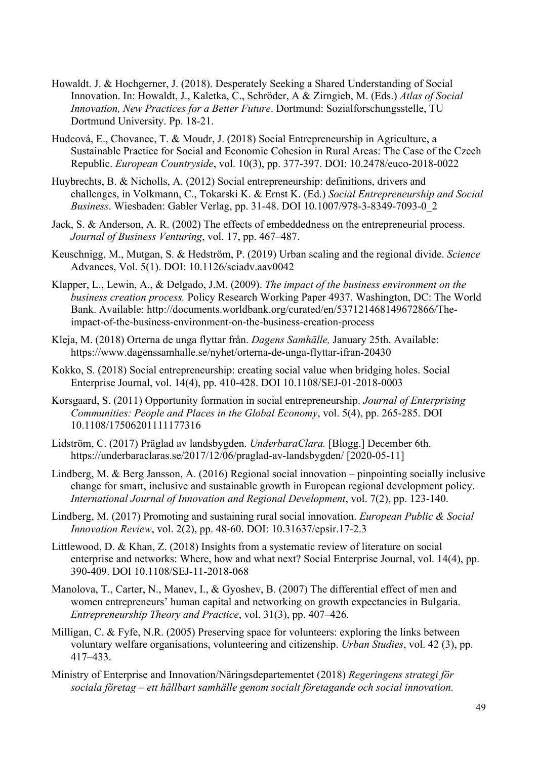Howaldt. J. & Hochgerner, J. (2018). Desperately Seeking a Shared Understanding of Social Innovation. In: Howaldt, J., Kaletka, C., Schröder, A & Zirngieb, M. (Eds.) *Atlas of Social Innovation, New Practices for a Better Future*. Dortmund: Sozialforschungsstelle, TU Dortmund University. Pp. 18-21.

Hudcová, E., Chovanec, T. & Moudr, J. (2018) Social Entrepreneurship in Agriculture, a Sustainable Practice for Social and Economic Cohesion in Rural Areas: The Case of the Czech Republic. *European Countryside*, vol. 10(3), pp. 377-397. DOI: 10.2478/euco-2018-0022

Huybrechts, B. & Nicholls, A. (2012) Social entrepreneurship: definitions, drivers and challenges, in Volkmann, C., Tokarski K. & Ernst K. (Ed.) *Social Entrepreneurship and Social Business*. Wiesbaden: Gabler Verlag, pp. 31-48. DOI 10.1007/978-3-8349-7093-0_2

Jack, S. & Anderson, A. R. (2002) The effects of embeddedness on the entrepreneurial process. *Journal of Business Venturing*, vol. 17, pp. 467–487.

Keuschnigg, M., Mutgan, S. & Hedström, P. (2019) Urban scaling and the regional divide. *Science* Advances, Vol. 5(1). DOI: 10.1126/sciadv.aav0042

Klapper, L., Lewin, A., & Delgado, J.M. (2009). *The impact of the business environment on the business creation process.* Policy Research Working Paper 4937. Washington, DC: The World Bank. Available: http://documents.worldbank.org/curated/en/537121468149672866/The-impact-of-the-business-environment-on-the-business-creation-process

Kleja, M. (2018) Orterna de unga flyttar från. *Dagens Samhälle,* January 25th. Available: https://www.dagenssamhalle.se/nyhet/orterna-de-unga-flyttar-ifran-20430

Kokko, S. (2018) Social entrepreneurship: creating social value when bridging holes. Social Enterprise Journal, vol. 14(4), pp. 410-428. DOI 10.1108/SEJ-01-2018-0003

Korsgaard, S. (2011) Opportunity formation in social entrepreneurship. *Journal of Enterprising Communities: People and Places in the Global Economy*, vol. 5(4), pp. 265-285. DOI 10.1108/17506201111177316

Lidström, C. (2017) Präglad av landsbygden. *UnderbaraClara.* [Blogg.] December 6th. https://underbaraclaras.se/2017/12/06/praglad-av-landsbygden/ [2020-05-11]

Lindberg, M. & Berg Jansson, A. (2016) Regional social innovation – pinpointing socially inclusive change for smart, inclusive and sustainable growth in European regional development policy. *International Journal of Innovation and Regional Development*, vol. 7(2), pp. 123-140.

Lindberg, M. (2017) Promoting and sustaining rural social innovation. *European Public & Social Innovation Review*, vol. 2(2), pp. 48-60. DOI: 10.31637/epsir.17-2.3

Littlewood, D. & Khan, Z. (2018) Insights from a systematic review of literature on social enterprise and networks: Where, how and what next? Social Enterprise Journal, vol. 14(4), pp. 390-409. DOI 10.1108/SEJ-11-2018-068

Manolova, T., Carter, N., Manev, I., & Gyoshev, B. (2007) The differential effect of men and women entrepreneurs' human capital and networking on growth expectancies in Bulgaria. *Entrepreneurship Theory and Practice*, vol. 31(3), pp. 407–426.

Milligan, C. & Fyfe, N.R. (2005) Preserving space for volunteers: exploring the links between voluntary welfare organisations, volunteering and citizenship. *Urban Studies*, vol. 42 (3), pp. 417–433.

Ministry of Enterprise and Innovation/Näringsdepartementet (2018) *Regeringens strategi för sociala företag – ett hållbart samhälle genom socialt företagande och social innovation.*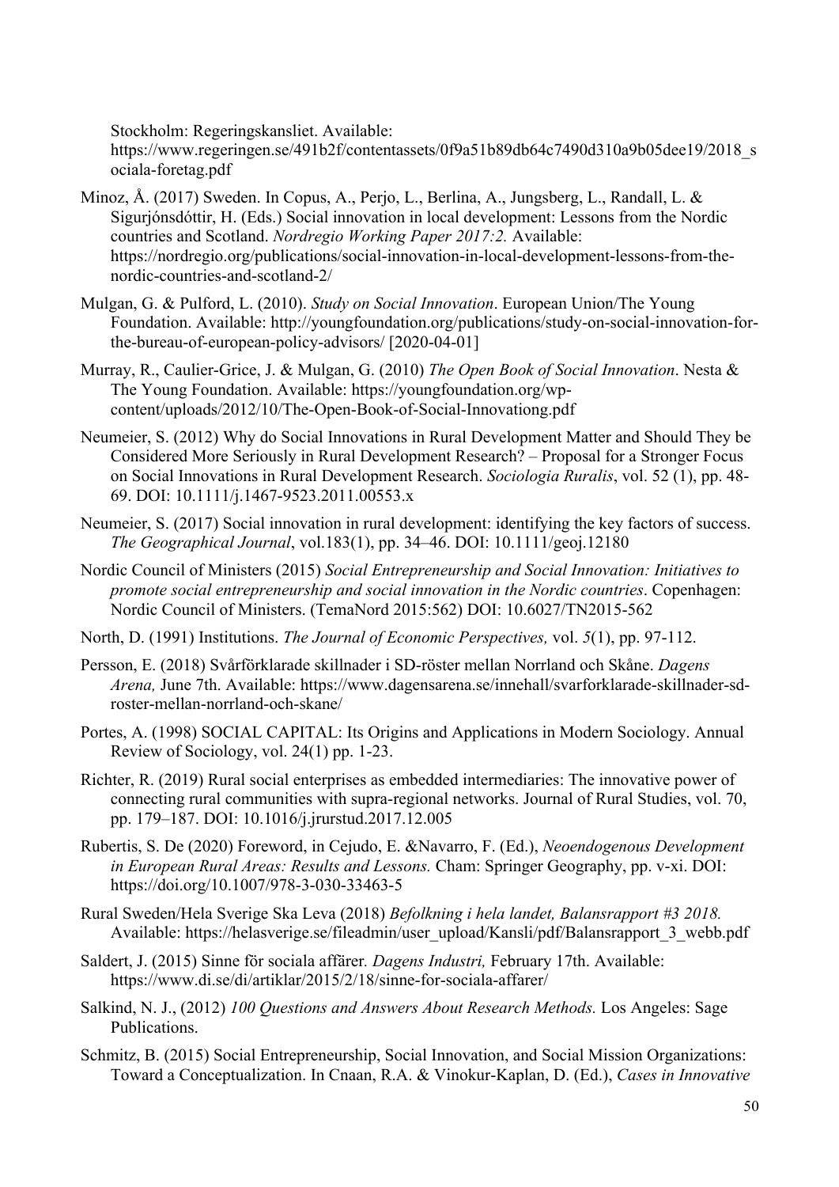Stockholm: Regeringskansliet. Available: https://www.regeringen.se/491b2f/contentassets/0f9a51b89db64c7490d310a9b05dee19/2018_sociala-foretag.pdf

Minoz, Å. (2017) Sweden. In Copus, A., Perjo, L., Berlina, A., Jungsberg, L., Randall, L. & Sigurjónsdóttir, H. (Eds.) Social innovation in local development: Lessons from the Nordic countries and Scotland. *Nordregio Working Paper 2017:2.* Available: https://nordregio.org/publications/social-innovation-in-local-development-lessons-from-the-nordic-countries-and-scotland-2/

Mulgan, G. & Pulford, L. (2010). *Study on Social Innovation*. European Union/The Young Foundation. Available: http://youngfoundation.org/publications/study-on-social-innovation-for-the-bureau-of-european-policy-advisors/ [2020-04-01]

Murray, R., Caulier-Grice, J. & Mulgan, G. (2010) *The Open Book of Social Innovation*. Nesta & The Young Foundation. Available: https://youngfoundation.org/wp-content/uploads/2012/10/The-Open-Book-of-Social-Innovationg.pdf

Neumeier, S. (2012) Why do Social Innovations in Rural Development Matter and Should They be Considered More Seriously in Rural Development Research? – Proposal for a Stronger Focus on Social Innovations in Rural Development Research. *Sociologia Ruralis*, vol. 52 (1), pp. 48-69. DOI: 10.1111/j.1467-9523.2011.00553.x

Neumeier, S. (2017) Social innovation in rural development: identifying the key factors of success. *The Geographical Journal*, vol.183(1), pp. 34–46. DOI: 10.1111/geoj.12180

Nordic Council of Ministers (2015) *Social Entrepreneurship and Social Innovation: Initiatives to promote social entrepreneurship and social innovation in the Nordic countries*. Copenhagen: Nordic Council of Ministers. (TemaNord 2015:562) DOI: 10.6027/TN2015-562

North, D. (1991) Institutions. *The Journal of Economic Perspectives,* vol. *5*(1), pp. 97-112.

Persson, E. (2018) Svårförklarade skillnader i SD-röster mellan Norrland och Skåne. *Dagens Arena,* June 7th. Available: https://www.dagensarena.se/innehall/svarforklarade-skillnader-sd-roster-mellan-norrland-och-skane/

Portes, A. (1998) SOCIAL CAPITAL: Its Origins and Applications in Modern Sociology. Annual Review of Sociology, vol. 24(1) pp. 1-23.

Richter, R. (2019) Rural social enterprises as embedded intermediaries: The innovative power of connecting rural communities with supra-regional networks. Journal of Rural Studies, vol. 70, pp. 179–187. DOI: 10.1016/j.jrurstud.2017.12.005

Rubertis, S. De (2020) Foreword, in Cejudo, E. &Navarro, F. (Ed.), *Neoendogenous Development in European Rural Areas: Results and Lessons.* Cham: Springer Geography, pp. v-xi. DOI: https://doi.org/10.1007/978-3-030-33463-5

Rural Sweden/Hela Sverige Ska Leva (2018) *Befolkning i hela landet, Balansrapport #3 2018.* Available: https://helasverige.se/fileadmin/user_upload/Kansli/pdf/Balansrapport_3_webb.pdf

Saldert, J. (2015) Sinne för sociala affärer*. Dagens Industri,* February 17th. Available: https://www.di.se/di/artiklar/2015/2/18/sinne-for-sociala-affarer/

Salkind, N. J., (2012) *100 Questions and Answers About Research Methods.* Los Angeles: Sage Publications.

Schmitz, B. (2015) Social Entrepreneurship, Social Innovation, and Social Mission Organizations: Toward a Conceptualization. In Cnaan, R.A. & Vinokur-Kaplan, D. (Ed.), *Cases in Innovative*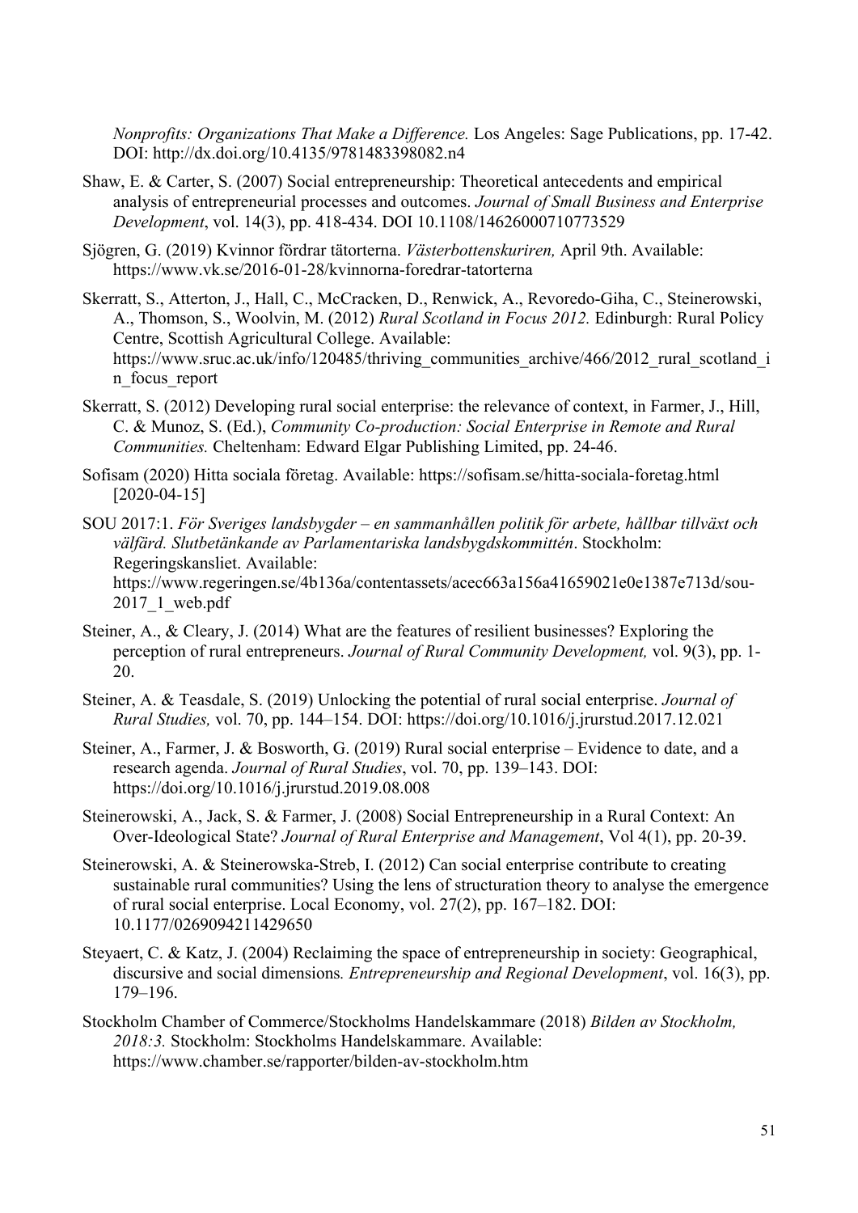*Nonprofits: Organizations That Make a Difference.* Los Angeles: Sage Publications, pp. 17-42. DOI: http://dx.doi.org/10.4135/9781483398082.n4

Shaw, E. & Carter, S. (2007) Social entrepreneurship: Theoretical antecedents and empirical analysis of entrepreneurial processes and outcomes. *Journal of Small Business and Enterprise Development*, vol. 14(3), pp. 418-434. DOI 10.1108/14626000710773529

Sjögren, G. (2019) Kvinnor fördrar tätorterna. *Västerbottenskuriren,* April 9th. Available: https://www.vk.se/2016-01-28/kvinnorna-foredrar-tatorterna

Skerratt, S., Atterton, J., Hall, C., McCracken, D., Renwick, A., Revoredo-Giha, C., Steinerowski, A., Thomson, S., Woolvin, M. (2012) *Rural Scotland in Focus 2012.* Edinburgh: Rural Policy Centre, Scottish Agricultural College. Available: https://www.sruc.ac.uk/info/120485/thriving_communities_archive/466/2012_rural_scotland_in_focus_report

Skerratt, S. (2012) Developing rural social enterprise: the relevance of context, in Farmer, J., Hill, C. & Munoz, S. (Ed.), *Community Co-production: Social Enterprise in Remote and Rural Communities.* Cheltenham: Edward Elgar Publishing Limited, pp. 24-46.

Sofisam (2020) Hitta sociala företag. Available: https://sofisam.se/hitta-sociala-foretag.html [2020-04-15]

SOU 2017:1. *För Sveriges landsbygder – en sammanhållen politik för arbete, hållbar tillväxt och välfärd. Slutbetänkande av Parlamentariska landsbygdskommittén*. Stockholm: Regeringskansliet. Available: https://www.regeringen.se/4b136a/contentassets/acec663a156a41659021e0e1387e713d/sou-2017_1_web.pdf

Steiner, A., & Cleary, J. (2014) What are the features of resilient businesses? Exploring the perception of rural entrepreneurs. *Journal of Rural Community Development,* vol. 9(3), pp. 1-20.

Steiner, A. & Teasdale, S. (2019) Unlocking the potential of rural social enterprise. *Journal of Rural Studies,* vol. 70, pp. 144–154. DOI: https://doi.org/10.1016/j.jrurstud.2017.12.021

Steiner, A., Farmer, J. & Bosworth, G. (2019) Rural social enterprise – Evidence to date, and a research agenda. *Journal of Rural Studies*, vol. 70, pp. 139–143. DOI: https://doi.org/10.1016/j.jrurstud.2019.08.008

Steinerowski, A., Jack, S. & Farmer, J. (2008) Social Entrepreneurship in a Rural Context: An Over-Ideological State? *Journal of Rural Enterprise and Management*, Vol 4(1), pp. 20-39.

Steinerowski, A. & Steinerowska-Streb, I. (2012) Can social enterprise contribute to creating sustainable rural communities? Using the lens of structuration theory to analyse the emergence of rural social enterprise. Local Economy, vol. 27(2), pp. 167–182. DOI: 10.1177/0269094211429650

Steyaert, C. & Katz, J. (2004) Reclaiming the space of entrepreneurship in society: Geographical, discursive and social dimensions*. Entrepreneurship and Regional Development*, vol. 16(3), pp. 179–196.

Stockholm Chamber of Commerce/Stockholms Handelskammare (2018) *Bilden av Stockholm, 2018:3.* Stockholm: Stockholms Handelskammare. Available: https://www.chamber.se/rapporter/bilden-av-stockholm.htm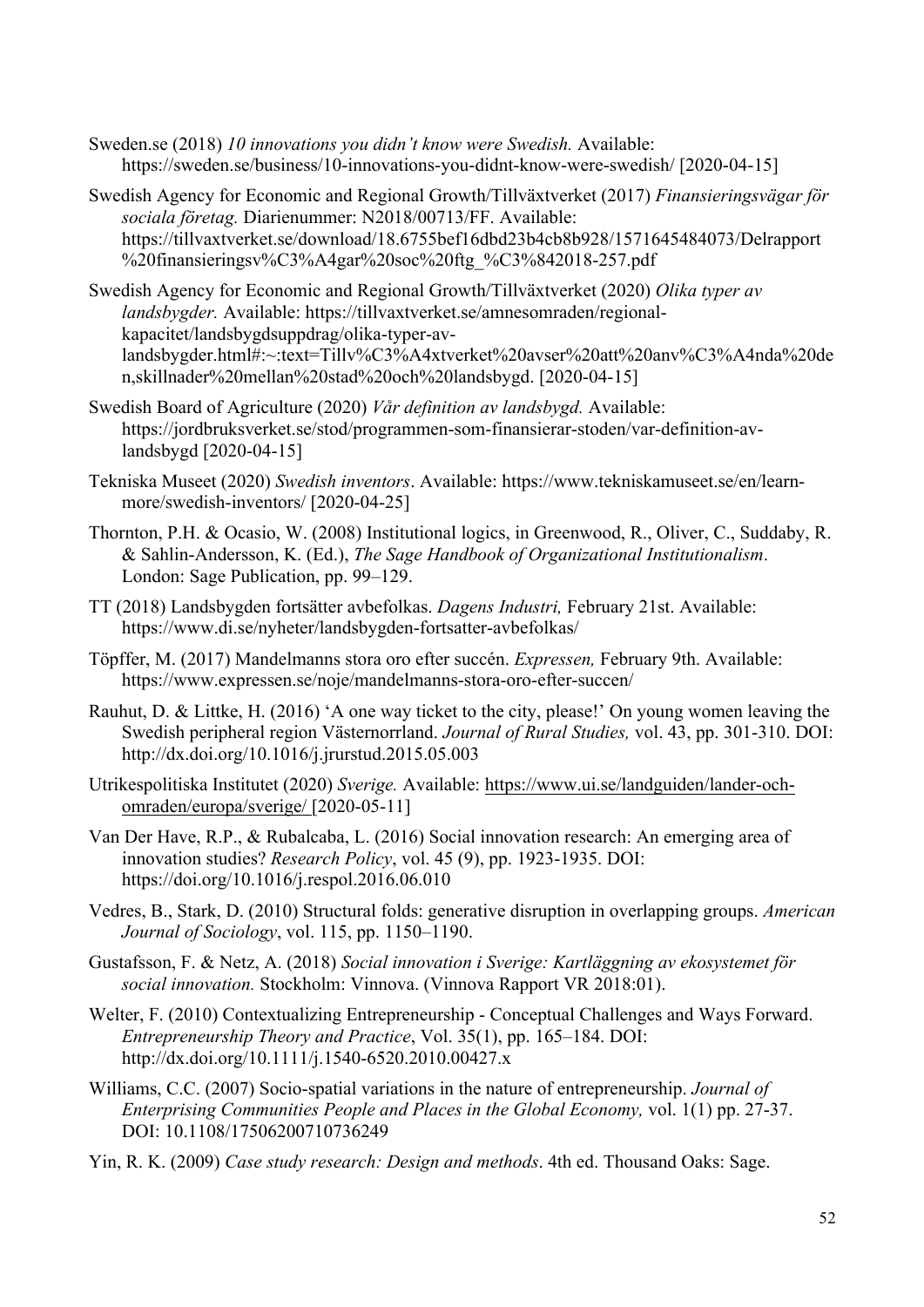Sweden.se (2018) *10 innovations you didn't know were Swedish.* Available: https://sweden.se/business/10-innovations-you-didnt-know-were-swedish/ [2020-04-15]

Swedish Agency for Economic and Regional Growth/Tillväxtverket (2017) *Finansieringsvägar för sociala företag.* Diarienummer: N2018/00713/FF. Available: https://tillvaxtverket.se/download/18.6755bef16dbd23b4cb8b928/1571645484073/Delrapport%20finansieringsv%C3%A4gar%20soc%20ftg_%C3%842018-257.pdf

Swedish Agency for Economic and Regional Growth/Tillväxtverket (2020) *Olika typer av landsbygder.* Available: https://tillvaxtverket.se/amnesomraden/regional-kapacitet/landsbygdsuppdrag/olika-typer-av-landsbygder.html#:~:text=Tillv%C3%A4xtverket%20avser%20att%20anv%C3%A4nda%20den,skillnader%20mellan%20stad%20och%20landsbygd. [2020-04-15]

Swedish Board of Agriculture (2020) *Vår definition av landsbygd.* Available: https://jordbruksverket.se/stod/programmen-som-finansierar-stoden/var-definition-av-landsbygd [2020-04-15]

Tekniska Museet (2020) *Swedish inventors*. Available: https://www.tekniskamuseet.se/en/learn-more/swedish-inventors/ [2020-04-25]

Thornton, P.H. & Ocasio, W. (2008) Institutional logics, in Greenwood, R., Oliver, C., Suddaby, R. & Sahlin-Andersson, K. (Ed.), *The Sage Handbook of Organizational Institutionalism*. London: Sage Publication, pp. 99–129.

TT (2018) Landsbygden fortsätter avbefolkas. *Dagens Industri,* February 21st. Available: https://www.di.se/nyheter/landsbygden-fortsatter-avbefolkas/

Töpffer, M. (2017) Mandelmanns stora oro efter succén. *Expressen,* February 9th. Available: https://www.expressen.se/noje/mandelmanns-stora-oro-efter-succen/

Rauhut, D. & Littke, H. (2016) 'A one way ticket to the city, please!' On young women leaving the Swedish peripheral region Västernorrland. *Journal of Rural Studies,* vol. 43, pp. 301-310. DOI: http://dx.doi.org/10.1016/j.jrurstud.2015.05.003

Utrikespolitiska Institutet (2020) *Sverige.* Available: https://www.ui.se/landguiden/lander-och-omraden/europa/sverige/ [2020-05-11]

Van Der Have, R.P., & Rubalcaba, L. (2016) Social innovation research: An emerging area of innovation studies? *Research Policy*, vol. 45 (9), pp. 1923-1935. DOI: https://doi.org/10.1016/j.respol.2016.06.010

Vedres, B., Stark, D. (2010) Structural folds: generative disruption in overlapping groups. *American Journal of Sociology*, vol. 115, pp. 1150–1190.

Gustafsson, F. & Netz, A. (2018) *Social innovation i Sverige: Kartläggning av ekosystemet för social innovation.* Stockholm: Vinnova. (Vinnova Rapport VR 2018:01).

Welter, F. (2010) Contextualizing Entrepreneurship - Conceptual Challenges and Ways Forward. *Entrepreneurship Theory and Practice*, Vol. 35(1), pp. 165–184. DOI: http://dx.doi.org/10.1111/j.1540-6520.2010.00427.x

Williams, C.C. (2007) Socio-spatial variations in the nature of entrepreneurship. *Journal of Enterprising Communities People and Places in the Global Economy,* vol. 1(1) pp. 27-37. DOI: 10.1108/17506200710736249

Yin, R. K. (2009) *Case study research: Design and methods*. 4th ed. Thousand Oaks: Sage.